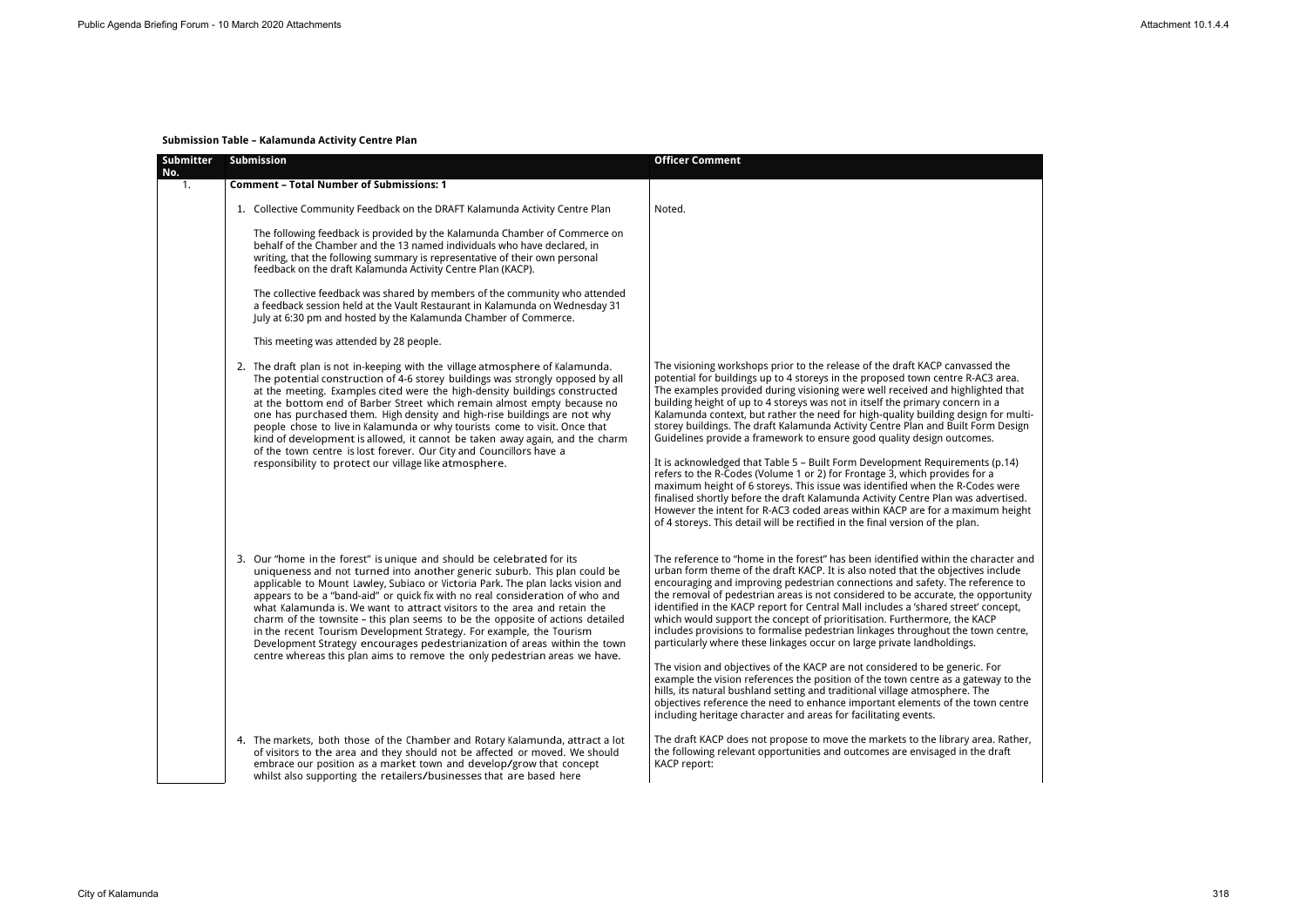**Submission Table – Kalamunda Activity Centre Plan**

| Submitter No. | Submission | Officer Comment |
|---|---|---|
| 1. | **Comment – Total Number of Submissions: 1** | |
| | 1. Collective Community Feedback on the DRAFT Kalamunda Activity Centre Plan<br><br>The following feedback is provided by the Kalamunda Chamber of Commerce on behalf of the Chamber and the 13 named individuals who have declared, in writing, that the following summary is representative of their own personal feedback on the draft Kalamunda Activity Centre Plan (KACP).<br><br>The collective feedback was shared by members of the community who attended a feedback session held at the Vault Restaurant in Kalamunda on Wednesday 31 July at 6:30 pm and hosted by the Kalamunda Chamber of Commerce.<br><br>This meeting was attended by 28 people. | Noted. |
| | 2. The draft plan is not in-keeping with the village atmosphere of Kalamunda. The potential construction of 4-6 storey buildings was strongly opposed by all at the meeting. Examples cited were the high-density buildings constructed at the bottom end of Barber Street which remain almost empty because no one has purchased them. High density and high-rise buildings are not why people chose to live in Kalamunda or why tourists come to visit. Once that kind of development is allowed, it cannot be taken away again, and the charm of the town centre is lost forever. Our City and Councillors have a responsibility to protect our village like atmosphere. | The visioning workshops prior to the release of the draft KACP canvassed the potential for buildings up to 4 storeys in the proposed town centre R-AC3 area. The examples provided during visioning were well received and highlighted that building height of up to 4 storeys was not in itself the primary concern in a Kalamunda context, but rather the need for high-quality building design for multi-storey buildings. The draft Kalamunda Activity Centre Plan and Built Form Design Guidelines provide a framework to ensure good quality design outcomes.<br><br>It is acknowledged that Table 5 – Built Form Development Requirements (p.14) refers to the R-Codes (Volume 1 or 2) for Frontage 3, which provides for a maximum height of 6 storeys. This issue was identified when the R-Codes were finalised shortly before the draft Kalamunda Activity Centre Plan was advertised. However the intent for R-AC3 coded areas within KACP are for a maximum height of 4 storeys. This detail will be rectified in the final version of the plan. |
| | 3. Our "home in the forest" is unique and should be celebrated for its uniqueness and not turned into another generic suburb. This plan could be applicable to Mount Lawley, Subiaco or Victoria Park. The plan lacks vision and appears to be a "band-aid" or quick fix with no real consideration of who and what Kalamunda is. We want to attract visitors to the area and retain the charm of the townsite – this plan seems to be the opposite of actions detailed in the recent Tourism Development Strategy. For example, the Tourism Development Strategy encourages pedestrianization of areas within the town centre whereas this plan aims to remove the only pedestrian areas we have. | The reference to "home in the forest" has been identified within the character and urban form theme of the draft KACP. It is also noted that the objectives include encouraging and improving pedestrian connections and safety. The reference to the removal of pedestrian areas is not considered to be accurate, the opportunity identified in the KACP report for Central Mall includes a 'shared street' concept, which would support the concept of prioritisation. Furthermore, the KACP includes provisions to formalise pedestrian linkages throughout the town centre, particularly where these linkages occur on large private landholdings.<br><br>The vision and objectives of the KACP are not considered to be generic. For example the vision references the position of the town centre as a gateway to the hills, its natural bushland setting and traditional village atmosphere. The objectives reference the need to enhance important elements of the town centre including heritage character and areas for facilitating events. |
| | 4. The markets, both those of the Chamber and Rotary Kalamunda, attract a lot of visitors to the area and they should not be affected or moved. We should embrace our position as a market town and develop/grow that concept whilst also supporting the retailers/businesses that are based here | The draft KACP does not propose to move the markets to the library area. Rather, the following relevant opportunities and outcomes are envisaged in the draft KACP report: |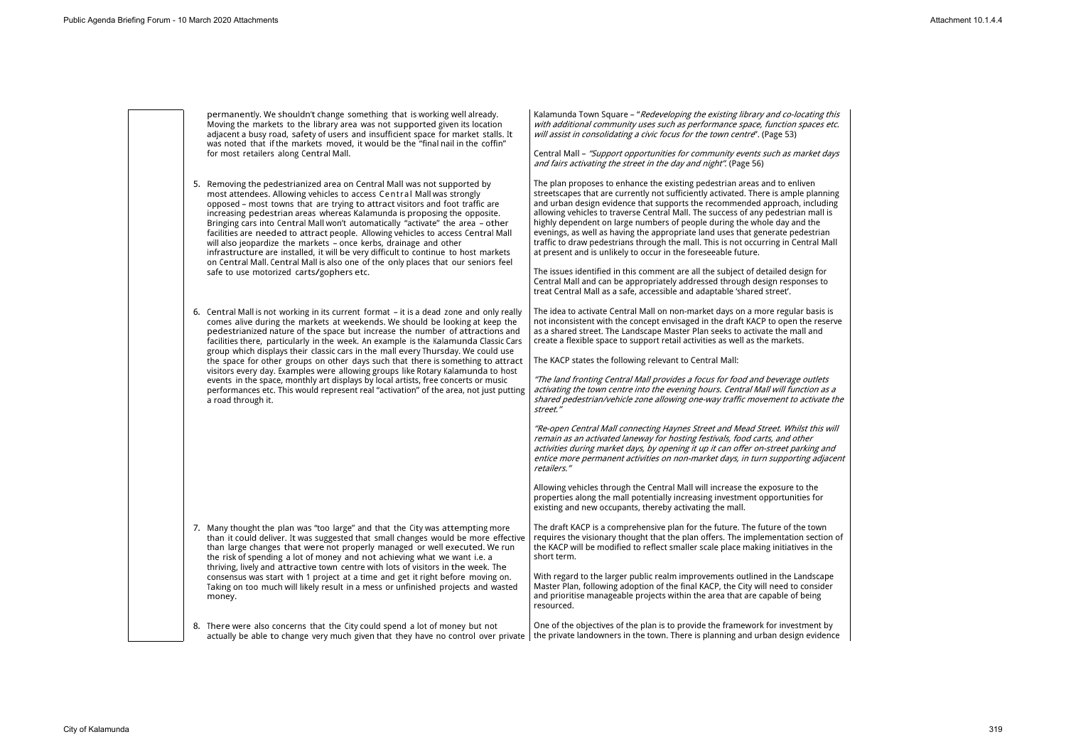| | Comment | Response |
|---|---|---|
| | permanently. We shouldn't change something that is working well already. Moving the markets to the library area was not supported given its location adjacent a busy road, safety of users and insufficient space for market stalls. It was noted that if the markets moved, it would be the "final nail in the coffin" for most retailers along Central Mall. | Kalamunda Town Square – "*Redeveloping the existing library and co-locating this with additional community uses such as performance space, function spaces etc. will assist in consolidating a civic focus for the town centre*". (Page 53)<br><br>Central Mall – *"Support opportunities for community events such as market days and fairs activating the street in the day and night".* (Page 56) |
| | 5. Removing the pedestrianized area on Central Mall was not supported by most attendees. Allowing vehicles to access Central Mall was strongly opposed – most towns that are trying to attract visitors and foot traffic are increasing pedestrian areas whereas Kalamunda is proposing the opposite. Bringing cars into Central Mall won't automatically "activate" the area – other facilities are needed to attract people. Allowing vehicles to access Central Mall will also jeopardize the markets – once kerbs, drainage and other infrastructure are installed, it will be very difficult to continue to host markets on Central Mall. Central Mall is also one of the only places that our seniors feel safe to use motorized carts/gophers etc. | The plan proposes to enhance the existing pedestrian areas and to enliven streetscapes that are currently not sufficiently activated. There is ample planning and urban design evidence that supports the recommended approach, including allowing vehicles to traverse Central Mall. The success of any pedestrian mall is highly dependent on large numbers of people during the whole day and the evenings, as well as having the appropriate land uses that generate pedestrian traffic to draw pedestrians through the mall. This is not occurring in Central Mall at present and is unlikely to occur in the foreseeable future.<br><br>The issues identified in this comment are all the subject of detailed design for Central Mall and can be appropriately addressed through design responses to treat Central Mall as a safe, accessible and adaptable 'shared street'. |
| | 6. Central Mall is not working in its current format – it is a dead zone and only really comes alive during the markets at weekends. We should be looking at keep the pedestrianized nature of the space but increase the number of attractions and facilities there, particularly in the week. An example is the Kalamunda Classic Cars group which displays their classic cars in the mall every Thursday. We could use the space for other groups on other days such that there is something to attract visitors every day. Examples were allowing groups like Rotary Kalamunda to host events in the space, monthly art displays by local artists, free concerts or music performances etc. This would represent real "activation" of the area, not just putting a road through it. | The idea to activate Central Mall on non-market days on a more regular basis is not inconsistent with the concept envisaged in the draft KACP to open the reserve as a shared street. The Landscape Master Plan seeks to activate the mall and create a flexible space to support retail activities as well as the markets.<br><br>The KACP states the following relevant to Central Mall:<br><br>*"The land fronting Central Mall provides a focus for food and beverage outlets activating the town centre into the evening hours. Central Mall will function as a shared pedestrian/vehicle zone allowing one-way traffic movement to activate the street."*<br><br>*"Re-open Central Mall connecting Haynes Street and Mead Street. Whilst this will remain as an activated laneway for hosting festivals, food carts, and other activities during market days, by opening it up it can offer on-street parking and entice more permanent activities on non-market days, in turn supporting adjacent retailers."*<br><br>Allowing vehicles through the Central Mall will increase the exposure to the properties along the mall potentially increasing investment opportunities for existing and new occupants, thereby activating the mall. |
| | 7. Many thought the plan was "too large" and that the City was attempting more than it could deliver. It was suggested that small changes would be more effective than large changes that were not properly managed or well executed. We run the risk of spending a lot of money and not achieving what we want i.e. a thriving, lively and attractive town centre with lots of visitors in the week. The consensus was start with 1 project at a time and get it right before moving on. Taking on too much will likely result in a mess or unfinished projects and wasted money. | The draft KACP is a comprehensive plan for the future. The future of the town requires the visionary thought that the plan offers. The implementation section of the KACP will be modified to reflect smaller scale place making initiatives in the short term.<br><br>With regard to the larger public realm improvements outlined in the Landscape Master Plan, following adoption of the final KACP, the City will need to consider and prioritise manageable projects within the area that are capable of being resourced. |
| | 8. There were also concerns that the City could spend a lot of money but not actually be able to change very much given that they have no control over private | One of the objectives of the plan is to provide the framework for investment by the private landowners in the town. There is planning and urban design evidence |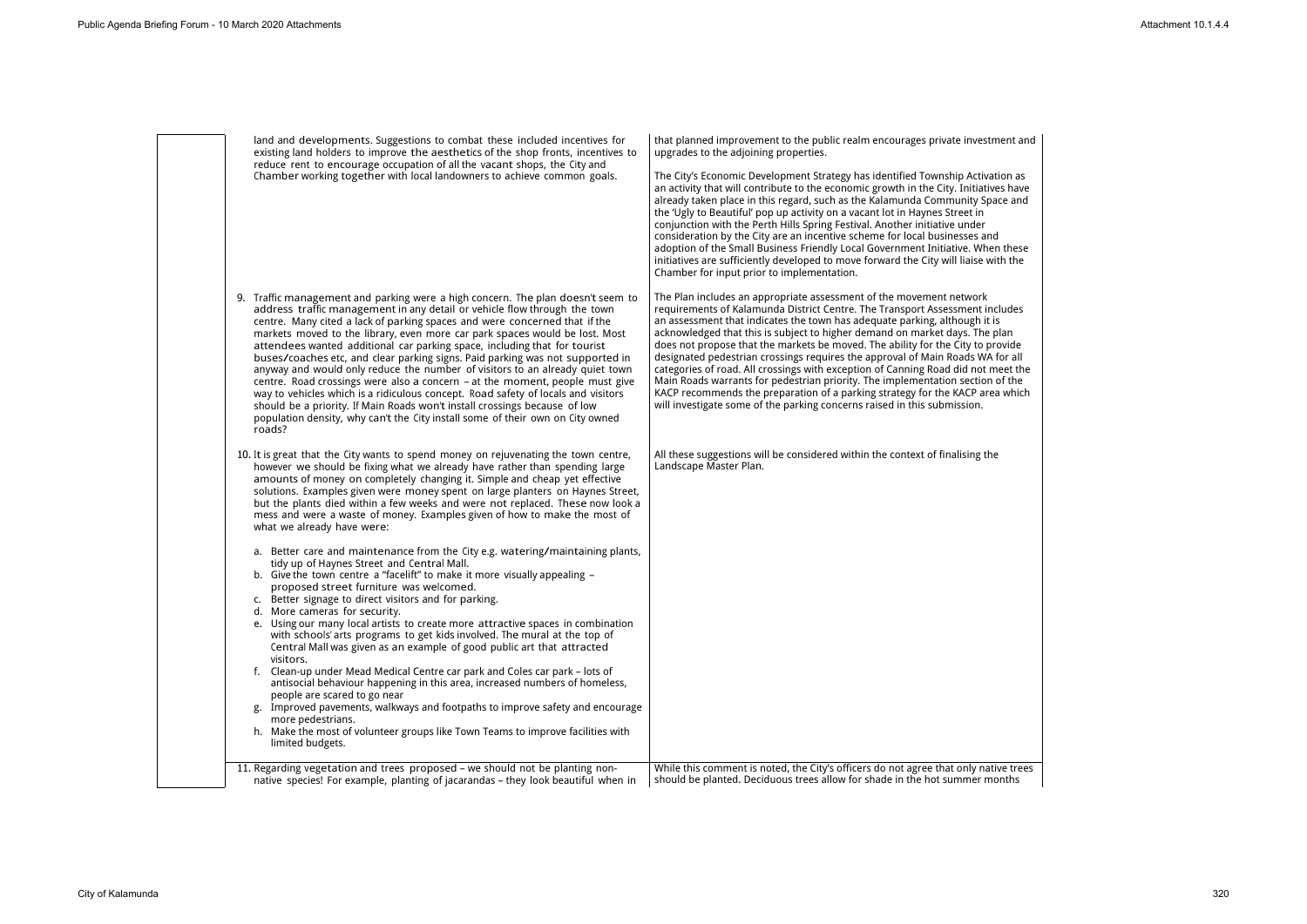| | | |
|---|---|---|
| | land and developments. Suggestions to combat these included incentives for existing land holders to improve the aesthetics of the shop fronts, incentives to reduce rent to encourage occupation of all the vacant shops, the City and Chamber working together with local landowners to achieve common goals. | that planned improvement to the public realm encourages private investment and upgrades to the adjoining properties.<br><br>The City's Economic Development Strategy has identified Township Activation as an activity that will contribute to the economic growth in the City. Initiatives have already taken place in this regard, such as the Kalamunda Community Space and the 'Ugly to Beautiful' pop up activity on a vacant lot in Haynes Street in conjunction with the Perth Hills Spring Festival. Another initiative under consideration by the City are an incentive scheme for local businesses and adoption of the Small Business Friendly Local Government Initiative. When these initiatives are sufficiently developed to move forward the City will liaise with the Chamber for input prior to implementation. |
| | 9. Traffic management and parking were a high concern. The plan doesn't seem to address traffic management in any detail or vehicle flow through the town centre. Many cited a lack of parking spaces and were concerned that if the markets moved to the library, even more car park spaces would be lost. Most attendees wanted additional car parking space, including that for tourist buses/coaches etc, and clear parking signs. Paid parking was not supported in anyway and would only reduce the number of visitors to an already quiet town centre. Road crossings were also a concern – at the moment, people must give way to vehicles which is a ridiculous concept. Road safety of locals and visitors should be a priority. If Main Roads won't install crossings because of low population density, why can't the City install some of their own on City owned roads? | The Plan includes an appropriate assessment of the movement network requirements of Kalamunda District Centre. The Transport Assessment includes an assessment that indicates the town has adequate parking, although it is acknowledged that this is subject to higher demand on market days. The plan does not propose that the markets be moved. The ability for the City to provide designated pedestrian crossings requires the approval of Main Roads WA for all categories of road. All crossings with exception of Canning Road did not meet the Main Roads warrants for pedestrian priority. The implementation section of the KACP recommends the preparation of a parking strategy for the KACP area which will investigate some of the parking concerns raised in this submission. |
| | 10. It is great that the City wants to spend money on rejuvenating the town centre, however we should be fixing what we already have rather than spending large amounts of money on completely changing it. Simple and cheap yet effective solutions. Examples given were money spent on large planters on Haynes Street, but the plants died within a few weeks and were not replaced. These now look a mess and were a waste of money. Examples given of how to make the most of what we already have were:<br><br>a. Better care and maintenance from the City e.g. watering/maintaining plants, tidy up of Haynes Street and Central Mall.<br>b. Give the town centre a "facelift" to make it more visually appealing – proposed street furniture was welcomed.<br>c. Better signage to direct visitors and for parking.<br>d. More cameras for security.<br>e. Using our many local artists to create more attractive spaces in combination with schools' arts programs to get kids involved. The mural at the top of Central Mall was given as an example of good public art that attracted visitors.<br>f. Clean-up under Mead Medical Centre car park and Coles car park – lots of antisocial behaviour happening in this area, increased numbers of homeless, people are scared to go near<br>g. Improved pavements, walkways and footpaths to improve safety and encourage more pedestrians.<br>h. Make the most of volunteer groups like Town Teams to improve facilities with limited budgets. | All these suggestions will be considered within the context of finalising the Landscape Master Plan. |
| | 11. Regarding vegetation and trees proposed – we should not be planting non-native species! For example, planting of jacarandas – they look beautiful when in | While this comment is noted, the City's officers do not agree that only native trees should be planted. Deciduous trees allow for shade in the hot summer months |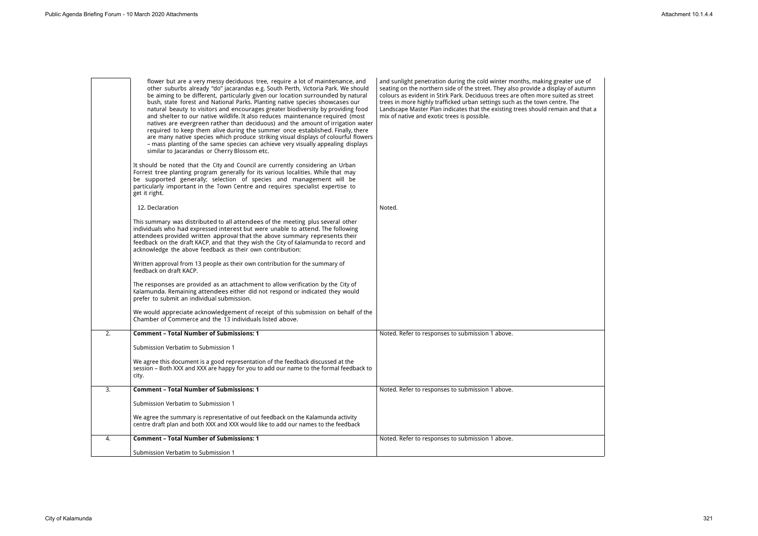| | | |
|---|---|---|
| | flower but are a very messy deciduous tree, require a lot of maintenance, and other suburbs already "do" jacarandas e.g. South Perth, Victoria Park. We should be aiming to be different, particularly given our location surrounded by natural bush, state forest and National Parks. Planting native species showcases our natural beauty to visitors and encourages greater biodiversity by providing food and shelter to our native wildlife. It also reduces maintenance required (most natives are evergreen rather than deciduous) and the amount of irrigation water required to keep them alive during the summer once established. Finally, there are many native species which produce striking visual displays of colourful flowers – mass planting of the same species can achieve very visually appealing displays similar to Jacarandas or Cherry Blossom etc.<br><br>It should be noted that the City and Council are currently considering an Urban Forrest tree planting program generally for its various localities. While that may be supported generally; selection of species and management will be particularly important in the Town Centre and requires specialist expertise to get it right.<br><br>12. Declaration<br><br>This summary was distributed to all attendees of the meeting plus several other individuals who had expressed interest but were unable to attend. The following attendees provided written approval that the above summary represents their feedback on the draft KACP, and that they wish the City of Kalamunda to record and acknowledge the above feedback as their own contribution:<br><br>Written approval from 13 people as their own contribution for the summary of feedback on draft KACP.<br><br>The responses are provided as an attachment to allow verification by the City of Kalamunda. Remaining attendees either did not respond or indicated they would prefer to submit an individual submission.<br><br>We would appreciate acknowledgement of receipt of this submission on behalf of the Chamber of Commerce and the 13 individuals listed above. | and sunlight penetration during the cold winter months, making greater use of seating on the northern side of the street. They also provide a display of autumn colours as evident in Stirk Park. Deciduous trees are often more suited as street trees in more highly trafficked urban settings such as the town centre. The Landscape Master Plan indicates that the existing trees should remain and that a mix of native and exotic trees is possible.<br><br>Noted. |
| 2. | **Comment – Total Number of Submissions: 1**<br><br>Submission Verbatim to Submission 1<br><br>We agree this document is a good representation of the feedback discussed at the session – Both XXX and XXX are happy for you to add our name to the formal feedback to city. | Noted. Refer to responses to submission 1 above. |
| 3. | **Comment – Total Number of Submissions: 1**<br><br>Submission Verbatim to Submission 1<br><br>We agree the summary is representative of out feedback on the Kalamunda activity centre draft plan and both XXX and XXX would like to add our names to the feedback | Noted. Refer to responses to submission 1 above. |
| 4. | **Comment – Total Number of Submissions: 1**<br><br>Submission Verbatim to Submission 1 | Noted. Refer to responses to submission 1 above. |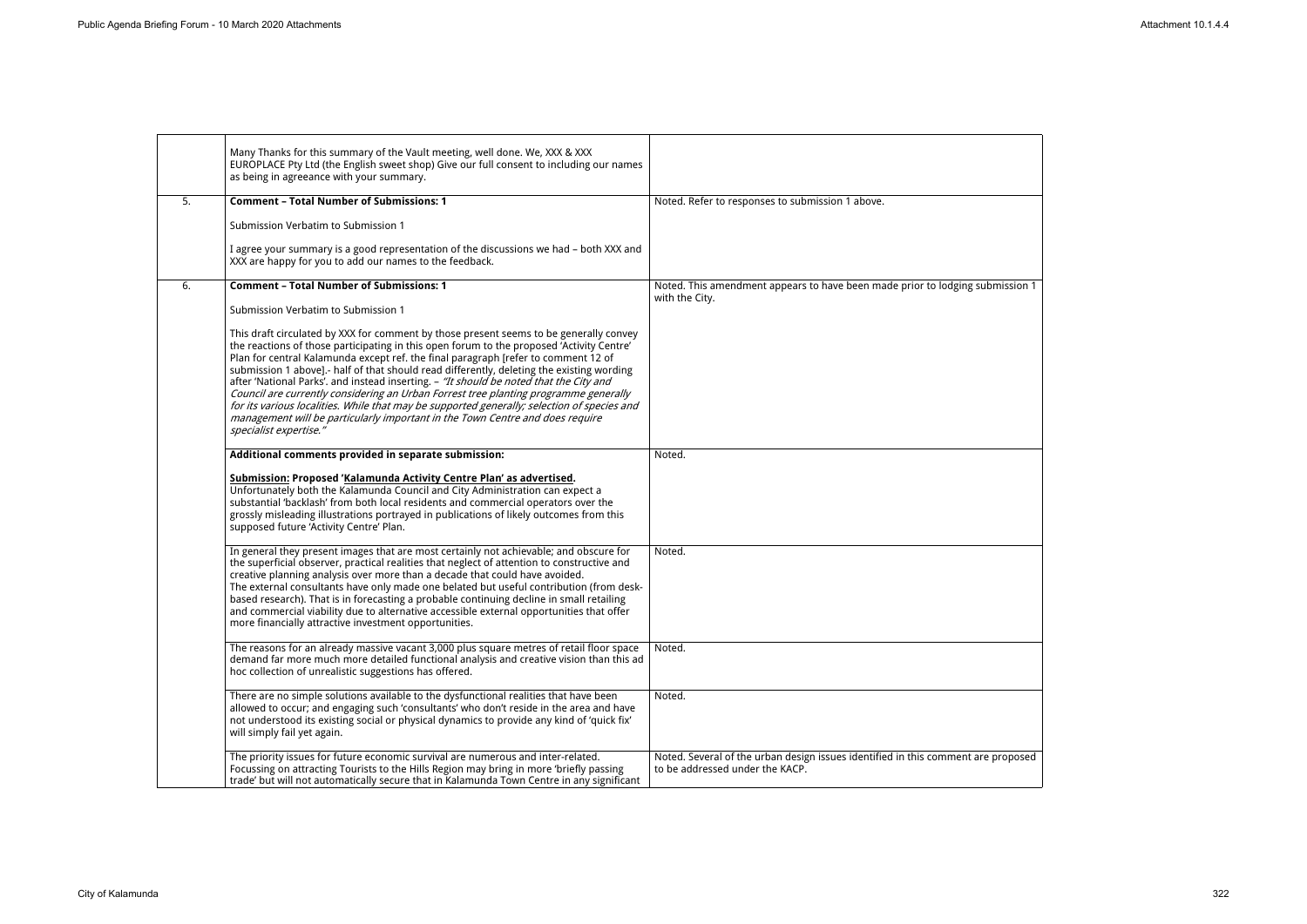| | | |
|---|---|---|
| | Many Thanks for this summary of the Vault meeting, well done. We, XXX & XXX EUROPLACE Pty Ltd (the English sweet shop) Give our full consent to including our names as being in agreeance with your summary. | |
| 5. | **Comment – Total Number of Submissions: 1**<br><br>Submission Verbatim to Submission 1<br><br>I agree your summary is a good representation of the discussions we had – both XXX and XXX are happy for you to add our names to the feedback. | Noted. Refer to responses to submission 1 above. |
| 6. | **Comment – Total Number of Submissions: 1**<br><br>Submission Verbatim to Submission 1<br><br>This draft circulated by XXX for comment by those present seems to be generally convey the reactions of those participating in this open forum to the proposed 'Activity Centre' Plan for central Kalamunda except ref. the final paragraph [refer to comment 12 of submission 1 above].- half of that should read differently, deleting the existing wording after 'National Parks'. and instead inserting. – *"It should be noted that the City and Council are currently considering an Urban Forrest tree planting programme generally for its various localities. While that may be supported generally; selection of species and management will be particularly important in the Town Centre and does require specialist expertise."* | Noted. This amendment appears to have been made prior to lodging submission 1 with the City. |
| | **Additional comments provided in separate submission:**<br><br>**<u>Submission:</u> Proposed '<u>Kalamunda Activity Centre Plan</u>' as advertised.**<br>Unfortunately both the Kalamunda Council and City Administration can expect a substantial 'backlash' from both local residents and commercial operators over the grossly misleading illustrations portrayed in publications of likely outcomes from this supposed future 'Activity Centre' Plan. | Noted. |
| | In general they present images that are most certainly not achievable; and obscure for the superficial observer, practical realities that neglect of attention to constructive and creative planning analysis over more than a decade that could have avoided.<br>The external consultants have only made one belated but useful contribution (from desk-based research). That is in forecasting a probable continuing decline in small retailing and commercial viability due to alternative accessible external opportunities that offer more financially attractive investment opportunities. | Noted. |
| | The reasons for an already massive vacant 3,000 plus square metres of retail floor space demand far more much more detailed functional analysis and creative vision than this ad hoc collection of unrealistic suggestions has offered. | Noted. |
| | There are no simple solutions available to the dysfunctional realities that have been allowed to occur; and engaging such 'consultants' who don't reside in the area and have not understood its existing social or physical dynamics to provide any kind of 'quick fix' will simply fail yet again. | Noted. |
| | The priority issues for future economic survival are numerous and inter-related. Focussing on attracting Tourists to the Hills Region may bring in more 'briefly passing trade' but will not automatically secure that in Kalamunda Town Centre in any significant | Noted. Several of the urban design issues identified in this comment are proposed to be addressed under the KACP. |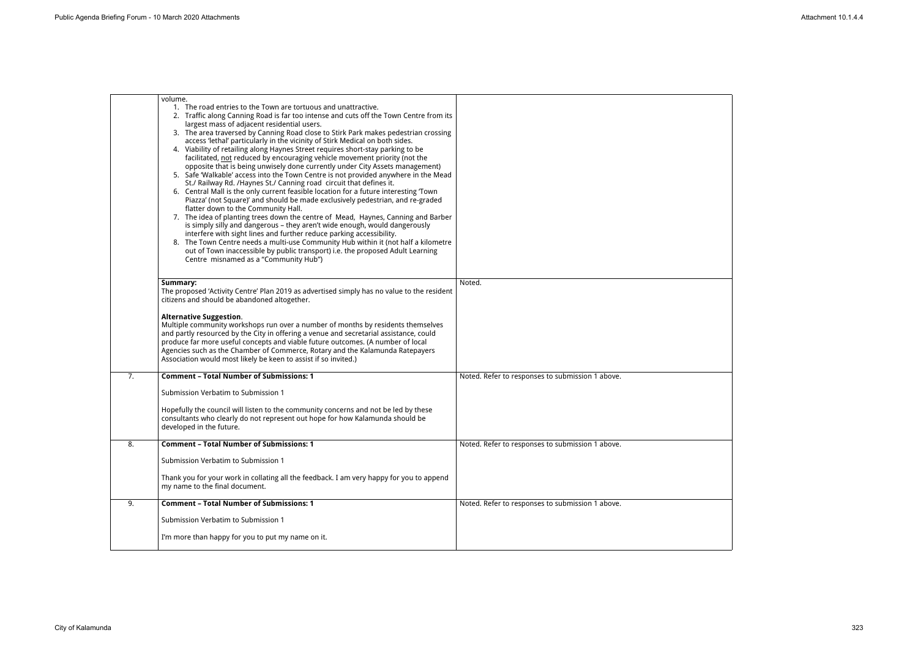| | | |
|---|---|---|
| | volume.<br>1. The road entries to the Town are tortuous and unattractive.<br>2. Traffic along Canning Road is far too intense and cuts off the Town Centre from its largest mass of adjacent residential users.<br>3. The area traversed by Canning Road close to Stirk Park makes pedestrian crossing access 'lethal' particularly in the vicinity of Stirk Medical on both sides.<br>4. Viability of retailing along Haynes Street requires short-stay parking to be facilitated, not reduced by encouraging vehicle movement priority (not the opposite that is being unwisely done currently under City Assets management)<br>5. Safe 'Walkable' access into the Town Centre is not provided anywhere in the Mead St./ Railway Rd. /Haynes St./ Canning road circuit that defines it.<br>6. Central Mall is the only current feasible location for a future interesting 'Town Piazza' (not Square)' and should be made exclusively pedestrian, and re-graded flatter down to the Community Hall.<br>7. The idea of planting trees down the centre of Mead, Haynes, Canning and Barber is simply silly and dangerous – they aren't wide enough, would dangerously interfere with sight lines and further reduce parking accessibility.<br>8. The Town Centre needs a multi-use Community Hub within it (not half a kilometre out of Town inaccessible by public transport) i.e. the proposed Adult Learning Centre misnamed as a "Community Hub") | |
| | **Summary:**<br>The proposed 'Activity Centre' Plan 2019 as advertised simply has no value to the resident citizens and should be abandoned altogether.<br><br>**Alternative Suggestion**.<br>Multiple community workshops run over a number of months by residents themselves and partly resourced by the City in offering a venue and secretarial assistance, could produce far more useful concepts and viable future outcomes. (A number of local Agencies such as the Chamber of Commerce, Rotary and the Kalamunda Ratepayers Association would most likely be keen to assist if so invited.) | Noted. |
| 7. | **Comment – Total Number of Submissions: 1**<br><br>Submission Verbatim to Submission 1<br><br>Hopefully the council will listen to the community concerns and not be led by these consultants who clearly do not represent out hope for how Kalamunda should be developed in the future. | Noted. Refer to responses to submission 1 above. |
| 8. | **Comment – Total Number of Submissions: 1**<br><br>Submission Verbatim to Submission 1<br><br>Thank you for your work in collating all the feedback. I am very happy for you to append my name to the final document. | Noted. Refer to responses to submission 1 above. |
| 9. | **Comment – Total Number of Submissions: 1**<br><br>Submission Verbatim to Submission 1<br><br>I'm more than happy for you to put my name on it. | Noted. Refer to responses to submission 1 above. |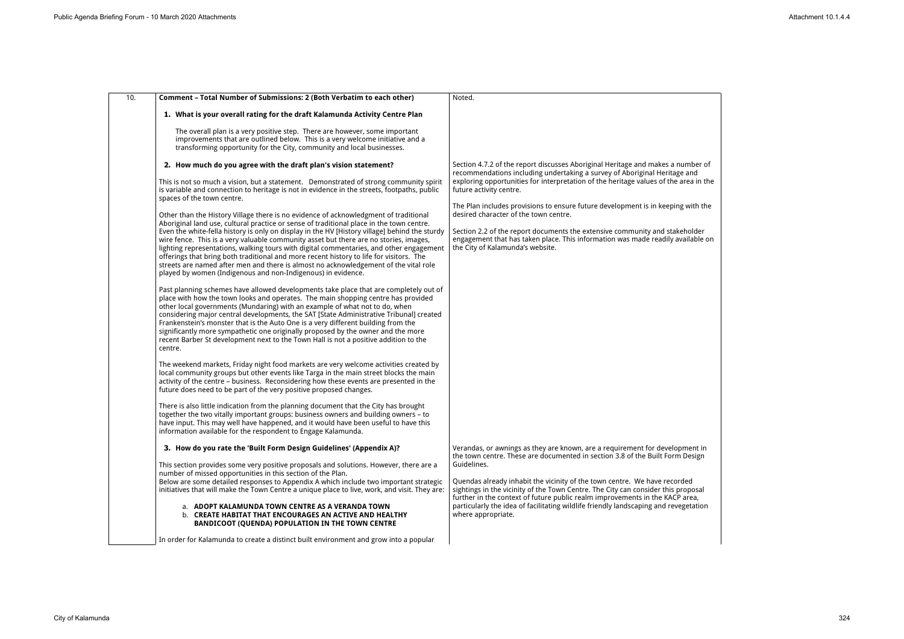| | | |
|---|---|---|
| 10. | **Comment – Total Number of Submissions: 2 (Both Verbatim to each other)**<br><br>**1. What is your overall rating for the draft Kalamunda Activity Centre Plan**<br><br>The overall plan is a very positive step. There are however, some important improvements that are outlined below. This is a very welcome initiative and a transforming opportunity for the City, community and local businesses.<br><br>**2. How much do you agree with the draft plan's vision statement?**<br><br>This is not so much a vision, but a statement. Demonstrated of strong community spirit is variable and connection to heritage is not in evidence in the streets, footpaths, public spaces of the town centre.<br><br>Other than the History Village there is no evidence of acknowledgment of traditional Aboriginal land use, cultural practice or sense of traditional place in the town centre. Even the white-fella history is only on display in the HV [History village] behind the sturdy wire fence. This is a very valuable community asset but there are no stories, images, lighting representations, walking tours with digital commentaries, and other engagement offerings that bring both traditional and more recent history to life for visitors. The streets are named after men and there is almost no acknowledgement of the vital role played by women (Indigenous and non-Indigenous) in evidence.<br><br>Past planning schemes have allowed developments take place that are completely out of place with how the town looks and operates. The main shopping centre has provided other local governments (Mundaring) with an example of what not to do, when considering major central developments, the SAT [State Administrative Tribunal] created Frankenstein's monster that is the Auto One is a very different building from the significantly more sympathetic one originally proposed by the owner and the more recent Barber St development next to the Town Hall is not a positive addition to the centre.<br><br>The weekend markets, Friday night food markets are very welcome activities created by local community groups but other events like Targa in the main street blocks the main activity of the centre – business. Reconsidering how these events are presented in the future does need to be part of the very positive proposed changes.<br><br>There is also little indication from the planning document that the City has brought together the two vitally important groups: business owners and building owners – to have input. This may well have happened, and it would have been useful to have this information available for the respondent to Engage Kalamunda.<br><br>**3. How do you rate the 'Built Form Design Guidelines' (Appendix A)?**<br><br>This section provides some very positive proposals and solutions. However, there are a number of missed opportunities in this section of the Plan.<br>Below are some detailed responses to Appendix A which include two important strategic initiatives that will make the Town Centre a unique place to live, work, and visit. They are:<br><br>a. **ADOPT KALAMUNDA TOWN CENTRE AS A VERANDA TOWN**<br>b. **CREATE HABITAT THAT ENCOURAGES AN ACTIVE AND HEALTHY BANDICOOT (QUENDA) POPULATION IN THE TOWN CENTRE**<br><br>In order for Kalamunda to create a distinct built environment and grow into a popular | Noted.<br><br>Section 4.7.2 of the report discusses Aboriginal Heritage and makes a number of recommendations including undertaking a survey of Aboriginal Heritage and exploring opportunities for interpretation of the heritage values of the area in the future activity centre.<br><br>The Plan includes provisions to ensure future development is in keeping with the desired character of the town centre.<br><br>Section 2.2 of the report documents the extensive community and stakeholder engagement that has taken place. This information was made readily available on the City of Kalamunda's website.<br><br>Verandas, or awnings as they are known, are a requirement for development in the town centre. These are documented in section 3.8 of the Built Form Design Guidelines.<br><br>Quendas already inhabit the vicinity of the town centre. We have recorded sightings in the vicinity of the Town Centre. The City can consider this proposal further in the context of future public realm improvements in the KACP area, particularly the idea of facilitating wildlife friendly landscaping and revegetation where appropriate. |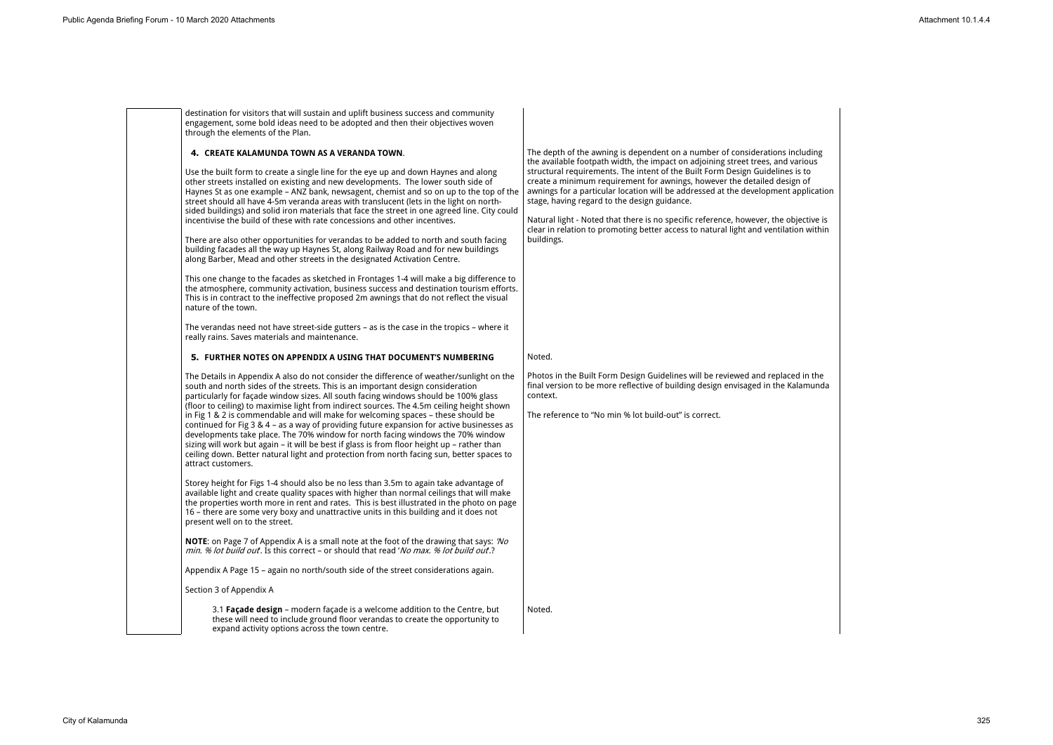| | | |
|---|---|---|
| | destination for visitors that will sustain and uplift business success and community engagement, some bold ideas need to be adopted and then their objectives woven through the elements of the Plan.<br><br>**4. CREATE KALAMUNDA TOWN AS A VERANDA TOWN**.<br><br>Use the built form to create a single line for the eye up and down Haynes and along other streets installed on existing and new developments. The lower south side of Haynes St as one example – ANZ bank, newsagent, chemist and so on up to the top of the street should all have 4-5m veranda areas with translucent (lets in the light on north-sided buildings) and solid iron materials that face the street in one agreed line. City could incentivise the build of these with rate concessions and other incentives.<br><br>There are also other opportunities for verandas to be added to north and south facing building facades all the way up Haynes St, along Railway Road and for new buildings along Barber, Mead and other streets in the designated Activation Centre.<br><br>This one change to the facades as sketched in Frontages 1-4 will make a big difference to the atmosphere, community activation, business success and destination tourism efforts. This is in contract to the ineffective proposed 2m awnings that do not reflect the visual nature of the town.<br><br>The verandas need not have street-side gutters – as is the case in the tropics – where it really rains. Saves materials and maintenance. | The depth of the awning is dependent on a number of considerations including the available footpath width, the impact on adjoining street trees, and various structural requirements. The intent of the Built Form Design Guidelines is to create a minimum requirement for awnings, however the detailed design of awnings for a particular location will be addressed at the development application stage, having regard to the design guidance.<br><br>Natural light - Noted that there is no specific reference, however, the objective is clear in relation to promoting better access to natural light and ventilation within buildings. |
| | **5. FURTHER NOTES ON APPENDIX A USING THAT DOCUMENT'S NUMBERING**<br><br>The Details in Appendix A also do not consider the difference of weather/sunlight on the south and north sides of the streets. This is an important design consideration particularly for façade window sizes. All south facing windows should be 100% glass (floor to ceiling) to maximise light from indirect sources. The 4.5m ceiling height shown in Fig 1 & 2 is commendable and will make for welcoming spaces – these should be continued for Fig 3 & 4 – as a way of providing future expansion for active businesses as developments take place. The 70% window for north facing windows the 70% window sizing will work but again – it will be best if glass is from floor height up – rather than ceiling down. Better natural light and protection from north facing sun, better spaces to attract customers.<br><br>Storey height for Figs 1-4 should also be no less than 3.5m to again take advantage of available light and create quality spaces with higher than normal ceilings that will make the properties worth more in rent and rates. This is best illustrated in the photo on page 16 – there are some very boxy and unattractive units in this building and it does not present well on to the street.<br><br>**NOTE**: on Page 7 of Appendix A is a small note at the foot of the drawing that says: *'No min. % lot build out*'. Is this correct – or should that read '*No max. % lot build out*'.?<br><br>Appendix A Page 15 – again no north/south side of the street considerations again.<br><br>Section 3 of Appendix A | Noted.<br><br>Photos in the Built Form Design Guidelines will be reviewed and replaced in the final version to be more reflective of building design envisaged in the Kalamunda context.<br><br>The reference to "No min % lot build-out" is correct. |
| | 3.1 **Façade design** – modern façade is a welcome addition to the Centre, but these will need to include ground floor verandas to create the opportunity to expand activity options across the town centre. | Noted. |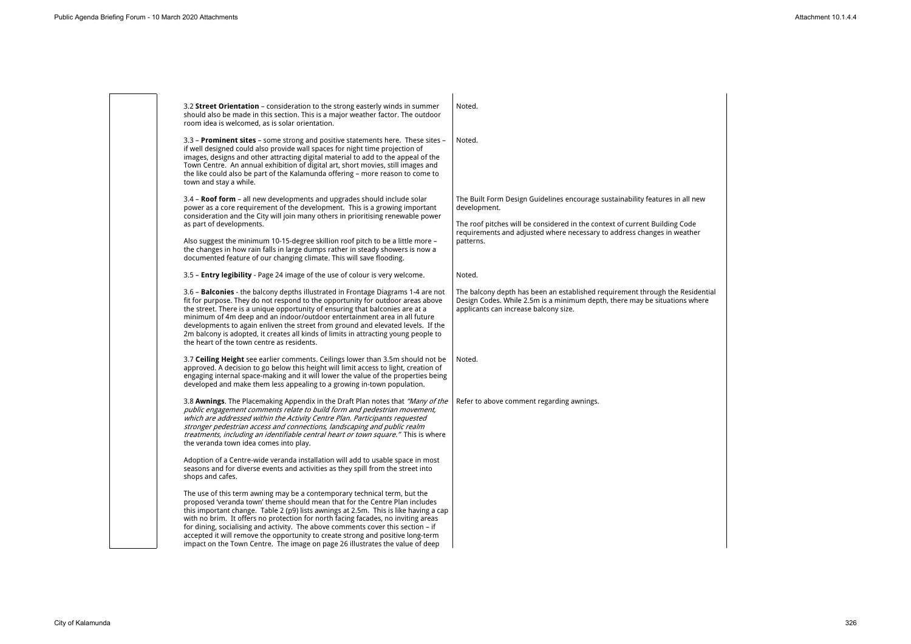| | | |
|---|---|---|
| | 3.2 **Street Orientation** – consideration to the strong easterly winds in summer should also be made in this section. This is a major weather factor. The outdoor room idea is welcomed, as is solar orientation. | Noted. |
| | 3.3 – **Prominent sites** – some strong and positive statements here. These sites – if well designed could also provide wall spaces for night time projection of images, designs and other attracting digital material to add to the appeal of the Town Centre. An annual exhibition of digital art, short movies, still images and the like could also be part of the Kalamunda offering – more reason to come to town and stay a while. | Noted. |
| | 3.4 – **Roof form** – all new developments and upgrades should include solar power as a core requirement of the development. This is a growing important consideration and the City will join many others in prioritising renewable power as part of developments.<br><br>Also suggest the minimum 10-15-degree skillion roof pitch to be a little more – the changes in how rain falls in large dumps rather in steady showers is now a documented feature of our changing climate. This will save flooding. | The Built Form Design Guidelines encourage sustainability features in all new development.<br><br>The roof pitches will be considered in the context of current Building Code requirements and adjusted where necessary to address changes in weather patterns. |
| | 3.5 – **Entry legibility** - Page 24 image of the use of colour is very welcome. | Noted. |
| | 3.6 – **Balconies** - the balcony depths illustrated in Frontage Diagrams 1-4 are not fit for purpose. They do not respond to the opportunity for outdoor areas above the street. There is a unique opportunity of ensuring that balconies are at a minimum of 4m deep and an indoor/outdoor entertainment area in all future developments to again enliven the street from ground and elevated levels. If the 2m balcony is adopted, it creates all kinds of limits in attracting young people to the heart of the town centre as residents. | The balcony depth has been an established requirement through the Residential Design Codes. While 2.5m is a minimum depth, there may be situations where applicants can increase balcony size. |
| | 3.7 **Ceiling Height** see earlier comments. Ceilings lower than 3.5m should not be approved. A decision to go below this height will limit access to light, creation of engaging internal space-making and it will lower the value of the properties being developed and make them less appealing to a growing in-town population. | Noted. |
| | 3.8 **Awnings**. The Placemaking Appendix in the Draft Plan notes that *"Many of the public engagement comments relate to build form and pedestrian movement, which are addressed within the Activity Centre Plan. Participants requested stronger pedestrian access and connections, landscaping and public realm treatments, including an identifiable central heart or town square."* This is where the veranda town idea comes into play.<br><br>Adoption of a Centre-wide veranda installation will add to usable space in most seasons and for diverse events and activities as they spill from the street into shops and cafes.<br><br>The use of this term awning may be a contemporary technical term, but the proposed 'veranda town' theme should mean that for the Centre Plan includes this important change. Table 2 (p9) lists awnings at 2.5m. This is like having a cap with no brim. It offers no protection for north facing facades, no inviting areas for dining, socialising and activity. The above comments cover this section – if accepted it will remove the opportunity to create strong and positive long-term impact on the Town Centre. The image on page 26 illustrates the value of deep | Refer to above comment regarding awnings. |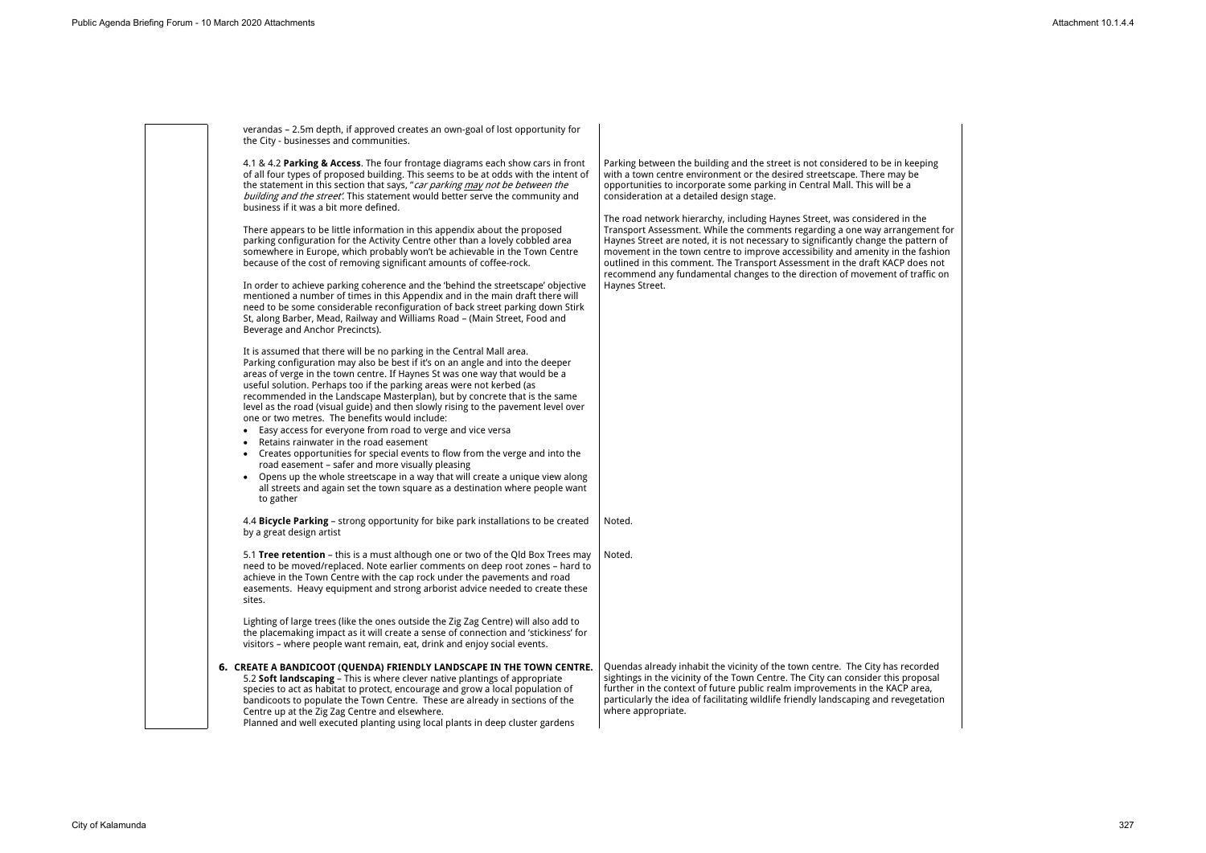| | | |
|---|---|---|
| | verandas – 2.5m depth, if approved creates an own-goal of lost opportunity for the City - businesses and communities.<br><br>4.1 & 4.2 **Parking & Access**. The four frontage diagrams each show cars in front of all four types of proposed building. This seems to be at odds with the intent of the statement in this section that says, "*car parking may not be between the building and the street*". This statement would better serve the community and business if it was a bit more defined.<br><br>There appears to be little information in this appendix about the proposed parking configuration for the Activity Centre other than a lovely cobbled area somewhere in Europe, which probably won't be achievable in the Town Centre because of the cost of removing significant amounts of coffee-rock.<br><br>In order to achieve parking coherence and the 'behind the streetscape' objective mentioned a number of times in this Appendix and in the main draft there will need to be some considerable reconfiguration of back street parking down Stirk St, along Barber, Mead, Railway and Williams Road – (Main Street, Food and Beverage and Anchor Precincts).<br><br>It is assumed that there will be no parking in the Central Mall area. Parking configuration may also be best if it's on an angle and into the deeper areas of verge in the town centre. If Haynes St was one way that would be a useful solution. Perhaps too if the parking areas were not kerbed (as recommended in the Landscape Masterplan), but by concrete that is the same level as the road (visual guide) and then slowly rising to the pavement level over one or two metres. The benefits would include:<br>• Easy access for everyone from road to verge and vice versa<br>• Retains rainwater in the road easement<br>• Creates opportunities for special events to flow from the verge and into the road easement – safer and more visually pleasing<br>• Opens up the whole streetscape in a way that will create a unique view along all streets and again set the town square as a destination where people want to gather | Parking between the building and the street is not considered to be in keeping with a town centre environment or the desired streetscape. There may be opportunities to incorporate some parking in Central Mall. This will be a consideration at a detailed design stage.<br><br>The road network hierarchy, including Haynes Street, was considered in the Transport Assessment. While the comments regarding a one way arrangement for Haynes Street are noted, it is not necessary to significantly change the pattern of movement in the town centre to improve accessibility and amenity in the fashion outlined in this comment. The Transport Assessment in the draft KACP does not recommend any fundamental changes to the direction of movement of traffic on Haynes Street. |
| | 4.4 **Bicycle Parking** – strong opportunity for bike park installations to be created by a great design artist | Noted. |
| | 5.1 **Tree retention** – this is a must although one or two of the Qld Box Trees may need to be moved/replaced. Note earlier comments on deep root zones – hard to achieve in the Town Centre with the cap rock under the pavements and road easements. Heavy equipment and strong arborist advice needed to create these sites.<br><br>Lighting of large trees (like the ones outside the Zig Zag Centre) will also add to the placemaking impact as it will create a sense of connection and 'stickiness' for visitors – where people want remain, eat, drink and enjoy social events. | Noted. |
| | **6. CREATE A BANDICOOT (QUENDA) FRIENDLY LANDSCAPE IN THE TOWN CENTRE.**<br>5.2 **Soft landscaping** – This is where clever native plantings of appropriate species to act as habitat to protect, encourage and grow a local population of bandicoots to populate the Town Centre. These are already in sections of the Centre up at the Zig Zag Centre and elsewhere.<br>Planned and well executed planting using local plants in deep cluster gardens | Quendas already inhabit the vicinity of the town centre. The City has recorded sightings in the vicinity of the Town Centre. The City can consider this proposal further in the context of future public realm improvements in the KACP area, particularly the idea of facilitating wildlife friendly landscaping and revegetation where appropriate. |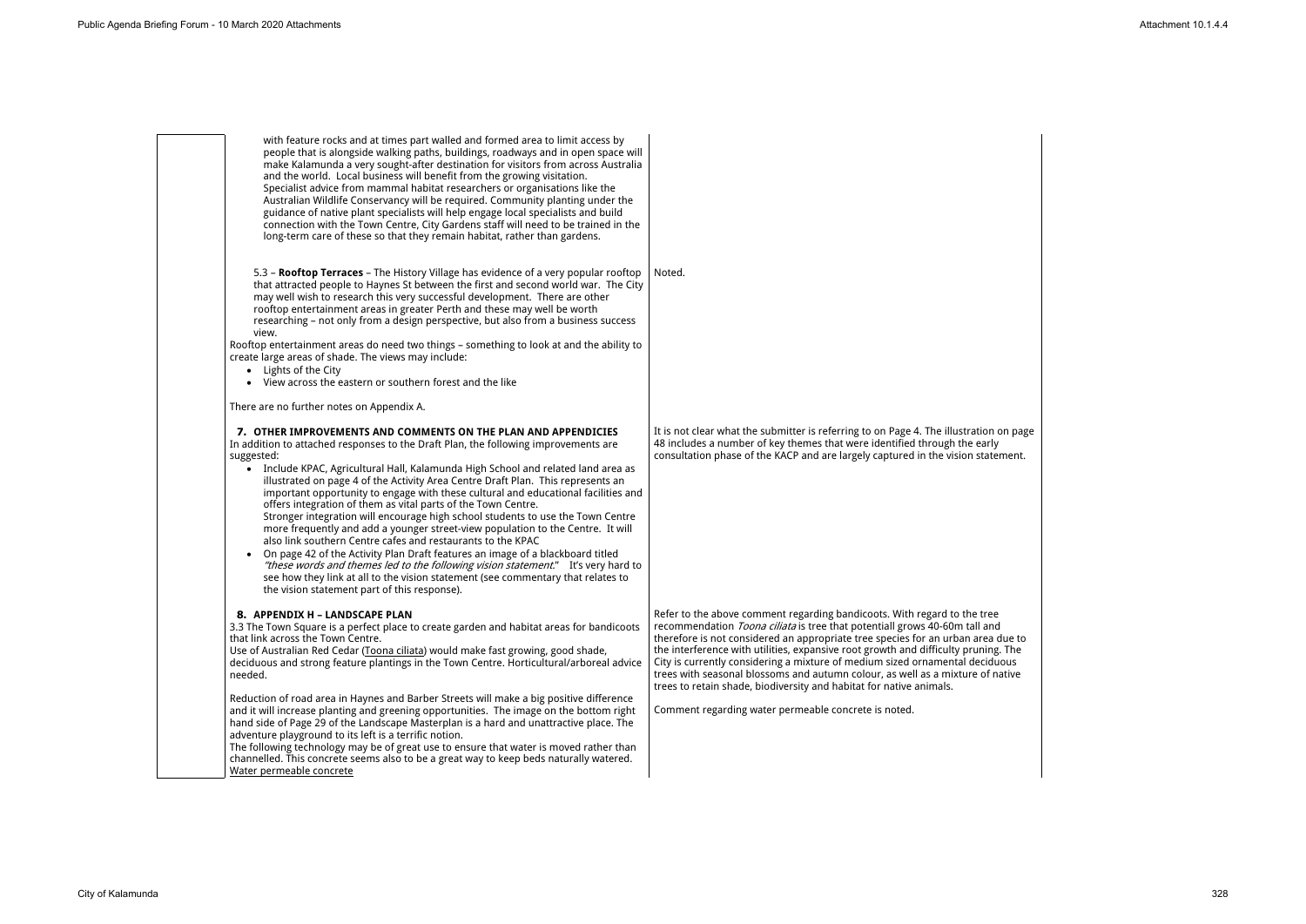| | | |
|---|---|---|
| | with feature rocks and at times part walled and formed area to limit access by people that is alongside walking paths, buildings, roadways and in open space will make Kalamunda a very sought-after destination for visitors from across Australia and the world. Local business will benefit from the growing visitation.<br>Specialist advice from mammal habitat researchers or organisations like the Australian Wildlife Conservancy will be required. Community planting under the guidance of native plant specialists will help engage local specialists and build connection with the Town Centre, City Gardens staff will need to be trained in the long-term care of these so that they remain habitat, rather than gardens. | |
| | 5.3 – **Rooftop Terraces** – The History Village has evidence of a very popular rooftop that attracted people to Haynes St between the first and second world war. The City may well wish to research this very successful development. There are other rooftop entertainment areas in greater Perth and these may well be worth researching – not only from a design perspective, but also from a business success view.<br>Rooftop entertainment areas do need two things – something to look at and the ability to create large areas of shade. The views may include:<br>• Lights of the City<br>• View across the eastern or southern forest and the like<br><br>There are no further notes on Appendix A. | Noted. |
| | **7. OTHER IMPROVEMENTS AND COMMENTS ON THE PLAN AND APPENDICIES**<br>In addition to attached responses to the Draft Plan, the following improvements are suggested:<br>• Include KPAC, Agricultural Hall, Kalamunda High School and related land area as illustrated on page 4 of the Activity Area Centre Draft Plan. This represents an important opportunity to engage with these cultural and educational facilities and offers integration of them as vital parts of the Town Centre.<br>Stronger integration will encourage high school students to use the Town Centre more frequently and add a younger street-view population to the Centre. It will also link southern Centre cafes and restaurants to the KPAC<br>• On page 42 of the Activity Plan Draft features an image of a blackboard titled *"these words and themes led to the following vision statement."* It's very hard to see how they link at all to the vision statement (see commentary that relates to the vision statement part of this response). | It is not clear what the submitter is referring to on Page 4. The illustration on page 48 includes a number of key themes that were identified through the early consultation phase of the KACP and are largely captured in the vision statement. |
| | **8. APPENDIX H – LANDSCAPE PLAN**<br>3.3 The Town Square is a perfect place to create garden and habitat areas for bandicoots that link across the Town Centre.<br>Use of Australian Red Cedar (Toona ciliata) would make fast growing, good shade, deciduous and strong feature plantings in the Town Centre. Horticultural/arboreal advice needed.<br><br>Reduction of road area in Haynes and Barber Streets will make a big positive difference and it will increase planting and greening opportunities. The image on the bottom right hand side of Page 29 of the Landscape Masterplan is a hard and unattractive place. The adventure playground to its left is a terrific notion.<br>The following technology may be of great use to ensure that water is moved rather than channelled. This concrete seems also to be a great way to keep beds naturally watered.<br>Water permeable concrete | Refer to the above comment regarding bandicoots. With regard to the tree recommendation *Toona ciliata* is tree that potentiall grows 40-60m tall and therefore is not considered an appropriate tree species for an urban area due to the interference with utilities, expansive root growth and difficulty pruning. The City is currently considering a mixture of medium sized ornamental deciduous trees with seasonal blossoms and autumn colour, as well as a mixture of native trees to retain shade, biodiversity and habitat for native animals.<br><br>Comment regarding water permeable concrete is noted. |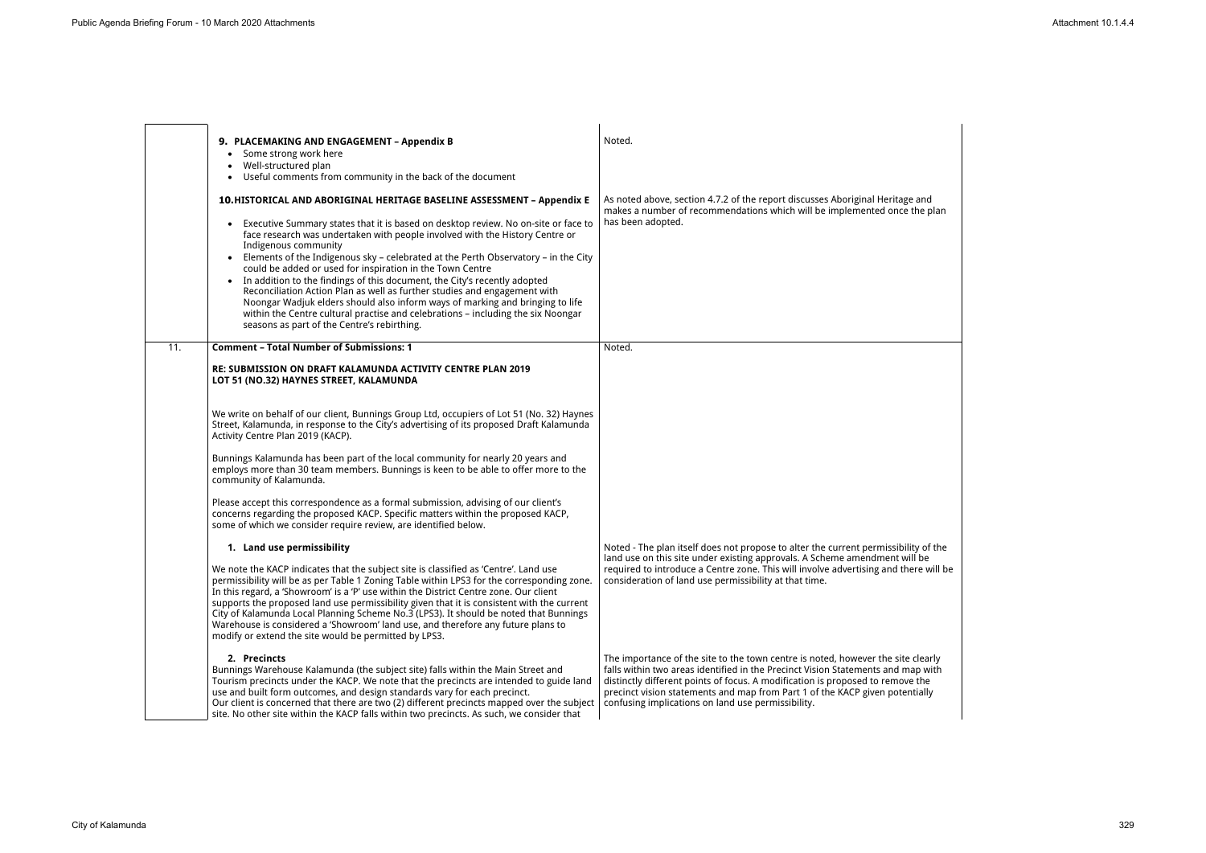| | | |
|---|---|---|
| | **9. PLACEMAKING AND ENGAGEMENT – Appendix B**<br>• Some strong work here<br>• Well-structured plan<br>• Useful comments from community in the back of the document | Noted. |
| | **10. HISTORICAL AND ABORIGINAL HERITAGE BASELINE ASSESSMENT – Appendix E**<br>• Executive Summary states that it is based on desktop review. No on-site or face to face research was undertaken with people involved with the History Centre or Indigenous community<br>• Elements of the Indigenous sky – celebrated at the Perth Observatory – in the City could be added or used for inspiration in the Town Centre<br>• In addition to the findings of this document, the City's recently adopted Reconciliation Action Plan as well as further studies and engagement with Noongar Wadjuk elders should also inform ways of marking and bringing to life within the Centre cultural practise and celebrations – including the six Noongar seasons as part of the Centre's rebirthing. | As noted above, section 4.7.2 of the report discusses Aboriginal Heritage and makes a number of recommendations which will be implemented once the plan has been adopted. |
| 11. | **Comment – Total Number of Submissions: 1**<br><br>**RE: SUBMISSION ON DRAFT KALAMUNDA ACTIVITY CENTRE PLAN 2019 LOT 51 (NO.32) HAYNES STREET, KALAMUNDA**<br><br>We write on behalf of our client, Bunnings Group Ltd, occupiers of Lot 51 (No. 32) Haynes Street, Kalamunda, in response to the City's advertising of its proposed Draft Kalamunda Activity Centre Plan 2019 (KACP).<br><br>Bunnings Kalamunda has been part of the local community for nearly 20 years and employs more than 30 team members. Bunnings is keen to be able to offer more to the community of Kalamunda.<br><br>Please accept this correspondence as a formal submission, advising of our client's concerns regarding the proposed KACP. Specific matters within the proposed KACP, some of which we consider require review, are identified below. | Noted. |
| | **1. Land use permissibility**<br><br>We note the KACP indicates that the subject site is classified as 'Centre'. Land use permissibility will be as per Table 1 Zoning Table within LPS3 for the corresponding zone. In this regard, a 'Showroom' is a 'P' use within the District Centre zone. Our client supports the proposed land use permissibility given that it is consistent with the current City of Kalamunda Local Planning Scheme No.3 (LPS3). It should be noted that Bunnings Warehouse is considered a 'Showroom' land use, and therefore any future plans to modify or extend the site would be permitted by LPS3. | Noted - The plan itself does not propose to alter the current permissibility of the land use on this site under existing approvals. A Scheme amendment will be required to introduce a Centre zone. This will involve advertising and there will be consideration of land use permissibility at that time. |
| | **2. Precincts**<br>Bunnings Warehouse Kalamunda (the subject site) falls within the Main Street and Tourism precincts under the KACP. We note that the precincts are intended to guide land use and built form outcomes, and design standards vary for each precinct.<br>Our client is concerned that there are two (2) different precincts mapped over the subject site. No other site within the KACP falls within two precincts. As such, we consider that | The importance of the site to the town centre is noted, however the site clearly falls within two areas identified in the Precinct Vision Statements and map with distinctly different points of focus. A modification is proposed to remove the precinct vision statements and map from Part 1 of the KACP given potentially confusing implications on land use permissibility. |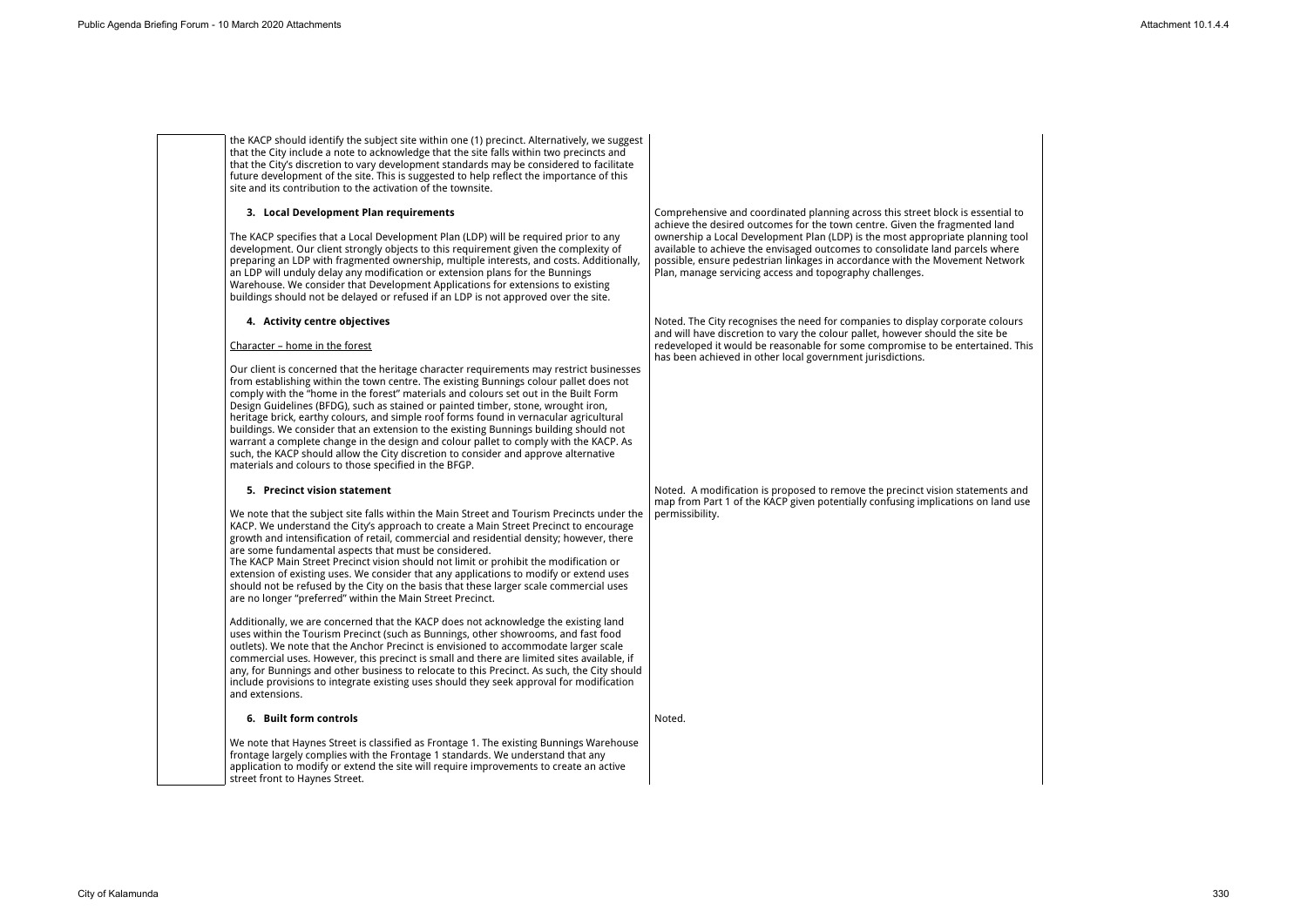| | Submission | Response |
|---|---|---|
| | the KACP should identify the subject site within one (1) precinct. Alternatively, we suggest that the City include a note to acknowledge that the site falls within two precincts and that the City's discretion to vary development standards may be considered to facilitate future development of the site. This is suggested to help reflect the importance of this site and its contribution to the activation of the townsite. | |
| | **3. Local Development Plan requirements**<br><br>The KACP specifies that a Local Development Plan (LDP) will be required prior to any development. Our client strongly objects to this requirement given the complexity of preparing an LDP with fragmented ownership, multiple interests, and costs. Additionally, an LDP will unduly delay any modification or extension plans for the Bunnings Warehouse. We consider that Development Applications for extensions to existing buildings should not be delayed or refused if an LDP is not approved over the site. | Comprehensive and coordinated planning across this street block is essential to achieve the desired outcomes for the town centre. Given the fragmented land ownership a Local Development Plan (LDP) is the most appropriate planning tool available to achieve the envisaged outcomes to consolidate land parcels where possible, ensure pedestrian linkages in accordance with the Movement Network Plan, manage servicing access and topography challenges. |
| | **4. Activity centre objectives**<br><br>Character – home in the forest<br><br>Our client is concerned that the heritage character requirements may restrict businesses from establishing within the town centre. The existing Bunnings colour pallet does not comply with the "home in the forest" materials and colours set out in the Built Form Design Guidelines (BFDG), such as stained or painted timber, stone, wrought iron, heritage brick, earthy colours, and simple roof forms found in vernacular agricultural buildings. We consider that an extension to the existing Bunnings building should not warrant a complete change in the design and colour pallet to comply with the KACP. As such, the KACP should allow the City discretion to consider and approve alternative materials and colours to those specified in the BFGP. | Noted. The City recognises the need for companies to display corporate colours and will have discretion to vary the colour pallet, however should the site be redeveloped it would be reasonable for some compromise to be entertained. This has been achieved in other local government jurisdictions. |
| | **5. Precinct vision statement**<br><br>We note that the subject site falls within the Main Street and Tourism Precincts under the KACP. We understand the City's approach to create a Main Street Precinct to encourage growth and intensification of retail, commercial and residential density; however, there are some fundamental aspects that must be considered.<br>The KACP Main Street Precinct vision should not limit or prohibit the modification or extension of existing uses. We consider that any applications to modify or extend uses should not be refused by the City on the basis that these larger scale commercial uses are no longer "preferred" within the Main Street Precinct.<br><br>Additionally, we are concerned that the KACP does not acknowledge the existing land uses within the Tourism Precinct (such as Bunnings, other showrooms, and fast food outlets). We note that the Anchor Precinct is envisioned to accommodate larger scale commercial uses. However, this precinct is small and there are limited sites available, if any, for Bunnings and other business to relocate to this Precinct. As such, the City should include provisions to integrate existing uses should they seek approval for modification and extensions. | Noted. A modification is proposed to remove the precinct vision statements and map from Part 1 of the KACP given potentially confusing implications on land use permissibility. |
| | **6. Built form controls**<br><br>We note that Haynes Street is classified as Frontage 1. The existing Bunnings Warehouse frontage largely complies with the Frontage 1 standards. We understand that any application to modify or extend the site will require improvements to create an active street front to Haynes Street. | Noted. |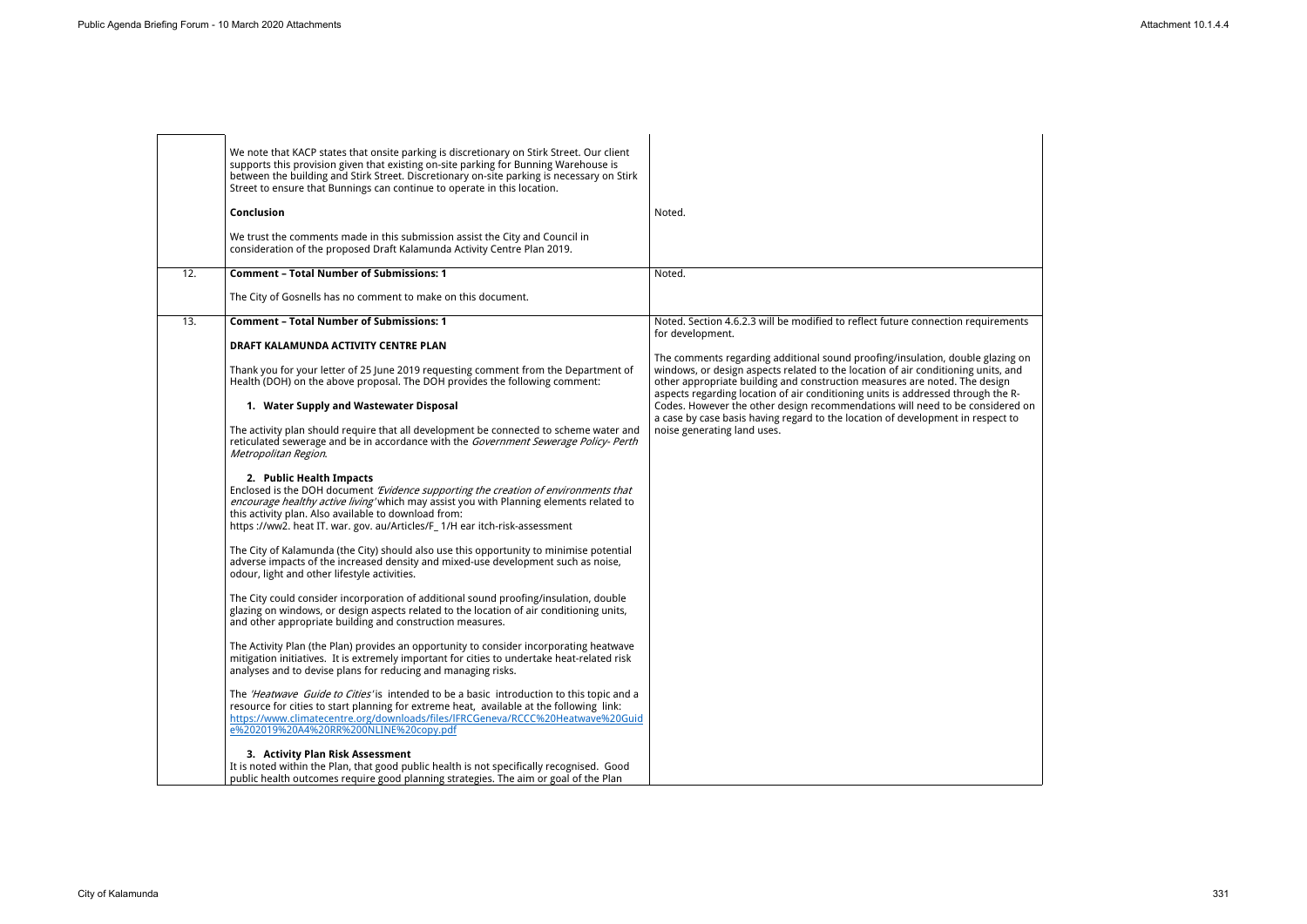| | | |
|---|---|---|
| | We note that KACP states that onsite parking is discretionary on Stirk Street. Our client supports this provision given that existing on-site parking for Bunning Warehouse is between the building and Stirk Street. Discretionary on-site parking is necessary on Stirk Street to ensure that Bunnings can continue to operate in this location.<br><br>**Conclusion**<br><br>We trust the comments made in this submission assist the City and Council in consideration of the proposed Draft Kalamunda Activity Centre Plan 2019. | <br><br><br><br>Noted. |
| 12. | **Comment – Total Number of Submissions: 1**<br><br>The City of Gosnells has no comment to make on this document. | Noted. |
| 13. | **Comment – Total Number of Submissions: 1**<br><br>**DRAFT KALAMUNDA ACTIVITY CENTRE PLAN**<br><br>Thank you for your letter of 25 June 2019 requesting comment from the Department of Health (DOH) on the above proposal. The DOH provides the following comment:<br><br>**1. Water Supply and Wastewater Disposal**<br><br>The activity plan should require that all development be connected to scheme water and reticulated sewerage and be in accordance with the *Government Sewerage Policy- Perth Metropolitan Region*.<br><br>**2. Public Health Impacts**<br>Enclosed is the DOH document *'Evidence supporting the creation of environments that encourage healthy active living'* which may assist you with Planning elements related to this activity plan. Also available to download from:<br>https ://ww2. heat IT. war. gov. au/Articles/F_ 1/H ear itch-risk-assessment<br><br>The City of Kalamunda (the City) should also use this opportunity to minimise potential adverse impacts of the increased density and mixed-use development such as noise, odour, light and other lifestyle activities.<br><br>The City could consider incorporation of additional sound proofing/insulation, double glazing on windows, or design aspects related to the location of air conditioning units, and other appropriate building and construction measures.<br><br>The Activity Plan (the Plan) provides an opportunity to consider incorporating heatwave mitigation initiatives. It is extremely important for cities to undertake heat-related risk analyses and to devise plans for reducing and managing risks.<br><br>The *'Heatwave Guide to Cities'* is intended to be a basic introduction to this topic and a resource for cities to start planning for extreme heat, available at the following link:<br>https://www.climatecentre.org/downloads/files/IFRCGeneva/RCCC%20Heatwave%20Guide%202019%20A4%20RR%20ONLINE%20copy.pdf<br><br>**3. Activity Plan Risk Assessment**<br>It is noted within the Plan, that good public health is not specifically recognised. Good public health outcomes require good planning strategies. The aim or goal of the Plan | Noted. Section 4.6.2.3 will be modified to reflect future connection requirements for development.<br><br>The comments regarding additional sound proofing/insulation, double glazing on windows, or design aspects related to the location of air conditioning units, and other appropriate building and construction measures are noted. The design aspects regarding location of air conditioning units is addressed through the R-Codes. However the other design recommendations will need to be considered on a case by case basis having regard to the location of development in respect to noise generating land uses. |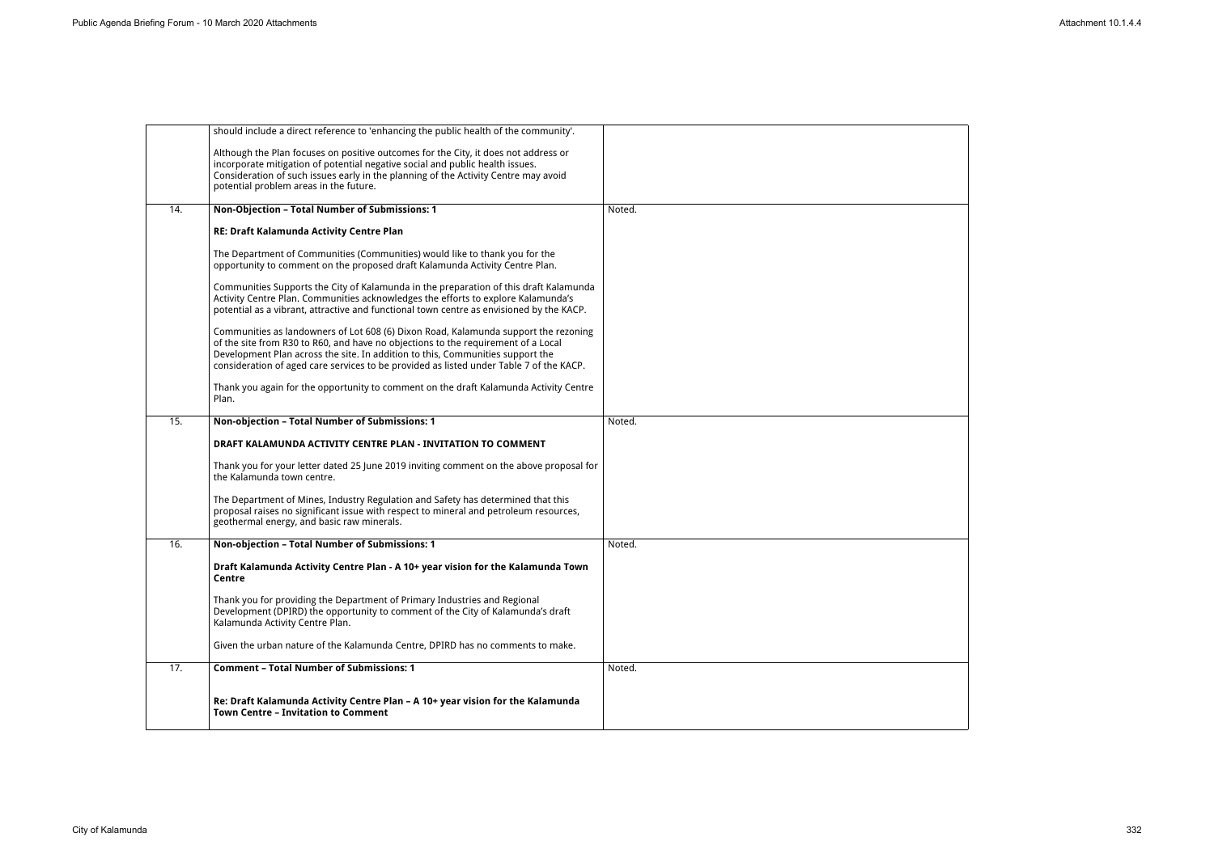| | | |
|---|---|---|
| | should include a direct reference to 'enhancing the public health of the community'.<br><br>Although the Plan focuses on positive outcomes for the City, it does not address or incorporate mitigation of potential negative social and public health issues. Consideration of such issues early in the planning of the Activity Centre may avoid potential problem areas in the future. | |
| 14. | **Non-Objection – Total Number of Submissions: 1**<br><br>**RE: Draft Kalamunda Activity Centre Plan**<br><br>The Department of Communities (Communities) would like to thank you for the opportunity to comment on the proposed draft Kalamunda Activity Centre Plan.<br><br>Communities Supports the City of Kalamunda in the preparation of this draft Kalamunda Activity Centre Plan. Communities acknowledges the efforts to explore Kalamunda's potential as a vibrant, attractive and functional town centre as envisioned by the KACP.<br><br>Communities as landowners of Lot 608 (6) Dixon Road, Kalamunda support the rezoning of the site from R30 to R60, and have no objections to the requirement of a Local Development Plan across the site. In addition to this, Communities support the consideration of aged care services to be provided as listed under Table 7 of the KACP.<br><br>Thank you again for the opportunity to comment on the draft Kalamunda Activity Centre Plan. | Noted. |
| 15. | **Non-objection – Total Number of Submissions: 1**<br><br>**DRAFT KALAMUNDA ACTIVITY CENTRE PLAN - INVITATION TO COMMENT**<br><br>Thank you for your letter dated 25 June 2019 inviting comment on the above proposal for the Kalamunda town centre.<br><br>The Department of Mines, Industry Regulation and Safety has determined that this proposal raises no significant issue with respect to mineral and petroleum resources, geothermal energy, and basic raw minerals. | Noted. |
| 16. | **Non-objection – Total Number of Submissions: 1**<br><br>**Draft Kalamunda Activity Centre Plan - A 10+ year vision for the Kalamunda Town Centre**<br><br>Thank you for providing the Department of Primary Industries and Regional Development (DPIRD) the opportunity to comment of the City of Kalamunda's draft Kalamunda Activity Centre Plan.<br><br>Given the urban nature of the Kalamunda Centre, DPIRD has no comments to make. | Noted. |
| 17. | **Comment – Total Number of Submissions: 1**<br><br>**Re: Draft Kalamunda Activity Centre Plan – A 10+ year vision for the Kalamunda Town Centre – Invitation to Comment** | Noted. |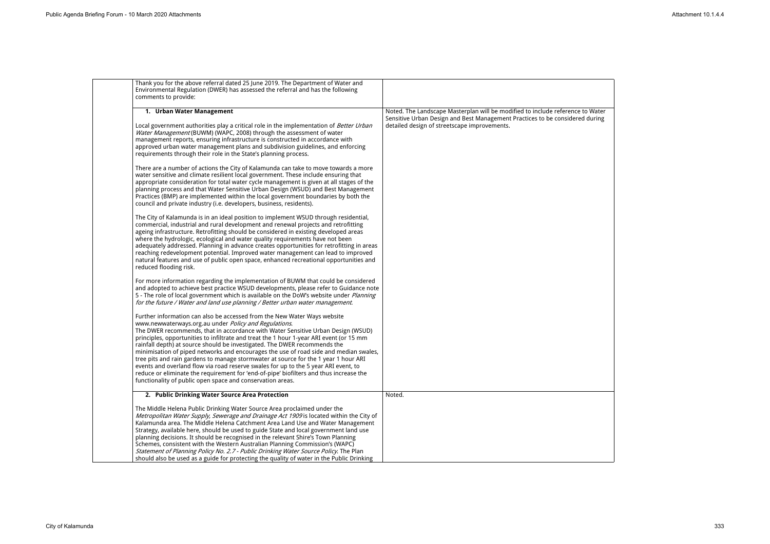| | | |
|---|---|---|
| | Thank you for the above referral dated 25 June 2019. The Department of Water and Environmental Regulation (DWER) has assessed the referral and has the following comments to provide: | |
| | **1. Urban Water Management**<br><br>Local government authorities play a critical role in the implementation of *Better Urban Water Management* (BUWM) (WAPC, 2008) through the assessment of water management reports, ensuring infrastructure is constructed in accordance with approved urban water management plans and subdivision guidelines, and enforcing requirements through their role in the State's planning process.<br><br>There are a number of actions the City of Kalamunda can take to move towards a more water sensitive and climate resilient local government. These include ensuring that appropriate consideration for total water cycle management is given at all stages of the planning process and that Water Sensitive Urban Design (WSUD) and Best Management Practices (BMP) are implemented within the local government boundaries by both the council and private industry (i.e. developers, business, residents).<br><br>The City of Kalamunda is in an ideal position to implement WSUD through residential, commercial, industrial and rural development and renewal projects and retrofitting ageing infrastructure. Retrofitting should be considered in existing developed areas where the hydrologic, ecological and water quality requirements have not been adequately addressed. Planning in advance creates opportunities for retrofitting in areas reaching redevelopment potential. Improved water management can lead to improved natural features and use of public open space, enhanced recreational opportunities and reduced flooding risk.<br><br>For more information regarding the implementation of BUWM that could be considered and adopted to achieve best practice WSUD developments, please refer to Guidance note 5 - The role of local government which is available on the DoW's website under *Planning for the future / Water and land use planning / Better urban water management*.<br><br>Further information can also be accessed from the New Water Ways website www.newwaterways.org.au under *Policy and Regulations*.<br>The DWER recommends, that in accordance with Water Sensitive Urban Design (WSUD) principles, opportunities to infiltrate and treat the 1 hour 1-year ARI event (or 15 mm rainfall depth) at source should be investigated. The DWER recommends the minimisation of piped networks and encourages the use of road side and median swales, tree pits and rain gardens to manage stormwater at source for the 1 year 1 hour ARI events and overland flow via road reserve swales for up to the 5 year ARI event, to reduce or eliminate the requirement for 'end-of-pipe' biofilters and thus increase the functionality of public open space and conservation areas. | Noted. The Landscape Masterplan will be modified to include reference to Water Sensitive Urban Design and Best Management Practices to be considered during detailed design of streetscape improvements. |
| | **2. Public Drinking Water Source Area Protection**<br><br>The Middle Helena Public Drinking Water Source Area proclaimed under the *Metropolitan Water Supply, Sewerage and Drainage Act 1909* is located within the City of Kalamunda area. The Middle Helena Catchment Area Land Use and Water Management Strategy, available here, should be used to guide State and local government land use planning decisions. It should be recognised in the relevant Shire's Town Planning Schemes, consistent with the Western Australian Planning Commission's (WAPC) *Statement of Planning Policy No. 2.7 - Public Drinking Water Source Policy*. The Plan should also be used as a guide for protecting the quality of water in the Public Drinking | Noted. |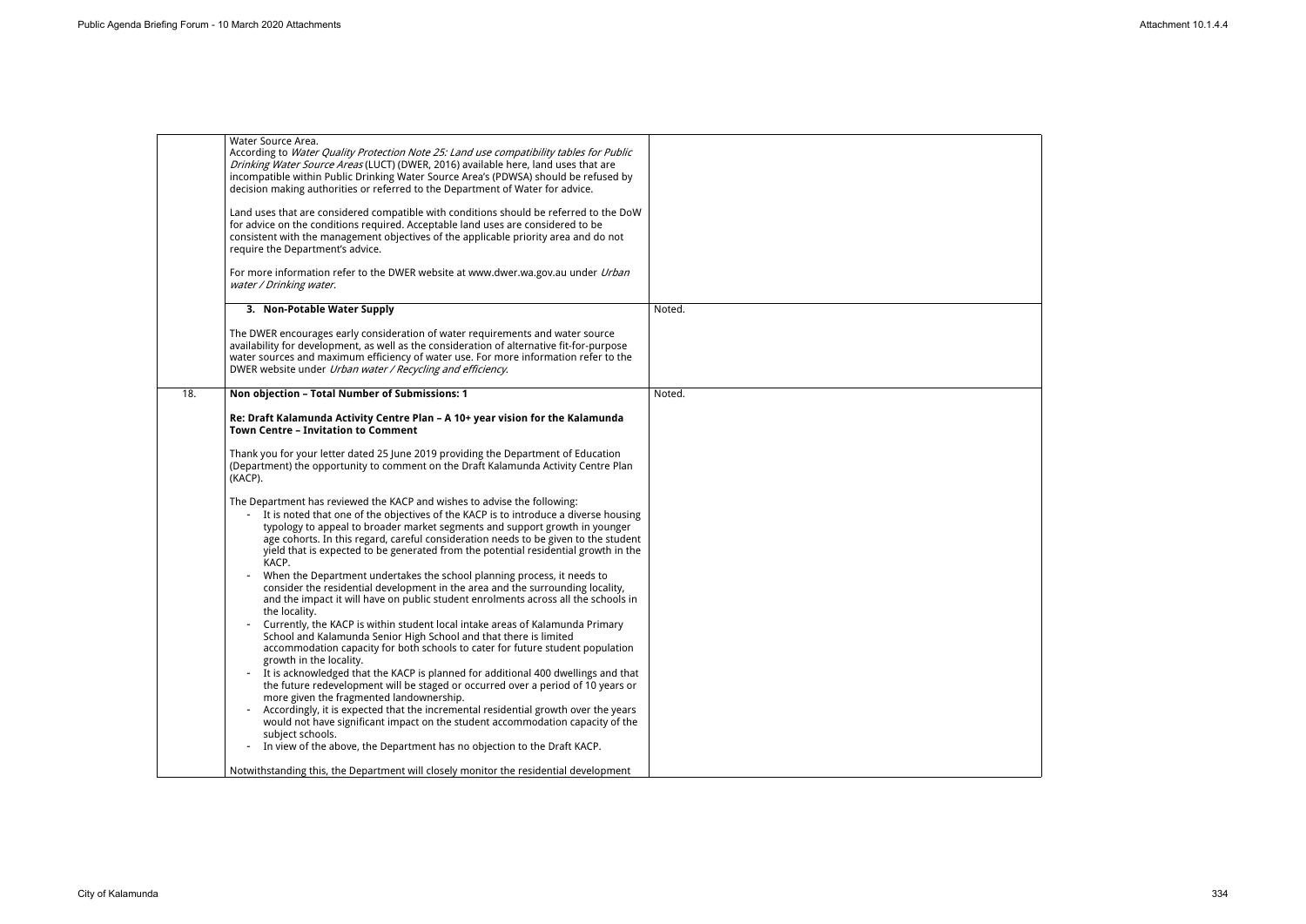| | | |
|---|---|---|
| | Water Source Area.<br>According to *Water Quality Protection Note 25: Land use compatibility tables for Public Drinking Water Source Areas* (LUCT) (DWER, 2016) available here, land uses that are incompatible within Public Drinking Water Source Area's (PDWSA) should be refused by decision making authorities or referred to the Department of Water for advice.<br><br>Land uses that are considered compatible with conditions should be referred to the DoW for advice on the conditions required. Acceptable land uses are considered to be consistent with the management objectives of the applicable priority area and do not require the Department's advice.<br><br>For more information refer to the DWER website at www.dwer.wa.gov.au under *Urban water / Drinking water*. | |
| | **3. Non-Potable Water Supply**<br><br>The DWER encourages early consideration of water requirements and water source availability for development, as well as the consideration of alternative fit-for-purpose water sources and maximum efficiency of water use. For more information refer to the DWER website under *Urban water / Recycling and efficiency*. | Noted. |
| 18. | **Non objection – Total Number of Submissions: 1**<br><br>**Re: Draft Kalamunda Activity Centre Plan – A 10+ year vision for the Kalamunda Town Centre – Invitation to Comment**<br><br>Thank you for your letter dated 25 June 2019 providing the Department of Education (Department) the opportunity to comment on the Draft Kalamunda Activity Centre Plan (KACP).<br><br>The Department has reviewed the KACP and wishes to advise the following:<br>- It is noted that one of the objectives of the KACP is to introduce a diverse housing typology to appeal to broader market segments and support growth in younger age cohorts. In this regard, careful consideration needs to be given to the student yield that is expected to be generated from the potential residential growth in the KACP.<br>- When the Department undertakes the school planning process, it needs to consider the residential development in the area and the surrounding locality, and the impact it will have on public student enrolments across all the schools in the locality.<br>- Currently, the KACP is within student local intake areas of Kalamunda Primary School and Kalamunda Senior High School and that there is limited accommodation capacity for both schools to cater for future student population growth in the locality.<br>- It is acknowledged that the KACP is planned for additional 400 dwellings and that the future redevelopment will be staged or occurred over a period of 10 years or more given the fragmented landownership.<br>- Accordingly, it is expected that the incremental residential growth over the years would not have significant impact on the student accommodation capacity of the subject schools.<br>- In view of the above, the Department has no objection to the Draft KACP.<br><br>Notwithstanding this, the Department will closely monitor the residential development | Noted. |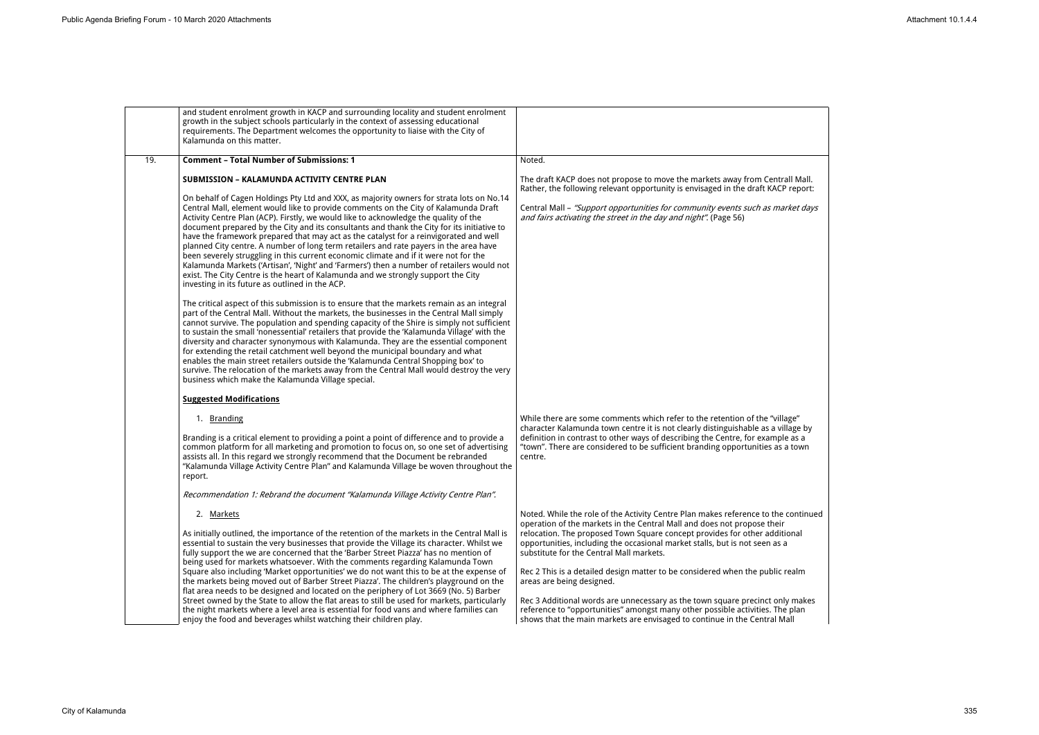| | | |
|---|---|---|
| | and student enrolment growth in KACP and surrounding locality and student enrolment growth in the subject schools particularly in the context of assessing educational requirements. The Department welcomes the opportunity to liaise with the City of Kalamunda on this matter. | |
| 19. | **Comment – Total Number of Submissions: 1**<br><br>**SUBMISSION – KALAMUNDA ACTIVITY CENTRE PLAN**<br><br>On behalf of Cagen Holdings Pty Ltd and XXX, as majority owners for strata lots on No.14 Central Mall, element would like to provide comments on the City of Kalamunda Draft Activity Centre Plan (ACP). Firstly, we would like to acknowledge the quality of the document prepared by the City and its consultants and thank the City for its initiative to have the framework prepared that may act as the catalyst for a reinvigorated and well planned City centre. A number of long term retailers and rate payers in the area have been severely struggling in this current economic climate and if it were not for the Kalamunda Markets ('Artisan', 'Night' and 'Farmers') then a number of retailers would not exist. The City Centre is the heart of Kalamunda and we strongly support the City investing in its future as outlined in the ACP.<br><br>The critical aspect of this submission is to ensure that the markets remain as an integral part of the Central Mall. Without the markets, the businesses in the Central Mall simply cannot survive. The population and spending capacity of the Shire is simply not sufficient to sustain the small 'nonessential' retailers that provide the 'Kalamunda Village' with the diversity and character synonymous with Kalamunda. They are the essential component for extending the retail catchment well beyond the municipal boundary and what enables the main street retailers outside the 'Kalamunda Central Shopping box' to survive. The relocation of the markets away from the Central Mall would destroy the very business which make the Kalamunda Village special.<br><br>**Suggested Modifications**<br><br>1. Branding<br><br>Branding is a critical element to providing a point a point of difference and to provide a common platform for all marketing and promotion to focus on, so one set of advertising assists all. In this regard we strongly recommend that the Document be rebranded "Kalamunda Village Activity Centre Plan" and Kalamunda Village be woven throughout the report.<br><br>*Recommendation 1: Rebrand the document "Kalamunda Village Activity Centre Plan".*<br><br>2. Markets<br><br>As initially outlined, the importance of the retention of the markets in the Central Mall is essential to sustain the very businesses that provide the Village its character. Whilst we fully support the we are concerned that the 'Barber Street Piazza' has no mention of being used for markets whatsoever. With the comments regarding Kalamunda Town Square also including 'Market opportunities' we do not want this to be at the expense of the markets being moved out of Barber Street Piazza'. The children's playground on the flat area needs to be designed and located on the periphery of Lot 3669 (No. 5) Barber Street owned by the State to allow the flat areas to still be used for markets, particularly the night markets where a level area is essential for food vans and where families can enjoy the food and beverages whilst watching their children play. | Noted.<br><br>The draft KACP does not propose to move the markets away from Centrall Mall. Rather, the following relevant opportunity is envisaged in the draft KACP report:<br><br>Central Mall – *"Support opportunities for community events such as market days and fairs activating the street in the day and night".* (Page 56)<br><br>While there are some comments which refer to the retention of the "village" character Kalamunda town centre it is not clearly distinguishable as a village by definition in contrast to other ways of describing the Centre, for example as a "town". There are considered to be sufficient branding opportunities as a town centre.<br><br>Noted. While the role of the Activity Centre Plan makes reference to the continued operation of the markets in the Central Mall and does not propose their relocation. The proposed Town Square concept provides for other additional opportunities, including the occasional market stalls, but is not seen as a substitute for the Central Mall markets.<br><br>Rec 2 This is a detailed design matter to be considered when the public realm areas are being designed.<br><br>Rec 3 Additional words are unnecessary as the town square precinct only makes reference to "opportunities" amongst many other possible activities. The plan shows that the main markets are envisaged to continue in the Central Mall |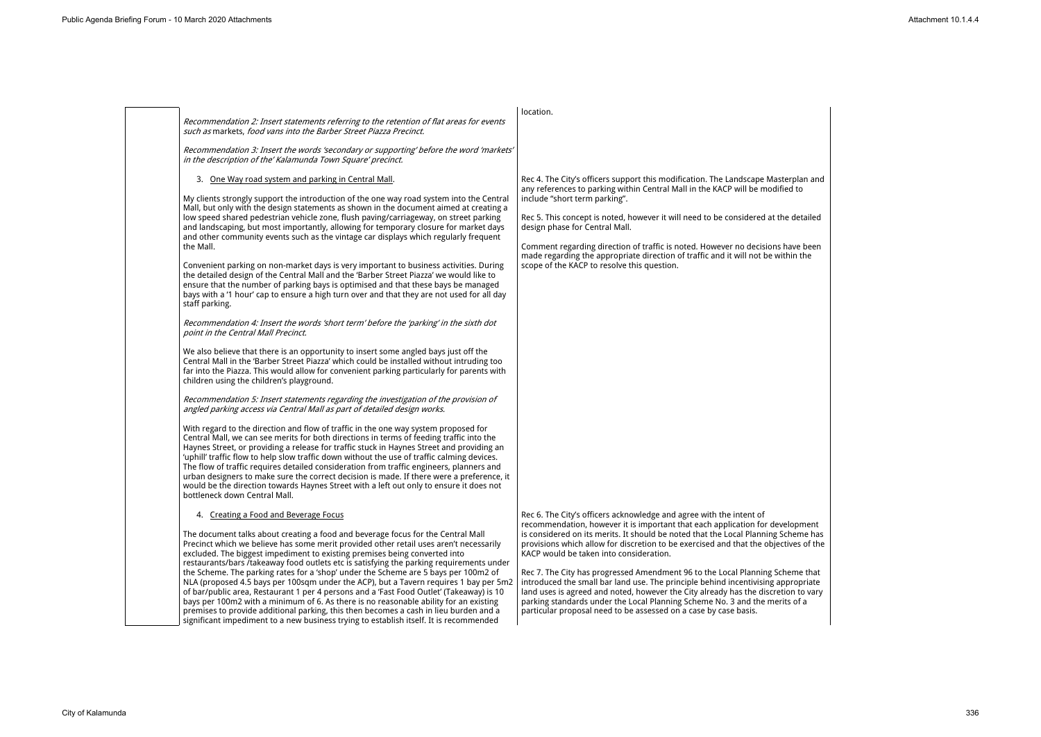| | | |
|---|---|---|
| | *Recommendation 2: Insert statements referring to the retention of flat areas for events such as* markets, *food vans into the Barber Street Piazza Precinct.*<br><br>*Recommendation 3: Insert the words 'secondary or supporting' before the word 'markets' in the description of the' Kalamunda Town Square' precinct.*<br><br>3. One Way road system and parking in Central Mall.<br><br>My clients strongly support the introduction of the one way road system into the Central Mall, but only with the design statements as shown in the document aimed at creating a low speed shared pedestrian vehicle zone, flush paving/carriageway, on street parking and landscaping, but most importantly, allowing for temporary closure for market days and other community events such as the vintage car displays which regularly frequent the Mall.<br><br>Convenient parking on non-market days is very important to business activities. During the detailed design of the Central Mall and the 'Barber Street Piazza' we would like to ensure that the number of parking bays is optimised and that these bays be managed bays with a '1 hour' cap to ensure a high turn over and that they are not used for all day staff parking.<br><br>*Recommendation 4: Insert the words 'short term' before the 'parking' in the sixth dot point in the Central Mall Precinct.*<br><br>We also believe that there is an opportunity to insert some angled bays just off the Central Mall in the 'Barber Street Piazza' which could be installed without intruding too far into the Piazza. This would allow for convenient parking particularly for parents with children using the children's playground.<br><br>*Recommendation 5: Insert statements regarding the investigation of the provision of angled parking access via Central Mall as part of detailed design works.*<br><br>With regard to the direction and flow of traffic in the one way system proposed for Central Mall, we can see merits for both directions in terms of feeding traffic into the Haynes Street, or providing a release for traffic stuck in Haynes Street and providing an 'uphill' traffic flow to help slow traffic down without the use of traffic calming devices. The flow of traffic requires detailed consideration from traffic engineers, planners and urban designers to make sure the correct decision is made. If there were a preference, it would be the direction towards Haynes Street with a left out only to ensure it does not bottleneck down Central Mall.<br><br>4. Creating a Food and Beverage Focus<br><br>The document talks about creating a food and beverage focus for the Central Mall Precinct which we believe has some merit provided other retail uses aren't necessarily excluded. The biggest impediment to existing premises being converted into restaurants/bars /takeaway food outlets etc is satisfying the parking requirements under the Scheme. The parking rates for a 'shop' under the Scheme are 5 bays per 100m2 of NLA (proposed 4.5 bays per 100sqm under the ACP), but a Tavern requires 1 bay per 5m2 of bar/public area, Restaurant 1 per 4 persons and a 'Fast Food Outlet' (Takeaway) is 10 bays per 100m2 with a minimum of 6. As there is no reasonable ability for an existing premises to provide additional parking, this then becomes a cash in lieu burden and a significant impediment to a new business trying to establish itself. It is recommended | location.<br><br>Rec 4. The City's officers support this modification. The Landscape Masterplan and any references to parking within Central Mall in the KACP will be modified to include "short term parking".<br><br>Rec 5. This concept is noted, however it will need to be considered at the detailed design phase for Central Mall.<br><br>Comment regarding direction of traffic is noted. However no decisions have been made regarding the appropriate direction of traffic and it will not be within the scope of the KACP to resolve this question.<br><br>Rec 6. The City's officers acknowledge and agree with the intent of recommendation, however it is important that each application for development is considered on its merits. It should be noted that the Local Planning Scheme has provisions which allow for discretion to be exercised and that the objectives of the KACP would be taken into consideration.<br><br>Rec 7. The City has progressed Amendment 96 to the Local Planning Scheme that introduced the small bar land use. The principle behind incentivising appropriate land uses is agreed and noted, however the City already has the discretion to vary parking standards under the Local Planning Scheme No. 3 and the merits of a particular proposal need to be assessed on a case by case basis. |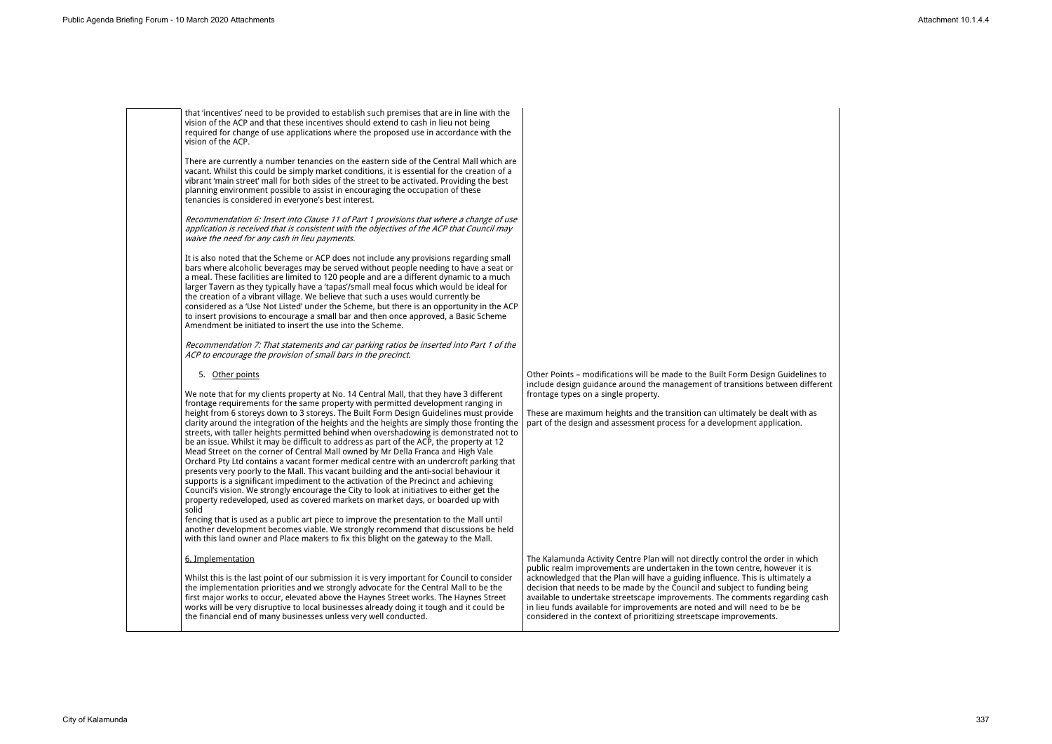| | | |
|---|---|---|
| | that 'incentives' need to be provided to establish such premises that are in line with the vision of the ACP and that these incentives should extend to cash in lieu not being required for change of use applications where the proposed use in accordance with the vision of the ACP.<br><br>There are currently a number tenancies on the eastern side of the Central Mall which are vacant. Whilst this could be simply market conditions, it is essential for the creation of a vibrant 'main street' mall for both sides of the street to be activated. Providing the best planning environment possible to assist in encouraging the occupation of these tenancies is considered in everyone's best interest.<br><br>*Recommendation 6: Insert into Clause 11 of Part 1 provisions that where a change of use application is received that is consistent with the objectives of the ACP that Council may waive the need for any cash in lieu payments.*<br><br>It is also noted that the Scheme or ACP does not include any provisions regarding small bars where alcoholic beverages may be served without people needing to have a seat or a meal. These facilities are limited to 120 people and are a different dynamic to a much larger Tavern as they typically have a 'tapas'/small meal focus which would be ideal for the creation of a vibrant village. We believe that such a uses would currently be considered as a 'Use Not Listed' under the Scheme, but there is an opportunity in the ACP to insert provisions to encourage a small bar and then once approved, a Basic Scheme Amendment be initiated to insert the use into the Scheme.<br><br>*Recommendation 7: That statements and car parking ratios be inserted into Part 1 of the ACP to encourage the provision of small bars in the precinct.* | |
| | 5. Other points<br><br>We note that for my clients property at No. 14 Central Mall, that they have 3 different frontage requirements for the same property with permitted development ranging in height from 6 storeys down to 3 storeys. The Built Form Design Guidelines must provide clarity around the integration of the heights and the heights are simply those fronting the streets, with taller heights permitted behind when overshadowing is demonstrated not to be an issue. Whilst it may be difficult to address as part of the ACP, the property at 12 Mead Street on the corner of Central Mall owned by Mr Della Franca and High Vale Orchard Pty Ltd contains a vacant former medical centre with an undercroft parking that presents very poorly to the Mall. This vacant building and the anti-social behaviour it supports is a significant impediment to the activation of the Precinct and achieving Council's vision. We strongly encourage the City to look at initiatives to either get the property redeveloped, used as covered markets on market days, or boarded up with solid<br>fencing that is used as a public art piece to improve the presentation to the Mall until another development becomes viable. We strongly recommend that discussions be held with this land owner and Place makers to fix this blight on the gateway to the Mall. | Other Points – modifications will be made to the Built Form Design Guidelines to include design guidance around the management of transitions between different frontage types on a single property.<br><br>These are maximum heights and the transition can ultimately be dealt with as part of the design and assessment process for a development application. |
| | 6. Implementation<br><br>Whilst this is the last point of our submission it is very important for Council to consider the implementation priorities and we strongly advocate for the Central Mall to be the first major works to occur, elevated above the Haynes Street works. The Haynes Street works will be very disruptive to local businesses already doing it tough and it could be the financial end of many businesses unless very well conducted. | The Kalamunda Activity Centre Plan will not directly control the order in which public realm improvements are undertaken in the town centre, however it is acknowledged that the Plan will have a guiding influence. This is ultimately a decision that needs to be made by the Council and subject to funding being available to undertake streetscape improvements. The comments regarding cash in lieu funds available for improvements are noted and will need to be be considered in the context of prioritizing streetscape improvements. |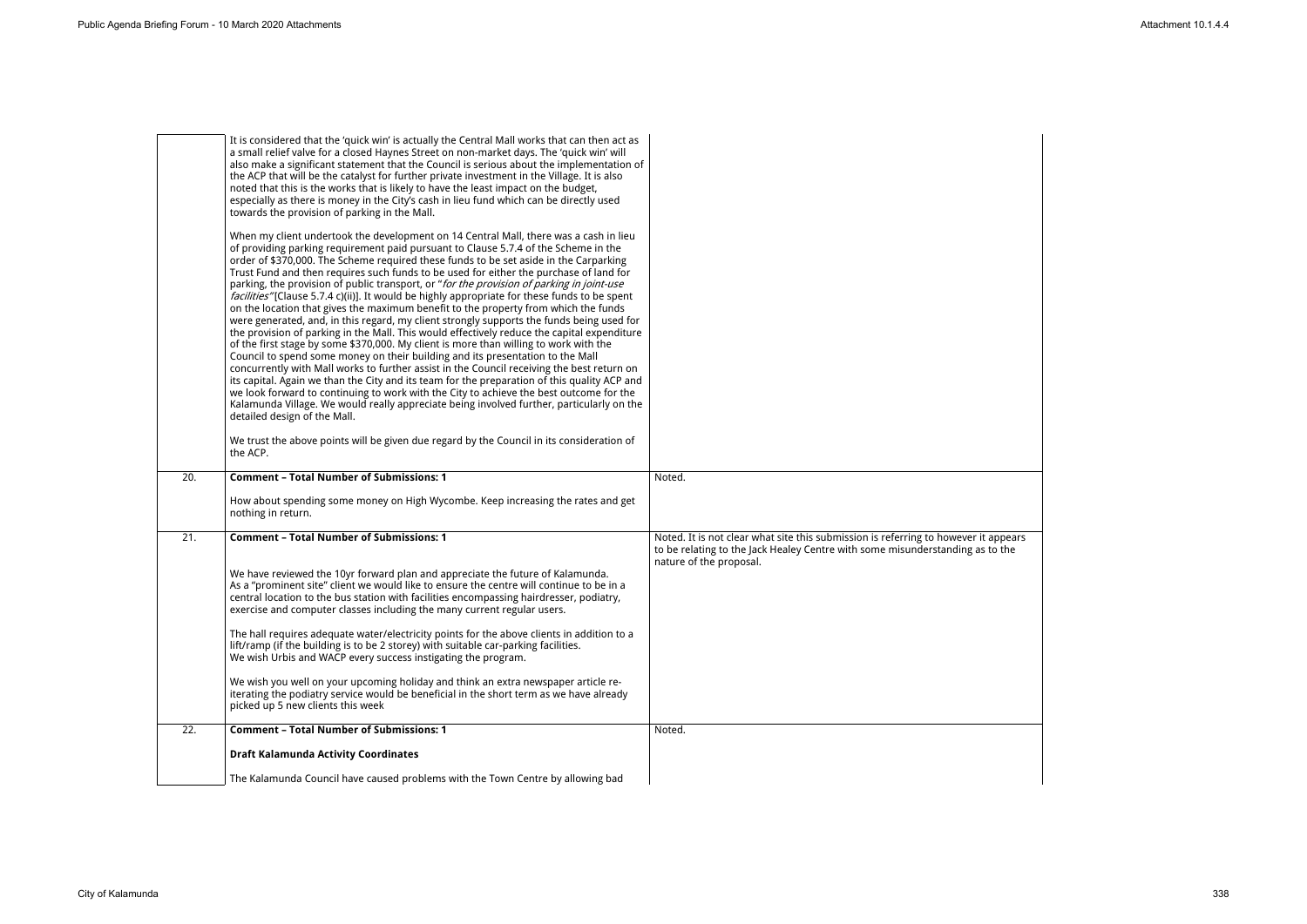| | | |
|---|---|---|
| | It is considered that the 'quick win' is actually the Central Mall works that can then act as a small relief valve for a closed Haynes Street on non-market days. The 'quick win' will also make a significant statement that the Council is serious about the implementation of the ACP that will be the catalyst for further private investment in the Village. It is also noted that this is the works that is likely to have the least impact on the budget, especially as there is money in the City's cash in lieu fund which can be directly used towards the provision of parking in the Mall.<br><br>When my client undertook the development on 14 Central Mall, there was a cash in lieu of providing parking requirement paid pursuant to Clause 5.7.4 of the Scheme in the order of $370,000. The Scheme required these funds to be set aside in the Carparking Trust Fund and then requires such funds to be used for either the purchase of land for parking, the provision of public transport, or "*for the provision of parking in joint-use facilities"* [Clause 5.7.4 c)(ii)]. It would be highly appropriate for these funds to be spent on the location that gives the maximum benefit to the property from which the funds were generated, and, in this regard, my client strongly supports the funds being used for the provision of parking in the Mall. This would effectively reduce the capital expenditure of the first stage by some $370,000. My client is more than willing to work with the Council to spend some money on their building and its presentation to the Mall concurrently with Mall works to further assist in the Council receiving the best return on its capital. Again we than the City and its team for the preparation of this quality ACP and we look forward to continuing to work with the City to achieve the best outcome for the Kalamunda Village. We would really appreciate being involved further, particularly on the detailed design of the Mall.<br><br>We trust the above points will be given due regard by the Council in its consideration of the ACP. | |
| 20. | **Comment – Total Number of Submissions: 1**<br><br>How about spending some money on High Wycombe. Keep increasing the rates and get nothing in return. | Noted. |
| 21. | **Comment – Total Number of Submissions: 1**<br><br>We have reviewed the 10yr forward plan and appreciate the future of Kalamunda. As a "prominent site" client we would like to ensure the centre will continue to be in a central location to the bus station with facilities encompassing hairdresser, podiatry, exercise and computer classes including the many current regular users.<br><br>The hall requires adequate water/electricity points for the above clients in addition to a lift/ramp (if the building is to be 2 storey) with suitable car-parking facilities. We wish Urbis and WACP every success instigating the program.<br><br>We wish you well on your upcoming holiday and think an extra newspaper article re-iterating the podiatry service would be beneficial in the short term as we have already picked up 5 new clients this week | Noted. It is not clear what site this submission is referring to however it appears to be relating to the Jack Healey Centre with some misunderstanding as to the nature of the proposal. |
| 22. | **Comment – Total Number of Submissions: 1**<br><br>**Draft Kalamunda Activity Coordinates**<br><br>The Kalamunda Council have caused problems with the Town Centre by allowing bad | Noted. |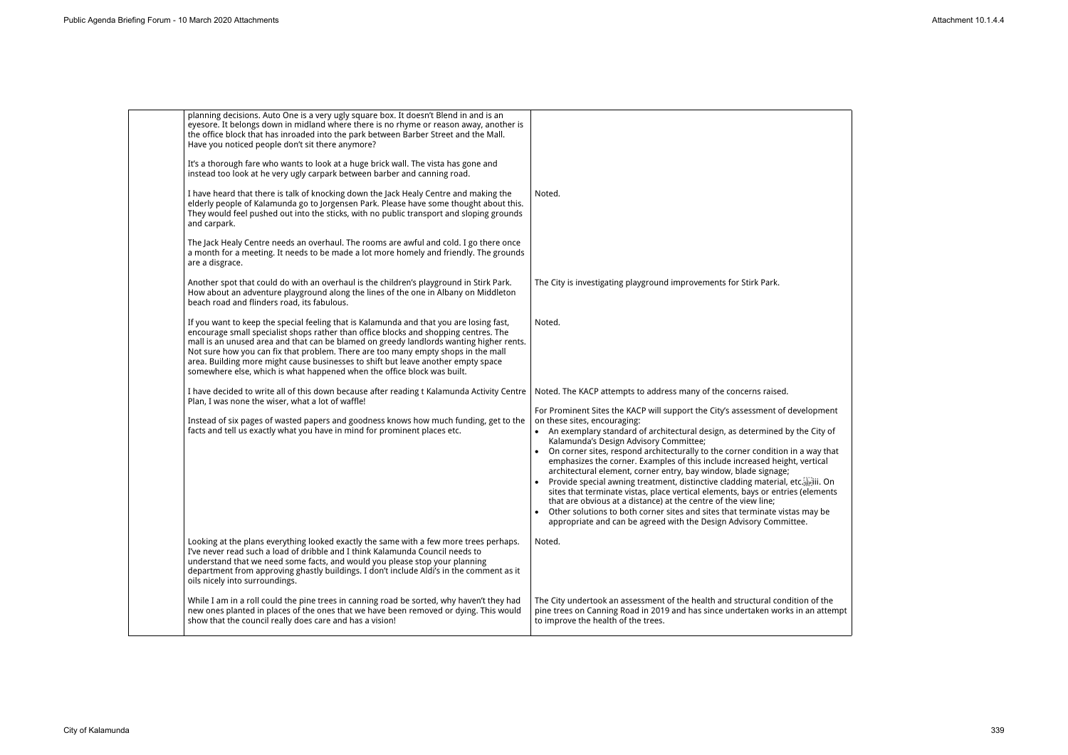| | | |
|---|---|---|
| | planning decisions. Auto One is a very ugly square box. It doesn't Blend in and is an eyesore. It belongs down in midland where there is no rhyme or reason away, another is the office block that has inroaded into the park between Barber Street and the Mall. Have you noticed people don't sit there anymore?<br><br>It's a thorough fare who wants to look at a huge brick wall. The vista has gone and instead too look at he very ugly carpark between barber and canning road. | |
| | I have heard that there is talk of knocking down the Jack Healy Centre and making the elderly people of Kalamunda go to Jorgensen Park. Please have some thought about this. They would feel pushed out into the sticks, with no public transport and sloping grounds and carpark.<br><br>The Jack Healy Centre needs an overhaul. The rooms are awful and cold. I go there once a month for a meeting. It needs to be made a lot more homely and friendly. The grounds are a disgrace. | Noted. |
| | Another spot that could do with an overhaul is the children's playground in Stirk Park. How about an adventure playground along the lines of the one in Albany on Middleton beach road and flinders road, its fabulous. | The City is investigating playground improvements for Stirk Park. |
| | If you want to keep the special feeling that is Kalamunda and that you are losing fast, encourage small specialist shops rather than office blocks and shopping centres. The mall is an unused area and that can be blamed on greedy landlords wanting higher rents. Not sure how you can fix that problem. There are too many empty shops in the mall area. Building more might cause businesses to shift but leave another empty space somewhere else, which is what happened when the office block was built. | Noted. |
| | I have decided to write all of this down because after reading t Kalamunda Activity Centre Plan, I was none the wiser, what a lot of waffle!<br><br>Instead of six pages of wasted papers and goodness knows how much funding, get to the facts and tell us exactly what you have in mind for prominent places etc. | Noted. The KACP attempts to address many of the concerns raised.<br><br>For Prominent Sites the KACP will support the City's assessment of development on these sites, encouraging:<br>• An exemplary standard of architectural design, as determined by the City of Kalamunda's Design Advisory Committee;<br>• On corner sites, respond architecturally to the corner condition in a way that emphasizes the corner. Examples of this include increased height, vertical architectural element, corner entry, bay window, blade signage;<br>• Provide special awning treatment, distinctive cladding material, etc. iii. On sites that terminate vistas, place vertical elements, bays or entries (elements that are obvious at a distance) at the centre of the view line;<br>• Other solutions to both corner sites and sites that terminate vistas may be appropriate and can be agreed with the Design Advisory Committee. |
| | Looking at the plans everything looked exactly the same with a few more trees perhaps. I've never read such a load of dribble and I think Kalamunda Council needs to understand that we need some facts, and would you please stop your planning department from approving ghastly buildings. I don't include Aldi's in the comment as it oils nicely into surroundings. | Noted. |
| | While I am in a roll could the pine trees in canning road be sorted, why haven't they had new ones planted in places of the ones that we have been removed or dying. This would show that the council really does care and has a vision! | The City undertook an assessment of the health and structural condition of the pine trees on Canning Road in 2019 and has since undertaken works in an attempt to improve the health of the trees. |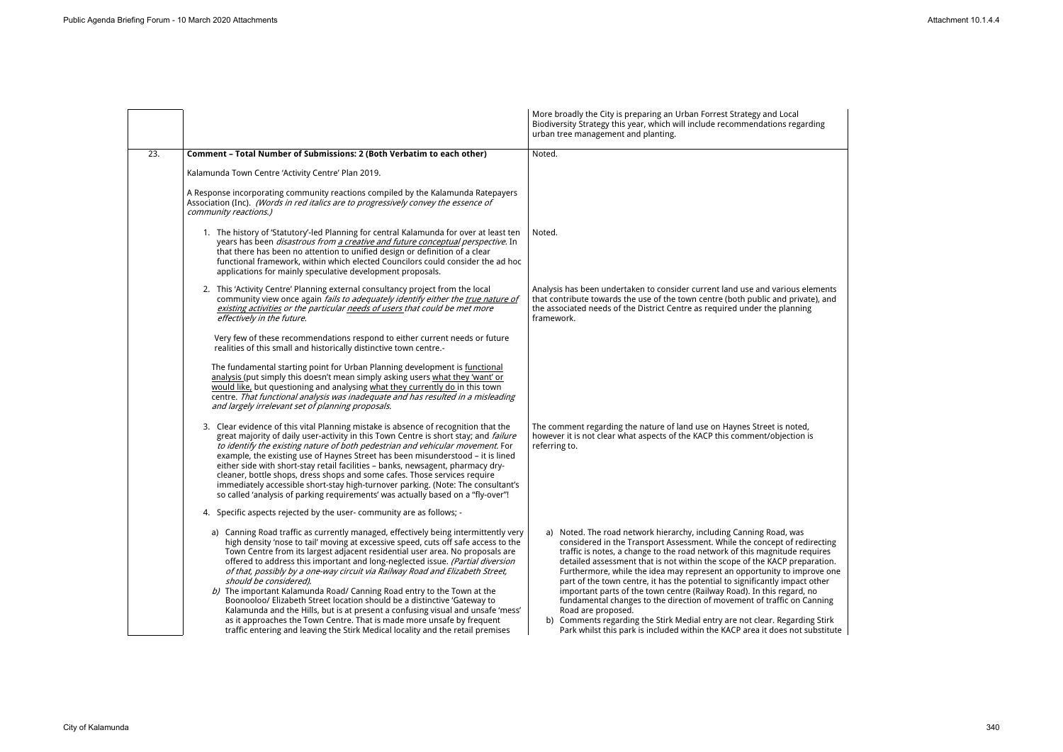| | | |
|---|---|---|
| | | More broadly the City is preparing an Urban Forrest Strategy and Local Biodiversity Strategy this year, which will include recommendations regarding urban tree management and planting. |
| 23. | **Comment – Total Number of Submissions: 2 (Both Verbatim to each other)**<br><br>Kalamunda Town Centre 'Activity Centre' Plan 2019.<br><br>A Response incorporating community reactions compiled by the Kalamunda Ratepayers Association (Inc). *(Words in red italics are to progressively convey the essence of community reactions.)* | Noted. |
| | 1. The history of 'Statutory'-led Planning for central Kalamunda for over at least ten years has been *disastrous from a creative and future conceptual perspective*. In that there has been no attention to unified design or definition of a clear functional framework, within which elected Councilors could consider the ad hoc applications for mainly speculative development proposals. | Noted. |
| | 2. This 'Activity Centre' Planning external consultancy project from the local community view once again *fails to adequately identify either the true nature of existing activities or the particular needs of users that could be met more effectively in the future.*<br><br>Very few of these recommendations respond to either current needs or future realities of this small and historically distinctive town centre.-<br><br>The fundamental starting point for Urban Planning development is functional analysis (put simply this doesn't mean simply asking users what they 'want' or would like, but questioning and analysing what they currently do in this town centre. *That functional analysis was inadequate and has resulted in a misleading and largely irrelevant set of planning proposals.* | Analysis has been undertaken to consider current land use and various elements that contribute towards the use of the town centre (both public and private), and the associated needs of the District Centre as required under the planning framework. |
| | 3. Clear evidence of this vital Planning mistake is absence of recognition that the great majority of daily user-activity in this Town Centre is short stay; and *failure to identify the existing nature of both pedestrian and vehicular movement.* For example, the existing use of Haynes Street has been misunderstood – it is lined either side with short-stay retail facilities – banks, newsagent, pharmacy dry-cleaner, bottle shops, dress shops and some cafes. Those services require immediately accessible short-stay high-turnover parking. (Note: The consultant's so called 'analysis of parking requirements' was actually based on a "fly-over"! | The comment regarding the nature of land use on Haynes Street is noted, however it is not clear what aspects of the KACP this comment/objection is referring to. |
| | 4. Specific aspects rejected by the user- community are as follows; -<br><br>a) Canning Road traffic as currently managed, effectively being intermittently very high density 'nose to tail' moving at excessive speed, cuts off safe access to the Town Centre from its largest adjacent residential user area. No proposals are offered to address this important and long-neglected issue. *(Partial diversion of that, possibly by a one-way circuit via Railway Road and Elizabeth Street, should be considered).*<br>*b)* The important Kalamunda Road/ Canning Road entry to the Town at the Boonooloo/ Elizabeth Street location should be a distinctive 'Gateway to Kalamunda and the Hills, but is at present a confusing visual and unsafe 'mess' as it approaches the Town Centre. That is made more unsafe by frequent traffic entering and leaving the Stirk Medical locality and the retail premises | a) Noted. The road network hierarchy, including Canning Road, was considered in the Transport Assessment. While the concept of redirecting traffic is notes, a change to the road network of this magnitude requires detailed assessment that is not within the scope of the KACP preparation. Furthermore, while the idea may represent an opportunity to improve one part of the town centre, it has the potential to significantly impact other important parts of the town centre (Railway Road). In this regard, no fundamental changes to the direction of movement of traffic on Canning Road are proposed.<br>b) Comments regarding the Stirk Medial entry are not clear. Regarding Stirk Park whilst this park is included within the KACP area it does not substitute |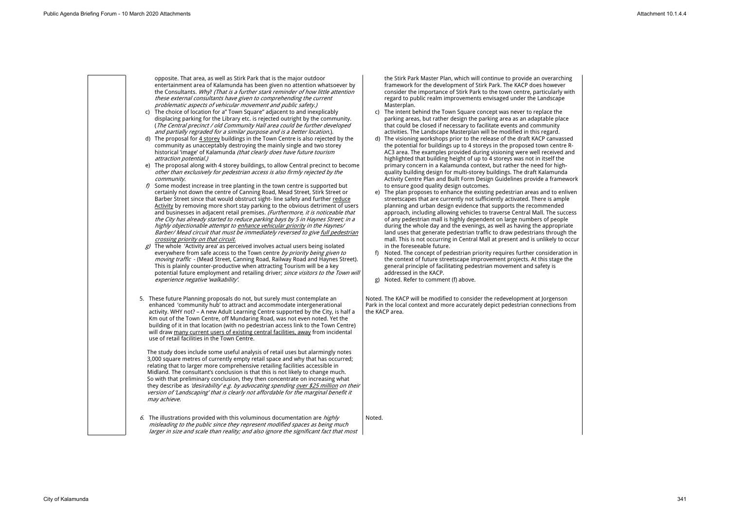| | | |
|---|---|---|
| | opposite. That area, as well as Stirk Park that is the major outdoor entertainment area of Kalamunda has been given no attention whatsoever by the Consultants. *Why? (That is a further stark reminder of how little attention these external consultants have given to comprehending the current problematic aspects of vehicular movement and public safety.)*<br>c) The choice of location for a" Town Square" adjacent to and inexplicably displacing parking for the Library etc. is rejected outright by the community. (*The Central precinct / old Community Hall area could be further developed and partially regraded for a similar purpose and is a better location.*).<br>d) The proposal for <u>4 storey</u> buildings in the Town Centre is also rejected by the community as unacceptably destroying the mainly single and two storey historical 'image' of Kalamunda *(that clearly does have future tourism attraction potential.)*<br>e) The proposal along with 4 storey buildings, to allow Central precinct to become *other than exclusively for pedestrian access is also firmly rejected by the community.*<br>*f)* Some modest increase in tree planting in the town centre is supported but certainly not down the centre of Canning Road, Mead Street, Stirk Street or Barber Street since that would obstruct sight- line safety and further <u>reduce</u> <u>Activity</u> by removing more short stay parking to the obvious detriment of users and businesses in adjacent retail premises. *(Furthermore, it is noticeable that the City has already started to reduce parking bays by 5 in Haynes Street; in a highly objectionable attempt to <u>enhance vehicular priority</u> in the Haynes/ Barber/ Mead circuit that must be immediately reversed to give <u>full pedestrian crossing priority on that circuit.</u>*<br>*g)* The whole 'Activity area' as perceived involves actual users being isolated everywhere from safe access to the Town centre *by priority being given to moving traffic* - (Mead Street, Canning Road, Railway Road and Haynes Street). This is plainly counter-productive when attracting Tourism will be a key potential future employment and retailing driver; *since visitors to the Town will experience negative 'walkability'.* | the Stirk Park Master Plan, which will continue to provide an overarching framework for the development of Stirk Park. The KACP does however consider the importance of Stirk Park to the town centre, particularly with regard to public realm improvements envisaged under the Landscape Masterplan.<br>c) The intent behind the Town Square concept was never to replace the parking areas, but rather design the parking area as an adaptable place that could be closed if necessary to facilitate events and community activities. The Landscape Masterplan will be modified in this regard.<br>d) The visioning workshops prior to the release of the draft KACP canvassed the potential for buildings up to 4 storeys in the proposed town centre R-AC3 area. The examples provided during visioning were well received and highlighted that building height of up to 4 storeys was not in itself the primary concern in a Kalamunda context, but rather the need for high-quality building design for multi-storey buildings. The draft Kalamunda Activity Centre Plan and Built Form Design Guidelines provide a framework to ensure good quality design outcomes.<br>e) The plan proposes to enhance the existing pedestrian areas and to enliven streetscapes that are currently not sufficiently activated. There is ample planning and urban design evidence that supports the recommended approach, including allowing vehicles to traverse Central Mall. The success of any pedestrian mall is highly dependent on large numbers of people during the whole day and the evenings, as well as having the appropriate land uses that generate pedestrian traffic to draw pedestrians through the mall. This is not occurring in Central Mall at present and is unlikely to occur in the foreseeable future.<br>f) Noted. The concept of pedestrian priority requires further consideration in the context of future streetscape improvement projects. At this stage the general principle of facilitating pedestrian movement and safety is addressed in the KACP.<br>g) Noted. Refer to comment (f) above. |
| | 5. These future Planning proposals do not, but surely must contemplate an enhanced 'community hub' to attract and accommodate intergenerational activity. WHY not? – A new Adult Learning Centre supported by the City, is half a Km out of the Town Centre, off Mundaring Road, was not even noted. Yet the building of it in that location (with no pedestrian access link to the Town Centre) will draw <u>many current users of existing central facilities, away</u> from incidental use of retail facilities in the Town Centre.<br><br>The study does include some useful analysis of retail uses but alarmingly notes 3,000 square metres of currently empty retail space and why that has occurred; relating that to larger more comprehensive retailing facilities accessible in Midland. The consultant's conclusion is that this is not likely to change much. So with that preliminary conclusion, they then concentrate on increasing what they describe as *'desirability' e.g. by advocating spending <u>over $25 million</u> on their version of 'Landscaping' that is clearly not affordable for the marginal benefit it may achieve.* | Noted. The KACP will be modified to consider the redevelopment at Jorgenson Park in the local context and more accurately depict pedestrian connections from the KACP area. |
| | *6.* The illustrations provided with this voluminous documentation are *highly misleading to the public since they represent modified spaces as being much larger in size and scale than reality; and also ignore the significant fact that most* | Noted. |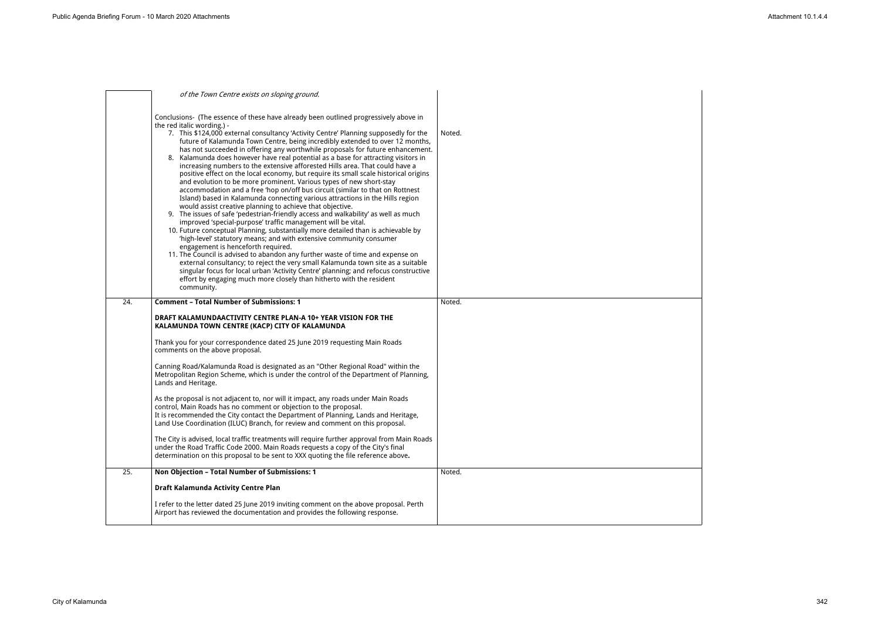| | | |
|---|---|---|
| | *of the Town Centre exists on sloping ground.*<br><br>Conclusions- (The essence of these have already been outlined progressively above in the red italic wording.) -<br>7. This $124,000 external consultancy 'Activity Centre' Planning supposedly for the future of Kalamunda Town Centre, being incredibly extended to over 12 months, has not succeeded in offering any worthwhile proposals for future enhancement.<br>8. Kalamunda does however have real potential as a base for attracting visitors in increasing numbers to the extensive afforested Hills area. That could have a positive effect on the local economy, but require its small scale historical origins and evolution to be more prominent. Various types of new short-stay accommodation and a free 'hop on/off bus circuit (similar to that on Rottnest Island) based in Kalamunda connecting various attractions in the Hills region would assist creative planning to achieve that objective.<br>9. The issues of safe 'pedestrian-friendly access and walkability' as well as much improved 'special-purpose' traffic management will be vital.<br>10. Future conceptual Planning, substantially more detailed than is achievable by 'high-level' statutory means; and with extensive community consumer engagement is henceforth required.<br>11. The Council is advised to abandon any further waste of time and expense on external consultancy; to reject the very small Kalamunda town site as a suitable singular focus for local urban 'Activity Centre' planning; and refocus constructive effort by engaging much more closely than hitherto with the resident community. | Noted. |
| 24. | **Comment – Total Number of Submissions: 1**<br><br>**DRAFT KALAMUNDAACTIVITY CENTRE PLAN-A 10+ YEAR VISION FOR THE KALAMUNDA TOWN CENTRE (KACP) CITY OF KALAMUNDA**<br><br>Thank you for your correspondence dated 25 June 2019 requesting Main Roads comments on the above proposal.<br><br>Canning Road/Kalamunda Road is designated as an "Other Regional Road" within the Metropolitan Region Scheme, which is under the control of the Department of Planning, Lands and Heritage.<br><br>As the proposal is not adjacent to, nor will it impact, any roads under Main Roads control, Main Roads has no comment or objection to the proposal.<br>It is recommended the City contact the Department of Planning, Lands and Heritage, Land Use Coordination (ILUC) Branch, for review and comment on this proposal.<br><br>The City is advised, local traffic treatments will require further approval from Main Roads under the Road Traffic Code 2000. Main Roads requests a copy of the City's final determination on this proposal to be sent to XXX quoting the file reference above**.** | Noted. |
| 25. | **Non Objection – Total Number of Submissions: 1**<br><br>**Draft Kalamunda Activity Centre Plan**<br><br>I refer to the letter dated 25 June 2019 inviting comment on the above proposal. Perth Airport has reviewed the documentation and provides the following response. | Noted. |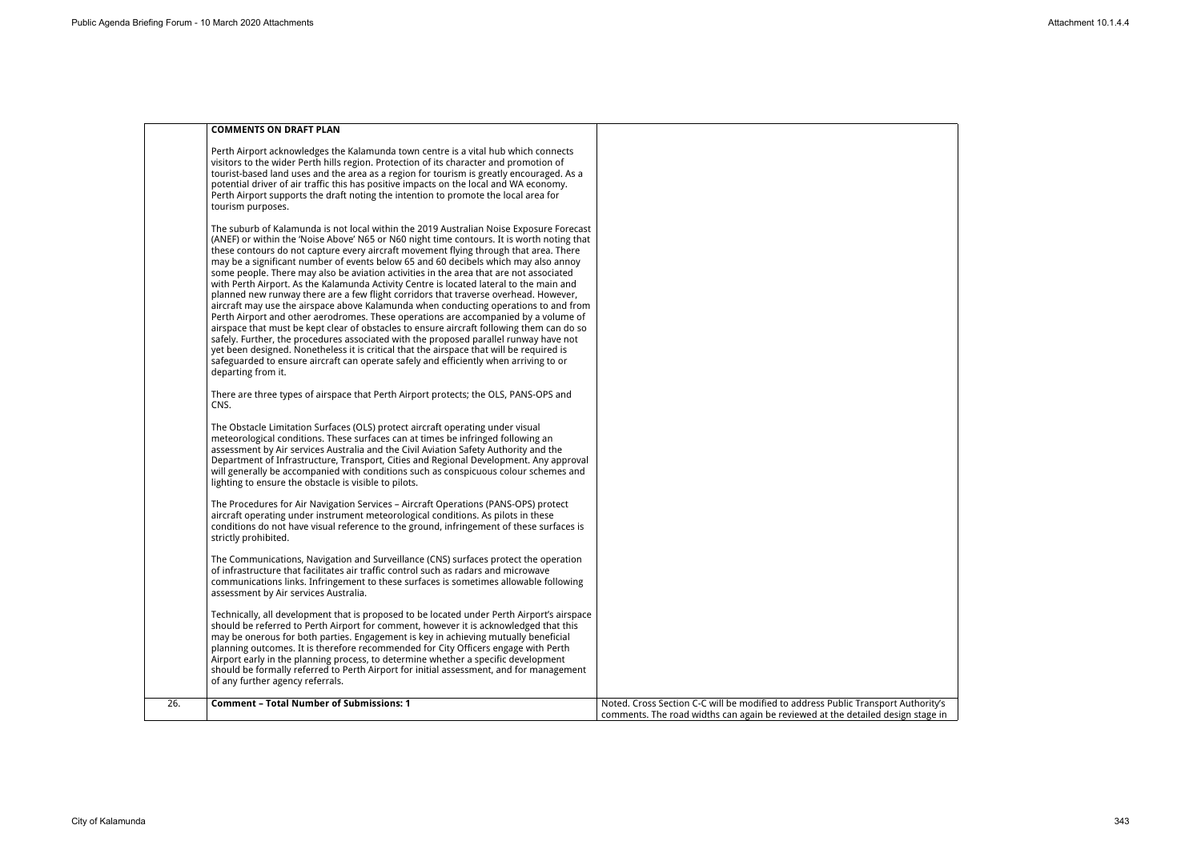| | | |
|---|---|---|
| | **COMMENTS ON DRAFT PLAN**<br><br>Perth Airport acknowledges the Kalamunda town centre is a vital hub which connects visitors to the wider Perth hills region. Protection of its character and promotion of tourist-based land uses and the area as a region for tourism is greatly encouraged. As a potential driver of air traffic this has positive impacts on the local and WA economy. Perth Airport supports the draft noting the intention to promote the local area for tourism purposes.<br><br>The suburb of Kalamunda is not local within the 2019 Australian Noise Exposure Forecast (ANEF) or within the 'Noise Above' N65 or N60 night time contours. It is worth noting that these contours do not capture every aircraft movement flying through that area. There may be a significant number of events below 65 and 60 decibels which may also annoy some people. There may also be aviation activities in the area that are not associated with Perth Airport. As the Kalamunda Activity Centre is located lateral to the main and planned new runway there are a few flight corridors that traverse overhead. However, aircraft may use the airspace above Kalamunda when conducting operations to and from Perth Airport and other aerodromes. These operations are accompanied by a volume of airspace that must be kept clear of obstacles to ensure aircraft following them can do so safely. Further, the procedures associated with the proposed parallel runway have not yet been designed. Nonetheless it is critical that the airspace that will be required is safeguarded to ensure aircraft can operate safely and efficiently when arriving to or departing from it.<br><br>There are three types of airspace that Perth Airport protects; the OLS, PANS-OPS and CNS.<br><br>The Obstacle Limitation Surfaces (OLS) protect aircraft operating under visual meteorological conditions. These surfaces can at times be infringed following an assessment by Air services Australia and the Civil Aviation Safety Authority and the Department of Infrastructure, Transport, Cities and Regional Development. Any approval will generally be accompanied with conditions such as conspicuous colour schemes and lighting to ensure the obstacle is visible to pilots.<br><br>The Procedures for Air Navigation Services – Aircraft Operations (PANS-OPS) protect aircraft operating under instrument meteorological conditions. As pilots in these conditions do not have visual reference to the ground, infringement of these surfaces is strictly prohibited.<br><br>The Communications, Navigation and Surveillance (CNS) surfaces protect the operation of infrastructure that facilitates air traffic control such as radars and microwave communications links. Infringement to these surfaces is sometimes allowable following assessment by Air services Australia.<br><br>Technically, all development that is proposed to be located under Perth Airport's airspace should be referred to Perth Airport for comment, however it is acknowledged that this may be onerous for both parties. Engagement is key in achieving mutually beneficial planning outcomes. It is therefore recommended for City Officers engage with Perth Airport early in the planning process, to determine whether a specific development should be formally referred to Perth Airport for initial assessment, and for management of any further agency referrals. | |
| 26. | **Comment – Total Number of Submissions: 1** | Noted. Cross Section C-C will be modified to address Public Transport Authority's comments. The road widths can again be reviewed at the detailed design stage in |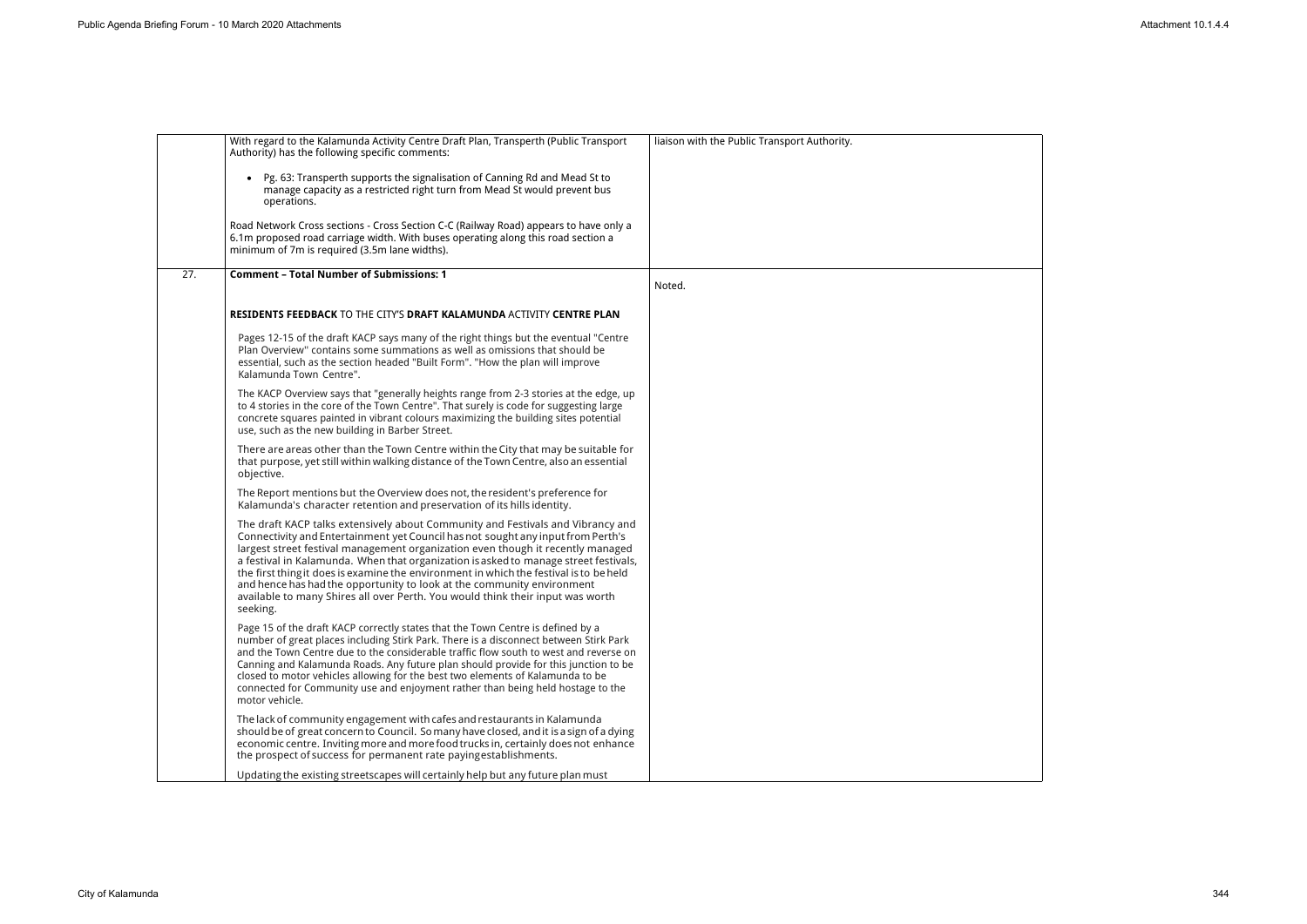| | | |
|---|---|---|
| | With regard to the Kalamunda Activity Centre Draft Plan, Transperth (Public Transport Authority) has the following specific comments:<br><br>• Pg. 63: Transperth supports the signalisation of Canning Rd and Mead St to manage capacity as a restricted right turn from Mead St would prevent bus operations.<br><br>Road Network Cross sections - Cross Section C-C (Railway Road) appears to have only a 6.1m proposed road carriage width. With buses operating along this road section a minimum of 7m is required (3.5m lane widths). | liaison with the Public Transport Authority. |
| 27. | **Comment – Total Number of Submissions: 1**<br><br>**RESIDENTS FEEDBACK** TO THE CITY'S **DRAFT KALAMUNDA** ACTIVITY **CENTRE PLAN**<br><br>Pages 12-15 of the draft KACP says many of the right things but the eventual "Centre Plan Overview" contains some summations as well as omissions that should be essential, such as the section headed "Built Form". "How the plan will improve Kalamunda Town Centre".<br><br>The KACP Overview says that "generally heights range from 2-3 stories at the edge, up to 4 stories in the core of the Town Centre". That surely is code for suggesting large concrete squares painted in vibrant colours maximizing the building sites potential use, such as the new building in Barber Street.<br><br>There are areas other than the Town Centre within the City that may be suitable for that purpose, yet still within walking distance of the Town Centre, also an essential objective.<br><br>The Report mentions but the Overview does not, the resident's preference for Kalamunda's character retention and preservation of its hills identity.<br><br>The draft KACP talks extensively about Community and Festivals and Vibrancy and Connectivity and Entertainment yet Council has not sought any input from Perth's largest street festival management organization even though it recently managed a festival in Kalamunda. When that organization is asked to manage street festivals, the first thing it does is examine the environment in which the festival is to be held and hence has had the opportunity to look at the community environment available to many Shires all over Perth. You would think their input was worth seeking.<br><br>Page 15 of the draft KACP correctly states that the Town Centre is defined by a number of great places including Stirk Park. There is a disconnect between Stirk Park and the Town Centre due to the considerable traffic flow south to west and reverse on Canning and Kalamunda Roads. Any future plan should provide for this junction to be closed to motor vehicles allowing for the best two elements of Kalamunda to be connected for Community use and enjoyment rather than being held hostage to the motor vehicle.<br><br>The lack of community engagement with cafes and restaurants in Kalamunda should be of great concern to Council. So many have closed, and it is a sign of a dying economic centre. Inviting more and more food trucks in, certainly does not enhance the prospect of success for permanent rate paying establishments.<br><br>Updating the existing streetscapes will certainly help but any future plan must | Noted. |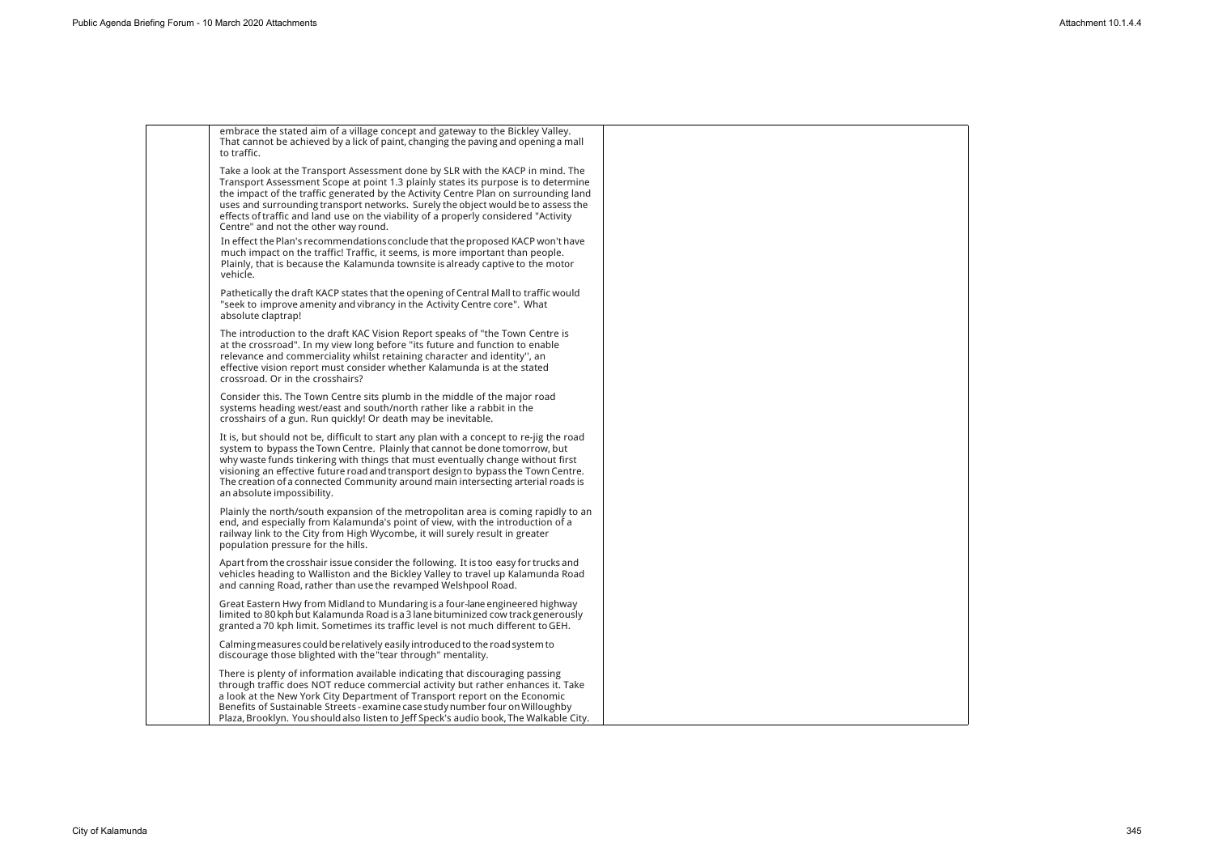embrace the stated aim of a village concept and gateway to the Bickley Valley. That cannot be achieved by a lick of paint, changing the paving and opening a mall to traffic.

Take a look at the Transport Assessment done by SLR with the KACP in mind. The Transport Assessment Scope at point 1.3 plainly states its purpose is to determine the impact of the traffic generated by the Activity Centre Plan on surrounding land uses and surrounding transport networks. Surely the object would be to assess the effects of traffic and land use on the viability of a properly considered "Activity Centre" and not the other way round.

In effect the Plan's recommendations conclude that the proposed KACP won't have much impact on the traffic! Traffic, it seems, is more important than people. Plainly, that is because the Kalamunda townsite is already captive to the motor vehicle.

Pathetically the draft KACP states that the opening of Central Mall to traffic would "seek to improve amenity and vibrancy in the Activity Centre core". What absolute claptrap!

The introduction to the draft KAC Vision Report speaks of "the Town Centre is at the crossroad". In my view long before "its future and function to enable relevance and commerciality whilst retaining character and identity'', an effective vision report must consider whether Kalamunda is at the stated crossroad. Or in the crosshairs?

Consider this. The Town Centre sits plumb in the middle of the major road systems heading west/east and south/north rather like a rabbit in the crosshairs of a gun. Run quickly! Or death may be inevitable.

It is, but should not be, difficult to start any plan with a concept to re-jig the road system to bypass the Town Centre. Plainly that cannot be done tomorrow, but why waste funds tinkering with things that must eventually change without first visioning an effective future road and transport design to bypass the Town Centre. The creation of a connected Community around main intersecting arterial roads is an absolute impossibility.

Plainly the north/south expansion of the metropolitan area is coming rapidly to an end, and especially from Kalamunda's point of view, with the introduction of a railway link to the City from High Wycombe, it will surely result in greater population pressure for the hills.

Apart from the crosshair issue consider the following. It is too easy for trucks and vehicles heading to Walliston and the Bickley Valley to travel up Kalamunda Road and canning Road, rather than use the revamped Welshpool Road.

Great Eastern Hwy from Midland to Mundaring is a four-lane engineered highway limited to 80 kph but Kalamunda Road is a 3 lane bituminized cow track generously granted a 70 kph limit. Sometimes its traffic level is not much different to GEH.

Calming measures could be relatively easily introduced to the road system to discourage those blighted with the "tear through" mentality.

There is plenty of information available indicating that discouraging passing through traffic does NOT reduce commercial activity but rather enhances it. Take a look at the New York City Department of Transport report on the Economic Benefits of Sustainable Streets - examine case study number four on Willoughby Plaza, Brooklyn. You should also listen to Jeff Speck's audio book, The Walkable City.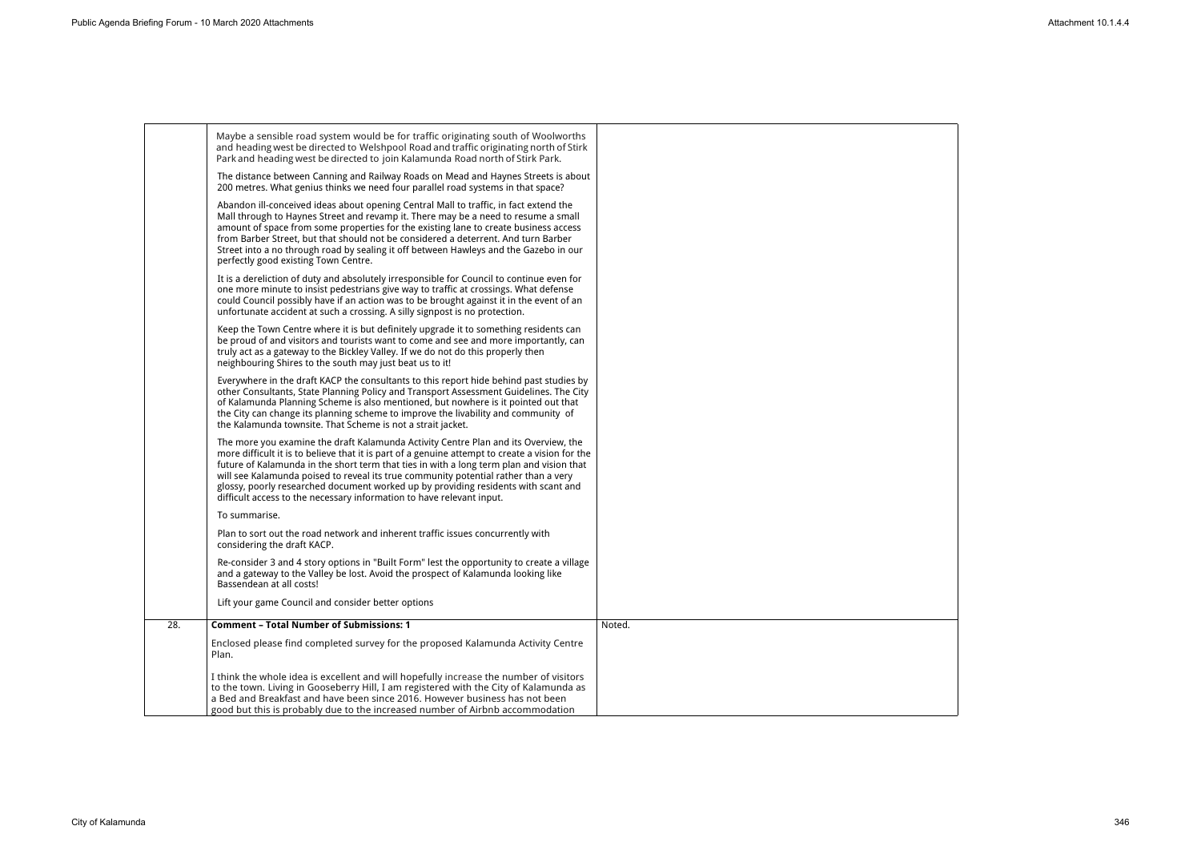| | | |
|---|---|---|
| | Maybe a sensible road system would be for traffic originating south of Woolworths and heading west be directed to Welshpool Road and traffic originating north of Stirk Park and heading west be directed to join Kalamunda Road north of Stirk Park.<br><br>The distance between Canning and Railway Roads on Mead and Haynes Streets is about 200 metres. What genius thinks we need four parallel road systems in that space?<br><br>Abandon ill-conceived ideas about opening Central Mall to traffic, in fact extend the Mall through to Haynes Street and revamp it. There may be a need to resume a small amount of space from some properties for the existing lane to create business access from Barber Street, but that should not be considered a deterrent. And turn Barber Street into a no through road by sealing it off between Hawleys and the Gazebo in our perfectly good existing Town Centre.<br><br>It is a dereliction of duty and absolutely irresponsible for Council to continue even for one more minute to insist pedestrians give way to traffic at crossings. What defense could Council possibly have if an action was to be brought against it in the event of an unfortunate accident at such a crossing. A silly signpost is no protection.<br><br>Keep the Town Centre where it is but definitely upgrade it to something residents can be proud of and visitors and tourists want to come and see and more importantly, can truly act as a gateway to the Bickley Valley. If we do not do this properly then neighbouring Shires to the south may just beat us to it!<br><br>Everywhere in the draft KACP the consultants to this report hide behind past studies by other Consultants, State Planning Policy and Transport Assessment Guidelines. The City of Kalamunda Planning Scheme is also mentioned, but nowhere is it pointed out that the City can change its planning scheme to improve the livability and community of the Kalamunda townsite. That Scheme is not a strait jacket.<br><br>The more you examine the draft Kalamunda Activity Centre Plan and its Overview, the more difficult it is to believe that it is part of a genuine attempt to create a vision for the future of Kalamunda in the short term that ties in with a long term plan and vision that will see Kalamunda poised to reveal its true community potential rather than a very glossy, poorly researched document worked up by providing residents with scant and difficult access to the necessary information to have relevant input.<br><br>To summarise.<br><br>Plan to sort out the road network and inherent traffic issues concurrently with considering the draft KACP.<br><br>Re-consider 3 and 4 story options in "Built Form" lest the opportunity to create a village and a gateway to the Valley be lost. Avoid the prospect of Kalamunda looking like Bassendean at all costs!<br><br>Lift your game Council and consider better options | |
| 28. | **Comment – Total Number of Submissions: 1**<br><br>Enclosed please find completed survey for the proposed Kalamunda Activity Centre Plan.<br><br>I think the whole idea is excellent and will hopefully increase the number of visitors to the town. Living in Gooseberry Hill, I am registered with the City of Kalamunda as a Bed and Breakfast and have been since 2016. However business has not been good but this is probably due to the increased number of Airbnb accommodation | Noted. |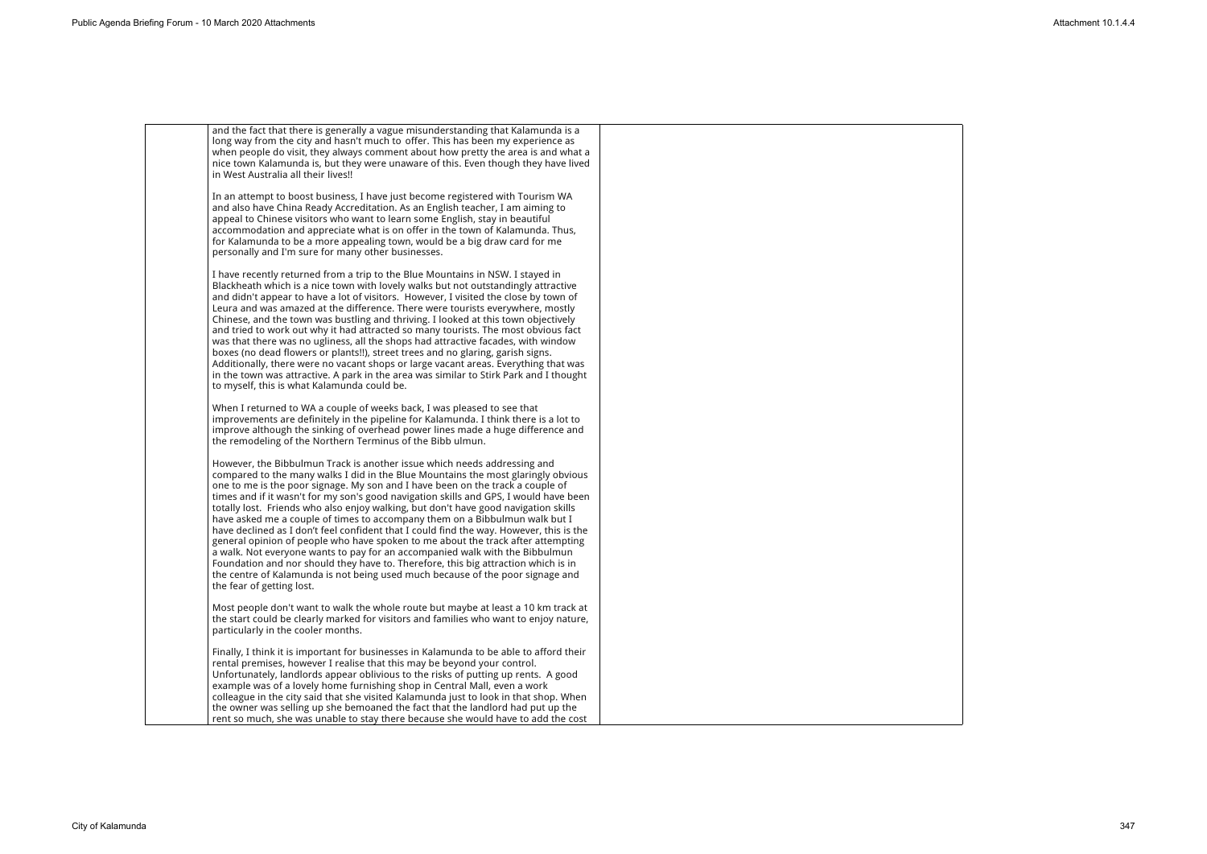| | | |
|---|---|---|
| | and the fact that there is generally a vague misunderstanding that Kalamunda is a long way from the city and hasn't much to offer. This has been my experience as when people do visit, they always comment about how pretty the area is and what a nice town Kalamunda is, but they were unaware of this. Even though they have lived in West Australia all their lives!!<br><br>In an attempt to boost business, I have just become registered with Tourism WA and also have China Ready Accreditation. As an English teacher, I am aiming to appeal to Chinese visitors who want to learn some English, stay in beautiful accommodation and appreciate what is on offer in the town of Kalamunda. Thus, for Kalamunda to be a more appealing town, would be a big draw card for me personally and I'm sure for many other businesses.<br><br>I have recently returned from a trip to the Blue Mountains in NSW. I stayed in Blackheath which is a nice town with lovely walks but not outstandingly attractive and didn't appear to have a lot of visitors. However, I visited the close by town of Leura and was amazed at the difference. There were tourists everywhere, mostly Chinese, and the town was bustling and thriving. I looked at this town objectively and tried to work out why it had attracted so many tourists. The most obvious fact was that there was no ugliness, all the shops had attractive facades, with window boxes (no dead flowers or plants!!), street trees and no glaring, garish signs. Additionally, there were no vacant shops or large vacant areas. Everything that was in the town was attractive. A park in the area was similar to Stirk Park and I thought to myself, this is what Kalamunda could be.<br><br>When I returned to WA a couple of weeks back, I was pleased to see that improvements are definitely in the pipeline for Kalamunda. I think there is a lot to improve although the sinking of overhead power lines made a huge difference and the remodeling of the Northern Terminus of the Bibb ulmun.<br><br>However, the Bibbulmun Track is another issue which needs addressing and compared to the many walks I did in the Blue Mountains the most glaringly obvious one to me is the poor signage. My son and I have been on the track a couple of times and if it wasn't for my son's good navigation skills and GPS, I would have been totally lost. Friends who also enjoy walking, but don't have good navigation skills have asked me a couple of times to accompany them on a Bibbulmun walk but I have declined as I don't feel confident that I could find the way. However, this is the general opinion of people who have spoken to me about the track after attempting a walk. Not everyone wants to pay for an accompanied walk with the Bibbulmun Foundation and nor should they have to. Therefore, this big attraction which is in the centre of Kalamunda is not being used much because of the poor signage and the fear of getting lost.<br><br>Most people don't want to walk the whole route but maybe at least a 10 km track at the start could be clearly marked for visitors and families who want to enjoy nature, particularly in the cooler months.<br><br>Finally, I think it is important for businesses in Kalamunda to be able to afford their rental premises, however I realise that this may be beyond your control. Unfortunately, landlords appear oblivious to the risks of putting up rents. A good example was of a lovely home furnishing shop in Central Mall, even a work colleague in the city said that she visited Kalamunda just to look in that shop. When the owner was selling up she bemoaned the fact that the landlord had put up the rent so much, she was unable to stay there because she would have to add the cost | |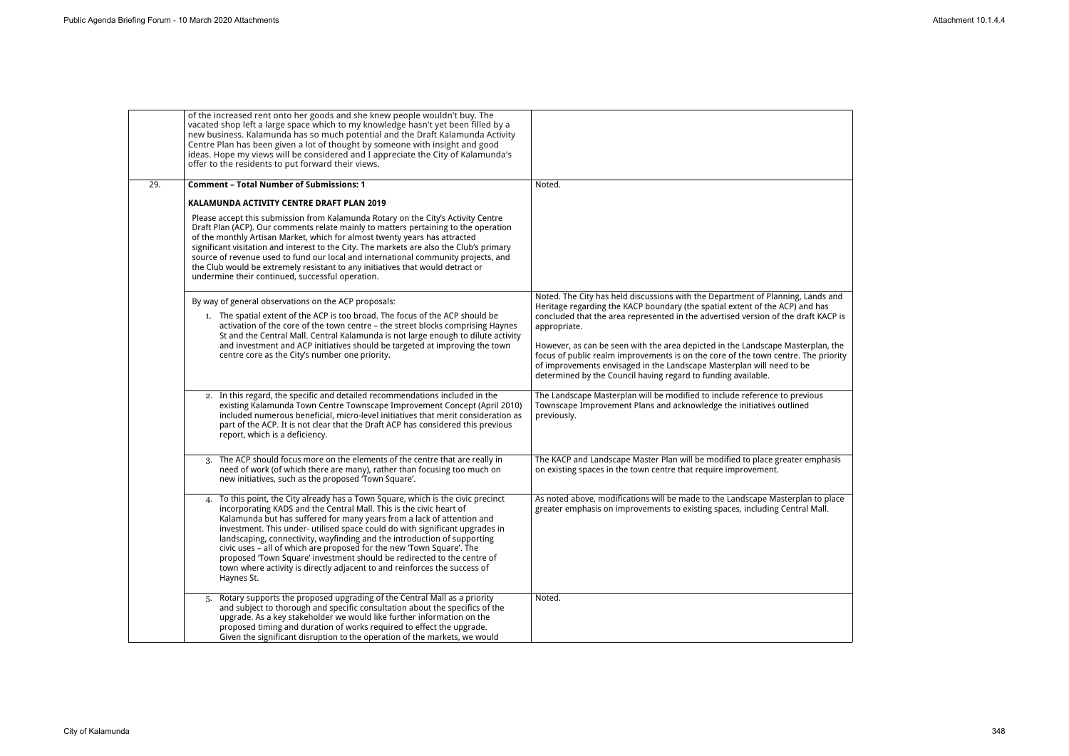| | | |
|---|---|---|
| | of the increased rent onto her goods and she knew people wouldn't buy. The vacated shop left a large space which to my knowledge hasn't yet been filled by a new business. Kalamunda has so much potential and the Draft Kalamunda Activity Centre Plan has been given a lot of thought by someone with insight and good ideas. Hope my views will be considered and I appreciate the City of Kalamunda's offer to the residents to put forward their views. | |
| 29. | **Comment – Total Number of Submissions: 1**<br><br>**KALAMUNDA ACTIVITY CENTRE DRAFT PLAN 2019**<br><br>Please accept this submission from Kalamunda Rotary on the City's Activity Centre Draft Plan (ACP). Our comments relate mainly to matters pertaining to the operation of the monthly Artisan Market, which for almost twenty years has attracted significant visitation and interest to the City. The markets are also the Club's primary source of revenue used to fund our local and international community projects, and the Club would be extremely resistant to any initiatives that would detract or undermine their continued, successful operation. | Noted. |
| | By way of general observations on the ACP proposals:<br><br>1. The spatial extent of the ACP is too broad. The focus of the ACP should be activation of the core of the town centre – the street blocks comprising Haynes St and the Central Mall. Central Kalamunda is not large enough to dilute activity and investment and ACP initiatives should be targeted at improving the town centre core as the City's number one priority. | Noted. The City has held discussions with the Department of Planning, Lands and Heritage regarding the KACP boundary (the spatial extent of the ACP) and has concluded that the area represented in the advertised version of the draft KACP is appropriate.<br><br>However, as can be seen with the area depicted in the Landscape Masterplan, the focus of public realm improvements is on the core of the town centre. The priority of improvements envisaged in the Landscape Masterplan will need to be determined by the Council having regard to funding available. |
| | 2. In this regard, the specific and detailed recommendations included in the existing Kalamunda Town Centre Townscape Improvement Concept (April 2010) included numerous beneficial, micro-level initiatives that merit consideration as part of the ACP. It is not clear that the Draft ACP has considered this previous report, which is a deficiency. | The Landscape Masterplan will be modified to include reference to previous Townscape Improvement Plans and acknowledge the initiatives outlined previously. |
| | 3. The ACP should focus more on the elements of the centre that are really in need of work (of which there are many), rather than focusing too much on new initiatives, such as the proposed 'Town Square'. | The KACP and Landscape Master Plan will be modified to place greater emphasis on existing spaces in the town centre that require improvement. |
| | 4. To this point, the City already has a Town Square, which is the civic precinct incorporating KADS and the Central Mall. This is the civic heart of Kalamunda but has suffered for many years from a lack of attention and investment. This under- utilised space could do with significant upgrades in landscaping, connectivity, wayfinding and the introduction of supporting civic uses – all of which are proposed for the new 'Town Square'. The proposed 'Town Square' investment should be redirected to the centre of town where activity is directly adjacent to and reinforces the success of Haynes St. | As noted above, modifications will be made to the Landscape Masterplan to place greater emphasis on improvements to existing spaces, including Central Mall. |
| | 5. Rotary supports the proposed upgrading of the Central Mall as a priority and subject to thorough and specific consultation about the specifics of the upgrade. As a key stakeholder we would like further information on the proposed timing and duration of works required to effect the upgrade. Given the significant disruption to the operation of the markets, we would | Noted. |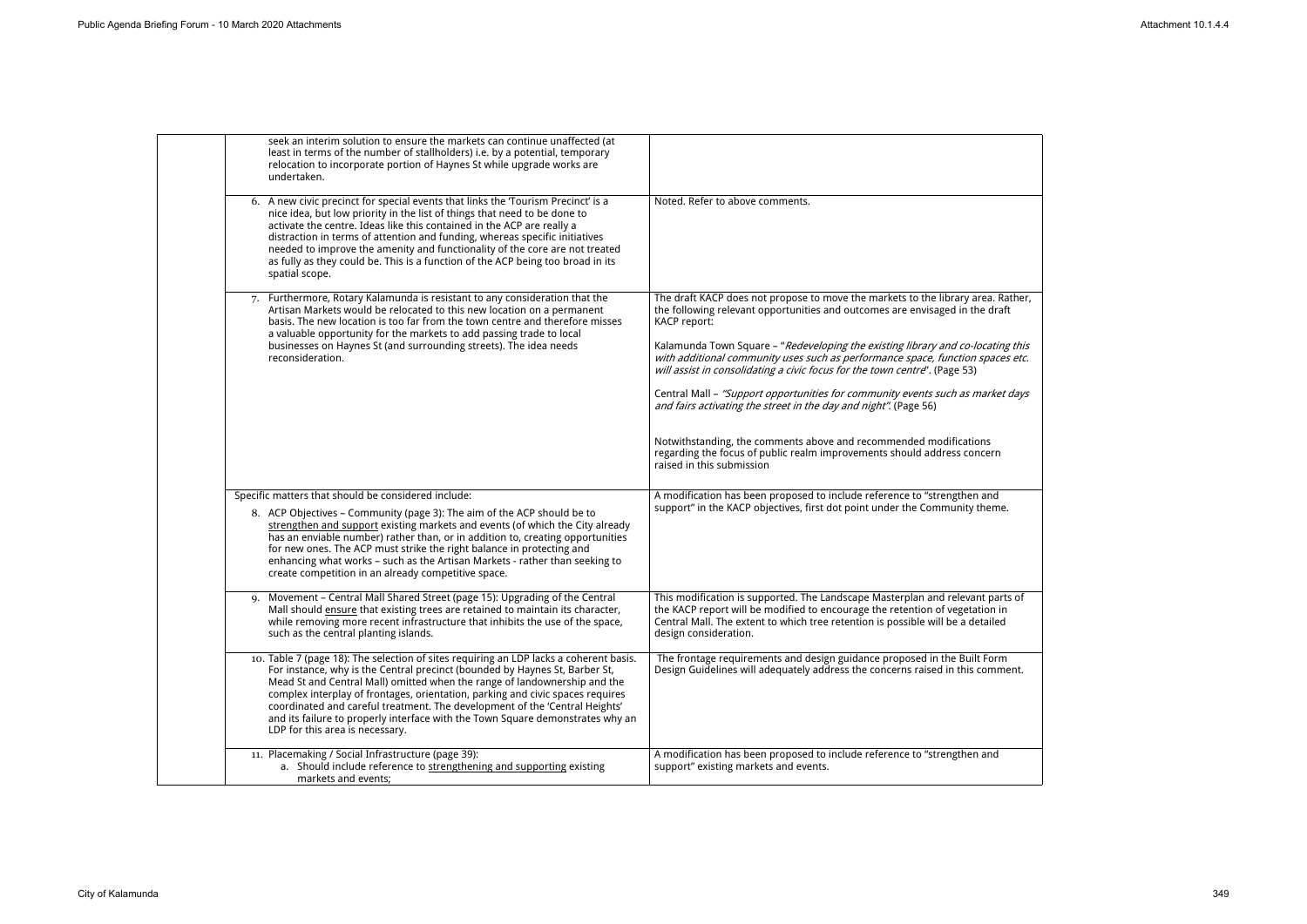| | | |
|---|---|---|
| | seek an interim solution to ensure the markets can continue unaffected (at least in terms of the number of stallholders) i.e. by a potential, temporary relocation to incorporate portion of Haynes St while upgrade works are undertaken. | |
| | 6. A new civic precinct for special events that links the 'Tourism Precinct' is a nice idea, but low priority in the list of things that need to be done to activate the centre. Ideas like this contained in the ACP are really a distraction in terms of attention and funding, whereas specific initiatives needed to improve the amenity and functionality of the core are not treated as fully as they could be. This is a function of the ACP being too broad in its spatial scope. | Noted. Refer to above comments. |
| | 7. Furthermore, Rotary Kalamunda is resistant to any consideration that the Artisan Markets would be relocated to this new location on a permanent basis. The new location is too far from the town centre and therefore misses a valuable opportunity for the markets to add passing trade to local businesses on Haynes St (and surrounding streets). The idea needs reconsideration. | The draft KACP does not propose to move the markets to the library area. Rather, the following relevant opportunities and outcomes are envisaged in the draft KACP report:<br><br>Kalamunda Town Square – "*Redeveloping the existing library and co-locating this with additional community uses such as performance space, function spaces etc. will assist in consolidating a civic focus for the town centre*". (Page 53)<br><br>Central Mall – *"Support opportunities for community events such as market days and fairs activating the street in the day and night"*. (Page 56)<br><br>Notwithstanding, the comments above and recommended modifications regarding the focus of public realm improvements should address concern raised in this submission |
| | Specific matters that should be considered include:<br><br>8. ACP Objectives – Community (page 3): The aim of the ACP should be to strengthen and support existing markets and events (of which the City already has an enviable number) rather than, or in addition to, creating opportunities for new ones. The ACP must strike the right balance in protecting and enhancing what works – such as the Artisan Markets - rather than seeking to create competition in an already competitive space. | A modification has been proposed to include reference to "strengthen and support" in the KACP objectives, first dot point under the Community theme. |
| | 9. Movement – Central Mall Shared Street (page 15): Upgrading of the Central Mall should ensure that existing trees are retained to maintain its character, while removing more recent infrastructure that inhibits the use of the space, such as the central planting islands. | This modification is supported. The Landscape Masterplan and relevant parts of the KACP report will be modified to encourage the retention of vegetation in Central Mall. The extent to which tree retention is possible will be a detailed design consideration. |
| | 10. Table 7 (page 18): The selection of sites requiring an LDP lacks a coherent basis. For instance, why is the Central precinct (bounded by Haynes St, Barber St, Mead St and Central Mall) omitted when the range of landownership and the complex interplay of frontages, orientation, parking and civic spaces requires coordinated and careful treatment. The development of the 'Central Heights' and its failure to properly interface with the Town Square demonstrates why an LDP for this area is necessary. | The frontage requirements and design guidance proposed in the Built Form Design Guidelines will adequately address the concerns raised in this comment. |
| | 11. Placemaking / Social Infrastructure (page 39):<br>a. Should include reference to strengthening and supporting existing markets and events; | A modification has been proposed to include reference to "strengthen and support" existing markets and events. |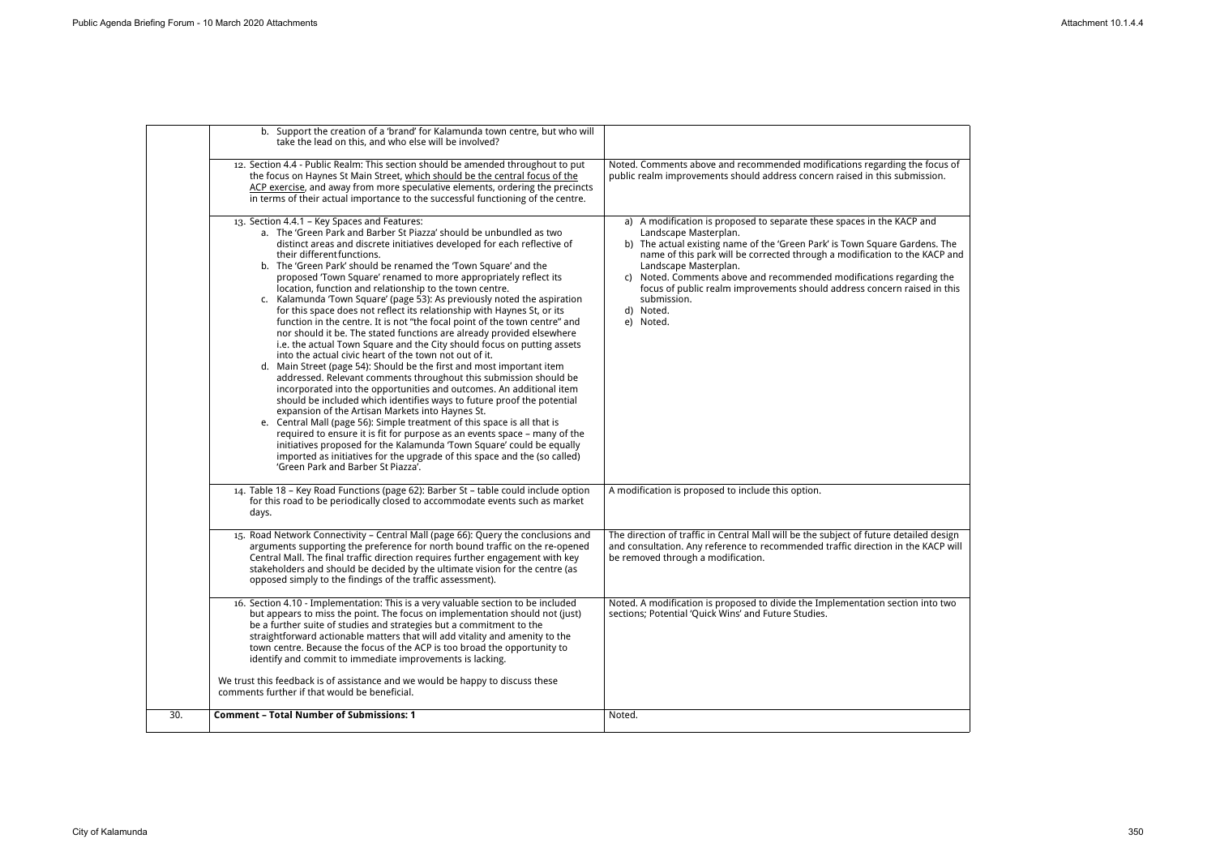| | | |
|---|---|---|
| | b. Support the creation of a 'brand' for Kalamunda town centre, but who will take the lead on this, and who else will be involved? | |
| | 12. Section 4.4 - Public Realm: This section should be amended throughout to put the focus on Haynes St Main Street, which should be the central focus of the ACP exercise, and away from more speculative elements, ordering the precincts in terms of their actual importance to the successful functioning of the centre. | Noted. Comments above and recommended modifications regarding the focus of public realm improvements should address concern raised in this submission. |
| | 13. Section 4.4.1 – Key Spaces and Features:<br>a. The 'Green Park and Barber St Piazza' should be unbundled as two distinct areas and discrete initiatives developed for each reflective of their different functions.<br>b. The 'Green Park' should be renamed the 'Town Square' and the proposed 'Town Square' renamed to more appropriately reflect its location, function and relationship to the town centre.<br>c. Kalamunda 'Town Square' (page 53): As previously noted the aspiration for this space does not reflect its relationship with Haynes St, or its function in the centre. It is not "the focal point of the town centre" and nor should it be. The stated functions are already provided elsewhere i.e. the actual Town Square and the City should focus on putting assets into the actual civic heart of the town not out of it.<br>d. Main Street (page 54): Should be the first and most important item addressed. Relevant comments throughout this submission should be incorporated into the opportunities and outcomes. An additional item should be included which identifies ways to future proof the potential expansion of the Artisan Markets into Haynes St.<br>e. Central Mall (page 56): Simple treatment of this space is all that is required to ensure it is fit for purpose as an events space – many of the initiatives proposed for the Kalamunda 'Town Square' could be equally imported as initiatives for the upgrade of this space and the (so called) 'Green Park and Barber St Piazza'. | a) A modification is proposed to separate these spaces in the KACP and Landscape Masterplan.<br>b) The actual existing name of the 'Green Park' is Town Square Gardens. The name of this park will be corrected through a modification to the KACP and Landscape Masterplan.<br>c) Noted. Comments above and recommended modifications regarding the focus of public realm improvements should address concern raised in this submission.<br>d) Noted.<br>e) Noted. |
| | 14. Table 18 – Key Road Functions (page 62): Barber St – table could include option for this road to be periodically closed to accommodate events such as market days. | A modification is proposed to include this option. |
| | 15. Road Network Connectivity – Central Mall (page 66): Query the conclusions and arguments supporting the preference for north bound traffic on the re-opened Central Mall. The final traffic direction requires further engagement with key stakeholders and should be decided by the ultimate vision for the centre (as opposed simply to the findings of the traffic assessment). | The direction of traffic in Central Mall will be the subject of future detailed design and consultation. Any reference to recommended traffic direction in the KACP will be removed through a modification. |
| | 16. Section 4.10 - Implementation: This is a very valuable section to be included but appears to miss the point. The focus on implementation should not (just) be a further suite of studies and strategies but a commitment to the straightforward actionable matters that will add vitality and amenity to the town centre. Because the focus of the ACP is too broad the opportunity to identify and commit to immediate improvements is lacking.<br><br>We trust this feedback is of assistance and we would be happy to discuss these comments further if that would be beneficial. | Noted. A modification is proposed to divide the Implementation section into two sections; Potential 'Quick Wins' and Future Studies. |
| 30. | **Comment – Total Number of Submissions: 1** | Noted. |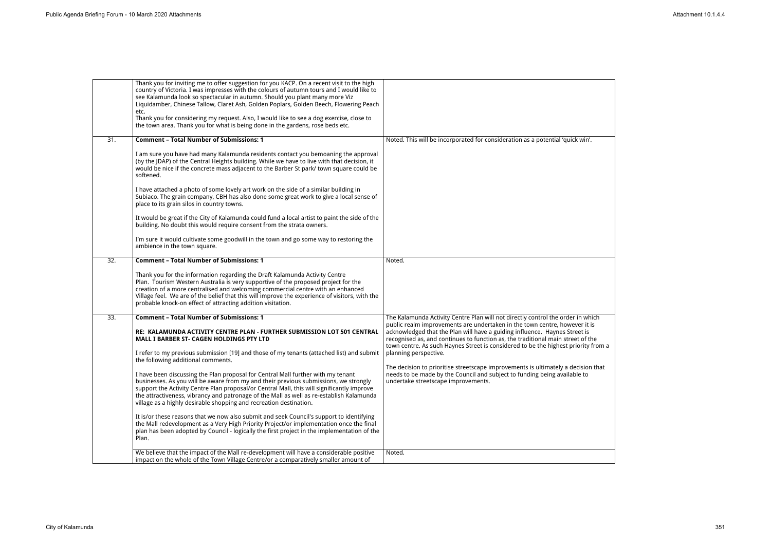| | | |
|---|---|---|
| | Thank you for inviting me to offer suggestion for you KACP. On a recent visit to the high country of Victoria. I was impresses with the colours of autumn tours and I would like to see Kalamunda look so spectacular in autumn. Should you plant many more Viz Liquidamber, Chinese Tallow, Claret Ash, Golden Poplars, Golden Beech, Flowering Peach etc.<br>Thank you for considering my request. Also, I would like to see a dog exercise, close to the town area. Thank you for what is being done in the gardens, rose beds etc. | |
| 31. | **Comment – Total Number of Submissions: 1**<br><br>I am sure you have had many Kalamunda residents contact you bemoaning the approval (by the JDAP) of the Central Heights building. While we have to live with that decision, it would be nice if the concrete mass adjacent to the Barber St park/ town square could be softened.<br><br>I have attached a photo of some lovely art work on the side of a similar building in Subiaco. The grain company, CBH has also done some great work to give a local sense of place to its grain silos in country towns.<br><br>It would be great if the City of Kalamunda could fund a local artist to paint the side of the building. No doubt this would require consent from the strata owners.<br><br>I'm sure it would cultivate some goodwill in the town and go some way to restoring the ambience in the town square. | Noted. This will be incorporated for consideration as a potential 'quick win'. |
| 32. | **Comment – Total Number of Submissions: 1**<br><br>Thank you for the information regarding the Draft Kalamunda Activity Centre Plan. Tourism Western Australia is very supportive of the proposed project for the creation of a more centralised and welcoming commercial centre with an enhanced Village feel. We are of the belief that this will improve the experience of visitors, with the probable knock-on effect of attracting addition visitation. | Noted. |
| 33. | **Comment – Total Number of Submissions: 1**<br><br>**RE: KALAMUNDA ACTIVITY CENTRE PLAN - FURTHER SUBMISSION LOT 501 CENTRAL MALL I BARBER ST- CAGEN HOLDINGS PTY LTD**<br><br>I refer to my previous submission [19] and those of my tenants (attached list) and submit the following additional comments.<br><br>I have been discussing the Plan proposal for Central Mall further with my tenant businesses. As you will be aware from my and their previous submissions, we strongly support the Activity Centre Plan proposal/or Central Mall, this will significantly improve the attractiveness, vibrancy and patronage of the Mall as well as re-establish Kalamunda village as a highly desirable shopping and recreation destination.<br><br>It is/or these reasons that we now also submit and seek Council's support to identifying the Mall redevelopment as a Very High Priority Project/or implementation once the final plan has been adopted by Council - logically the first project in the implementation of the Plan. | The Kalamunda Activity Centre Plan will not directly control the order in which public realm improvements are undertaken in the town centre, however it is acknowledged that the Plan will have a guiding influence. Haynes Street is recognised as, and continues to function as, the traditional main street of the town centre. As such Haynes Street is considered to be the highest priority from a planning perspective.<br><br>The decision to prioritise streetscape improvements is ultimately a decision that needs to be made by the Council and subject to funding being available to undertake streetscape improvements. |
| | We believe that the impact of the Mall re-development will have a considerable positive impact on the whole of the Town Village Centre/or a comparatively smaller amount of | Noted. |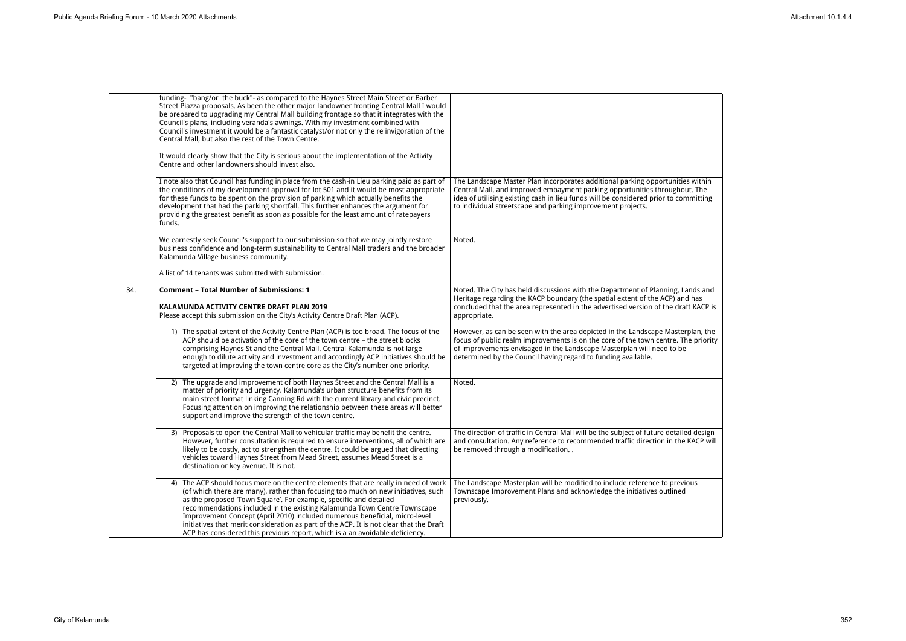| | | |
|---|---|---|
| | funding- "bang/or the buck"- as compared to the Haynes Street Main Street or Barber Street Piazza proposals. As been the other major landowner fronting Central Mall I would be prepared to upgrading my Central Mall building frontage so that it integrates with the Council's plans, including veranda's awnings. With my investment combined with Council's investment it would be a fantastic catalyst/or not only the re invigoration of the Central Mall, but also the rest of the Town Centre.<br><br>It would clearly show that the City is serious about the implementation of the Activity Centre and other landowners should invest also. | |
| | I note also that Council has funding in place from the cash-in Lieu parking paid as part of the conditions of my development approval for lot 501 and it would be most appropriate for these funds to be spent on the provision of parking which actually benefits the development that had the parking shortfall. This further enhances the argument for providing the greatest benefit as soon as possible for the least amount of ratepayers funds. | The Landscape Master Plan incorporates additional parking opportunities within Central Mall, and improved embayment parking opportunities throughout. The idea of utilising existing cash in lieu funds will be considered prior to committing to individual streetscape and parking improvement projects. |
| | We earnestly seek Council's support to our submission so that we may jointly restore business confidence and long-term sustainability to Central Mall traders and the broader Kalamunda Village business community.<br><br>A list of 14 tenants was submitted with submission. | Noted. |
| 34. | **Comment – Total Number of Submissions: 1**<br><br>**KALAMUNDA ACTIVITY CENTRE DRAFT PLAN 2019**<br>Please accept this submission on the City's Activity Centre Draft Plan (ACP).<br><br>1) The spatial extent of the Activity Centre Plan (ACP) is too broad. The focus of the ACP should be activation of the core of the town centre – the street blocks comprising Haynes St and the Central Mall. Central Kalamunda is not large enough to dilute activity and investment and accordingly ACP initiatives should be targeted at improving the town centre core as the City's number one priority. | Noted. The City has held discussions with the Department of Planning, Lands and Heritage regarding the KACP boundary (the spatial extent of the ACP) and has concluded that the area represented in the advertised version of the draft KACP is appropriate.<br><br>However, as can be seen with the area depicted in the Landscape Masterplan, the focus of public realm improvements is on the core of the town centre. The priority of improvements envisaged in the Landscape Masterplan will need to be determined by the Council having regard to funding available. |
| | 2) The upgrade and improvement of both Haynes Street and the Central Mall is a matter of priority and urgency. Kalamunda's urban structure benefits from its main street format linking Canning Rd with the current library and civic precinct. Focusing attention on improving the relationship between these areas will better support and improve the strength of the town centre. | Noted. |
| | 3) Proposals to open the Central Mall to vehicular traffic may benefit the centre. However, further consultation is required to ensure interventions, all of which are likely to be costly, act to strengthen the centre. It could be argued that directing vehicles toward Haynes Street from Mead Street, assumes Mead Street is a destination or key avenue. It is not. | The direction of traffic in Central Mall will be the subject of future detailed design and consultation. Any reference to recommended traffic direction in the KACP will be removed through a modification. . |
| | 4) The ACP should focus more on the centre elements that are really in need of work (of which there are many), rather than focusing too much on new initiatives, such as the proposed 'Town Square'. For example, specific and detailed recommendations included in the existing Kalamunda Town Centre Townscape Improvement Concept (April 2010) included numerous beneficial, micro-level initiatives that merit consideration as part of the ACP. It is not clear that the Draft ACP has considered this previous report, which is a an avoidable deficiency. | The Landscape Masterplan will be modified to include reference to previous Townscape Improvement Plans and acknowledge the initiatives outlined previously. |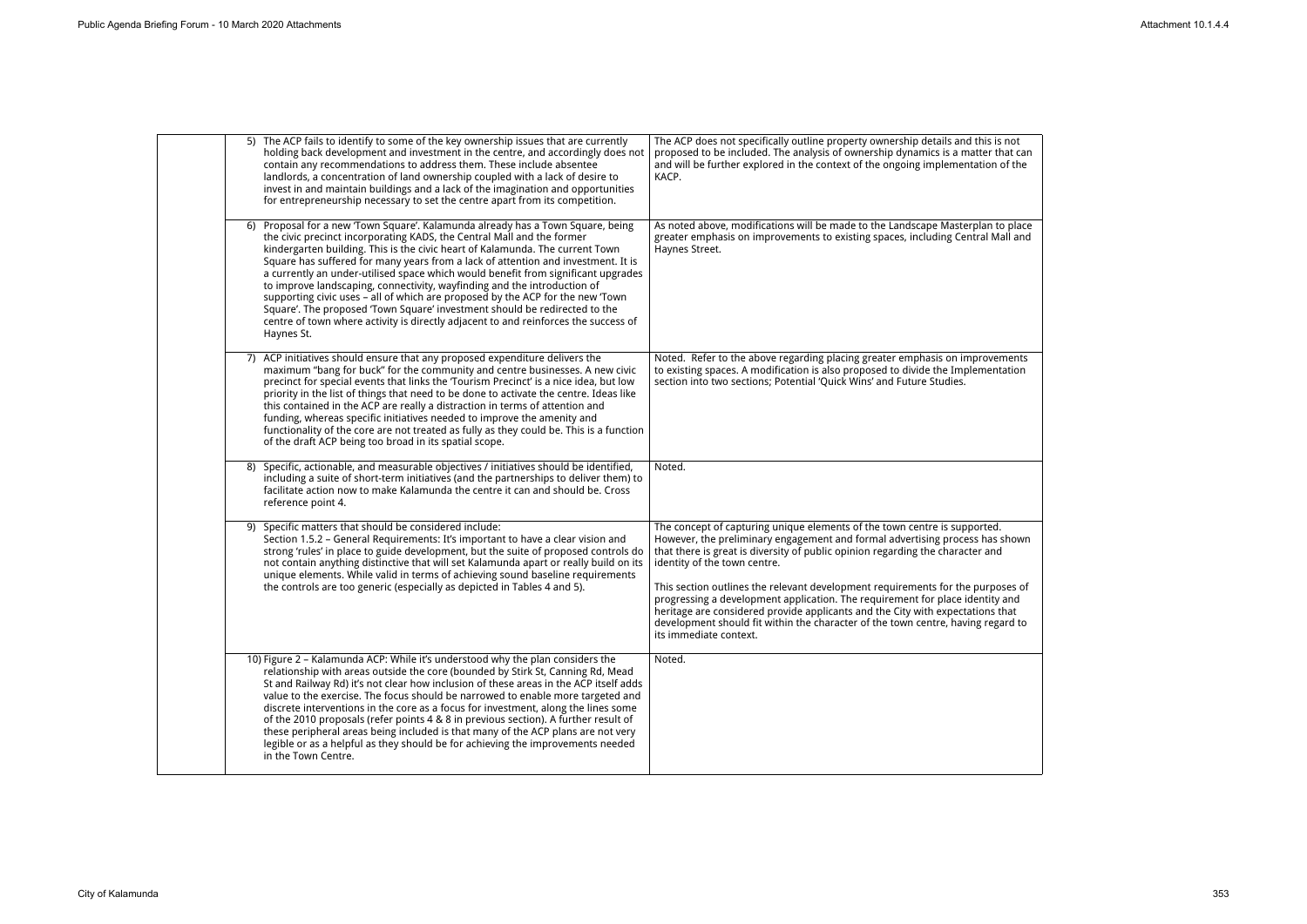| | | |
|---|---|---|
| | 5) The ACP fails to identify to some of the key ownership issues that are currently holding back development and investment in the centre, and accordingly does not contain any recommendations to address them. These include absentee landlords, a concentration of land ownership coupled with a lack of desire to invest in and maintain buildings and a lack of the imagination and opportunities for entrepreneurship necessary to set the centre apart from its competition. | The ACP does not specifically outline property ownership details and this is not proposed to be included. The analysis of ownership dynamics is a matter that can and will be further explored in the context of the ongoing implementation of the KACP. |
| | 6) Proposal for a new 'Town Square'. Kalamunda already has a Town Square, being the civic precinct incorporating KADS, the Central Mall and the former kindergarten building. This is the civic heart of Kalamunda. The current Town Square has suffered for many years from a lack of attention and investment. It is a currently an under-utilised space which would benefit from significant upgrades to improve landscaping, connectivity, wayfinding and the introduction of supporting civic uses – all of which are proposed by the ACP for the new 'Town Square'. The proposed 'Town Square' investment should be redirected to the centre of town where activity is directly adjacent to and reinforces the success of Haynes St. | As noted above, modifications will be made to the Landscape Masterplan to place greater emphasis on improvements to existing spaces, including Central Mall and Haynes Street. |
| | 7) ACP initiatives should ensure that any proposed expenditure delivers the maximum "bang for buck" for the community and centre businesses. A new civic precinct for special events that links the 'Tourism Precinct' is a nice idea, but low priority in the list of things that need to be done to activate the centre. Ideas like this contained in the ACP are really a distraction in terms of attention and funding, whereas specific initiatives needed to improve the amenity and functionality of the core are not treated as fully as they could be. This is a function of the draft ACP being too broad in its spatial scope. | Noted. Refer to the above regarding placing greater emphasis on improvements to existing spaces. A modification is also proposed to divide the Implementation section into two sections; Potential 'Quick Wins' and Future Studies. |
| | 8) Specific, actionable, and measurable objectives / initiatives should be identified, including a suite of short-term initiatives (and the partnerships to deliver them) to facilitate action now to make Kalamunda the centre it can and should be. Cross reference point 4. | Noted. |
| | 9) Specific matters that should be considered include:<br>Section 1.5.2 – General Requirements: It's important to have a clear vision and strong 'rules' in place to guide development, but the suite of proposed controls do not contain anything distinctive that will set Kalamunda apart or really build on its unique elements. While valid in terms of achieving sound baseline requirements the controls are too generic (especially as depicted in Tables 4 and 5). | The concept of capturing unique elements of the town centre is supported. However, the preliminary engagement and formal advertising process has shown that there is great is diversity of public opinion regarding the character and identity of the town centre.<br><br>This section outlines the relevant development requirements for the purposes of progressing a development application. The requirement for place identity and heritage are considered provide applicants and the City with expectations that development should fit within the character of the town centre, having regard to its immediate context. |
| | 10) Figure 2 – Kalamunda ACP: While it's understood why the plan considers the relationship with areas outside the core (bounded by Stirk St, Canning Rd, Mead St and Railway Rd) it's not clear how inclusion of these areas in the ACP itself adds value to the exercise. The focus should be narrowed to enable more targeted and discrete interventions in the core as a focus for investment, along the lines some of the 2010 proposals (refer points 4 & 8 in previous section). A further result of these peripheral areas being included is that many of the ACP plans are not very legible or as a helpful as they should be for achieving the improvements needed in the Town Centre. | Noted. |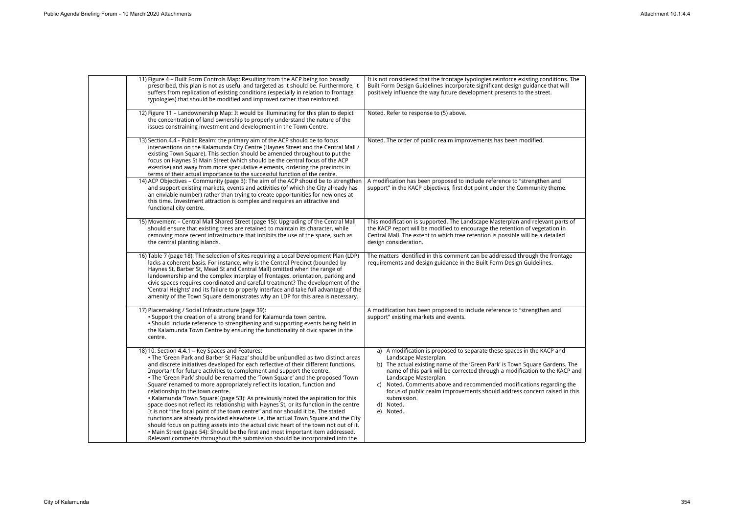| | | |
|---|---|---|
| | 11) Figure 4 – Built Form Controls Map: Resulting from the ACP being too broadly prescribed, this plan is not as useful and targeted as it should be. Furthermore, it suffers from replication of existing conditions (especially in relation to frontage typologies) that should be modified and improved rather than reinforced. | It is not considered that the frontage typologies reinforce existing conditions. The Built Form Design Guidelines incorporate significant design guidance that will positively influence the way future development presents to the street. |
| | 12) Figure 11 – Landownership Map: It would be illuminating for this plan to depict the concentration of land ownership to properly understand the nature of the issues constraining investment and development in the Town Centre. | Noted. Refer to response to (5) above. |
| | 13) Section 4.4 - Public Realm: the primary aim of the ACP should be to focus interventions on the Kalamunda City Centre (Haynes Street and the Central Mall / existing Town Square). This section should be amended throughout to put the focus on Haynes St Main Street (which should be the central focus of the ACP exercise) and away from more speculative elements, ordering the precincts in terms of their actual importance to the successful function of the centre. | Noted. The order of public realm improvements has been modified. |
| | 14) ACP Objectives – Community (page 3): The aim of the ACP should be to strengthen and support existing markets, events and activities (of which the City already has an enviable number) rather than trying to create opportunities for new ones at this time. Investment attraction is complex and requires an attractive and functional city centre. | A modification has been proposed to include reference to "strengthen and support" in the KACP objectives, first dot point under the Community theme. |
| | 15) Movement – Central Mall Shared Street (page 15): Upgrading of the Central Mall should ensure that existing trees are retained to maintain its character, while removing more recent infrastructure that inhibits the use of the space, such as the central planting islands. | This modification is supported. The Landscape Masterplan and relevant parts of the KACP report will be modified to encourage the retention of vegetation in Central Mall. The extent to which tree retention is possible will be a detailed design consideration. |
| | 16) Table 7 (page 18): The selection of sites requiring a Local Development Plan (LDP) lacks a coherent basis. For instance, why is the Central Precinct (bounded by Haynes St, Barber St, Mead St and Central Mall) omitted when the range of landownership and the complex interplay of frontages, orientation, parking and civic spaces requires coordinated and careful treatment? The development of the 'Central Heights' and its failure to properly interface and take full advantage of the amenity of the Town Square demonstrates why an LDP for this area is necessary. | The matters identified in this comment can be addressed through the frontage requirements and design guidance in the Built Form Design Guidelines. |
| | 17) Placemaking / Social Infrastructure (page 39):<br>• Support the creation of a strong brand for Kalamunda town centre.<br>• Should include reference to strengthening and supporting events being held in the Kalamunda Town Centre by ensuring the functionality of civic spaces in the centre. | A modification has been proposed to include reference to "strengthen and support" existing markets and events. |
| | 18) 10. Section 4.4.1 – Key Spaces and Features:<br>• The 'Green Park and Barber St Piazza' should be unbundled as two distinct areas and discrete initiatives developed for each reflective of their different functions. Important for future activities to complement and support the centre.<br>• The 'Green Park' should be renamed the 'Town Square' and the proposed 'Town Square' renamed to more appropriately reflect its location, function and relationship to the town centre.<br>• Kalamunda 'Town Square' (page 53): As previously noted the aspiration for this space does not reflect its relationship with Haynes St, or its function in the centre It is not "the focal point of the town centre" and nor should it be. The stated functions are already provided elsewhere i.e. the actual Town Square and the City should focus on putting assets into the actual civic heart of the town not out of it.<br>• Main Street (page 54): Should be the first and most important item addressed. Relevant comments throughout this submission should be incorporated into the | a) A modification is proposed to separate these spaces in the KACP and Landscape Masterplan.<br>b) The actual existing name of the 'Green Park' is Town Square Gardens. The name of this park will be corrected through a modification to the KACP and Landscape Masterplan.<br>c) Noted. Comments above and recommended modifications regarding the focus of public realm improvements should address concern raised in this submission.<br>d) Noted.<br>e) Noted. |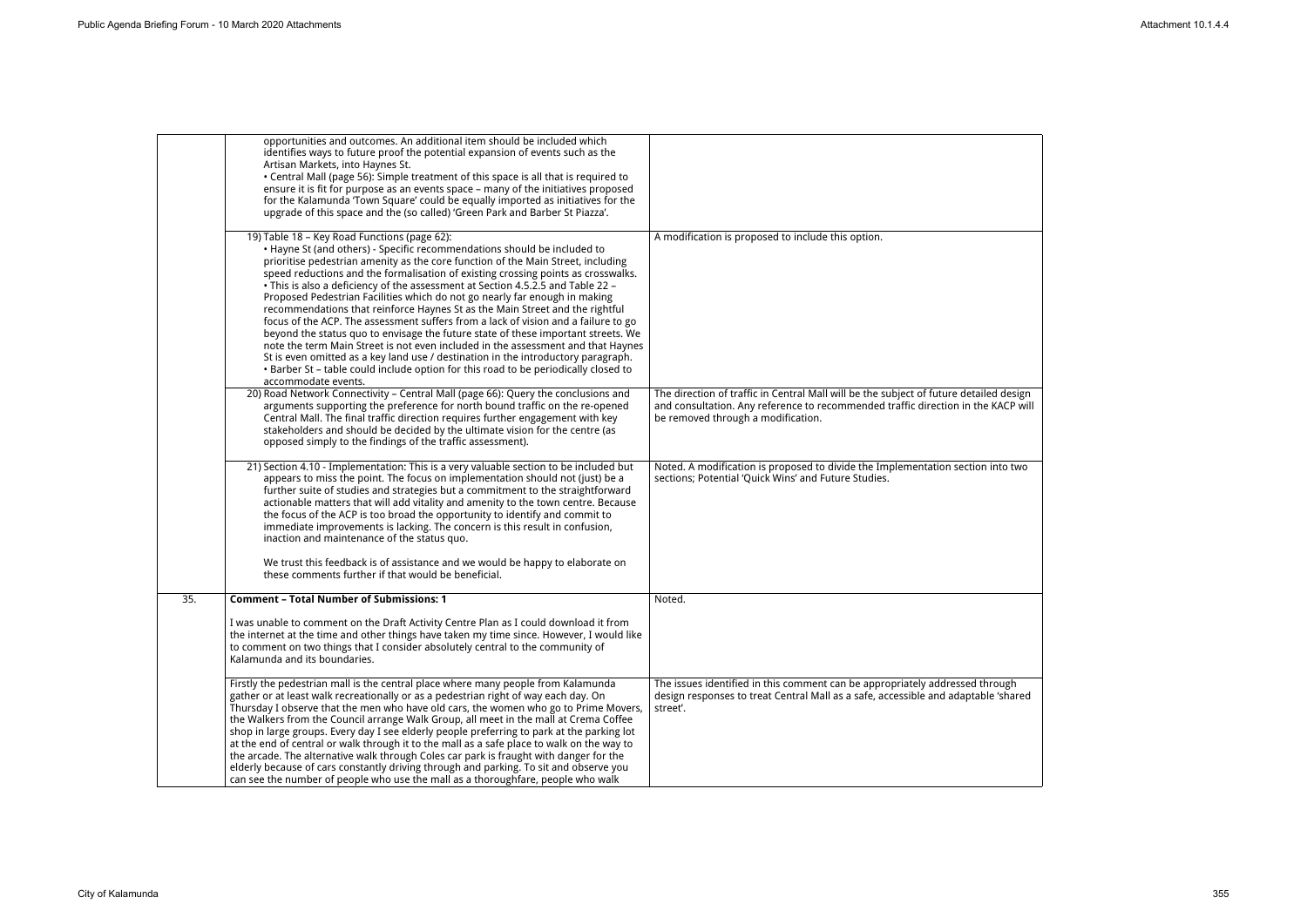| | | |
|---|---|---|
| | opportunities and outcomes. An additional item should be included which identifies ways to future proof the potential expansion of events such as the Artisan Markets, into Haynes St.<br>• Central Mall (page 56): Simple treatment of this space is all that is required to ensure it is fit for purpose as an events space – many of the initiatives proposed for the Kalamunda 'Town Square' could be equally imported as initiatives for the upgrade of this space and the (so called) 'Green Park and Barber St Piazza'. | |
| | 19) Table 18 – Key Road Functions (page 62):<br>• Hayne St (and others) - Specific recommendations should be included to prioritise pedestrian amenity as the core function of the Main Street, including speed reductions and the formalisation of existing crossing points as crosswalks.<br>• This is also a deficiency of the assessment at Section 4.5.2.5 and Table 22 – Proposed Pedestrian Facilities which do not go nearly far enough in making recommendations that reinforce Haynes St as the Main Street and the rightful focus of the ACP. The assessment suffers from a lack of vision and a failure to go beyond the status quo to envisage the future state of these important streets. We note the term Main Street is not even included in the assessment and that Haynes St is even omitted as a key land use / destination in the introductory paragraph.<br>• Barber St – table could include option for this road to be periodically closed to accommodate events. | A modification is proposed to include this option. |
| | 20) Road Network Connectivity – Central Mall (page 66): Query the conclusions and arguments supporting the preference for north bound traffic on the re-opened Central Mall. The final traffic direction requires further engagement with key stakeholders and should be decided by the ultimate vision for the centre (as opposed simply to the findings of the traffic assessment). | The direction of traffic in Central Mall will be the subject of future detailed design and consultation. Any reference to recommended traffic direction in the KACP will be removed through a modification. |
| | 21) Section 4.10 - Implementation: This is a very valuable section to be included but appears to miss the point. The focus on implementation should not (just) be a further suite of studies and strategies but a commitment to the straightforward actionable matters that will add vitality and amenity to the town centre. Because the focus of the ACP is too broad the opportunity to identify and commit to immediate improvements is lacking. The concern is this result in confusion, inaction and maintenance of the status quo.<br><br>We trust this feedback is of assistance and we would be happy to elaborate on these comments further if that would be beneficial. | Noted. A modification is proposed to divide the Implementation section into two sections; Potential 'Quick Wins' and Future Studies. |
| 35. | **Comment – Total Number of Submissions: 1**<br><br>I was unable to comment on the Draft Activity Centre Plan as I could download it from the internet at the time and other things have taken my time since. However, I would like to comment on two things that I consider absolutely central to the community of Kalamunda and its boundaries. | Noted. |
| | Firstly the pedestrian mall is the central place where many people from Kalamunda gather or at least walk recreationally or as a pedestrian right of way each day. On Thursday I observe that the men who have old cars, the women who go to Prime Movers, the Walkers from the Council arrange Walk Group, all meet in the mall at Crema Coffee shop in large groups. Every day I see elderly people preferring to park at the parking lot at the end of central or walk through it to the mall as a safe place to walk on the way to the arcade. The alternative walk through Coles car park is fraught with danger for the elderly because of cars constantly driving through and parking. To sit and observe you can see the number of people who use the mall as a thoroughfare, people who walk | The issues identified in this comment can be appropriately addressed through design responses to treat Central Mall as a safe, accessible and adaptable 'shared street'. |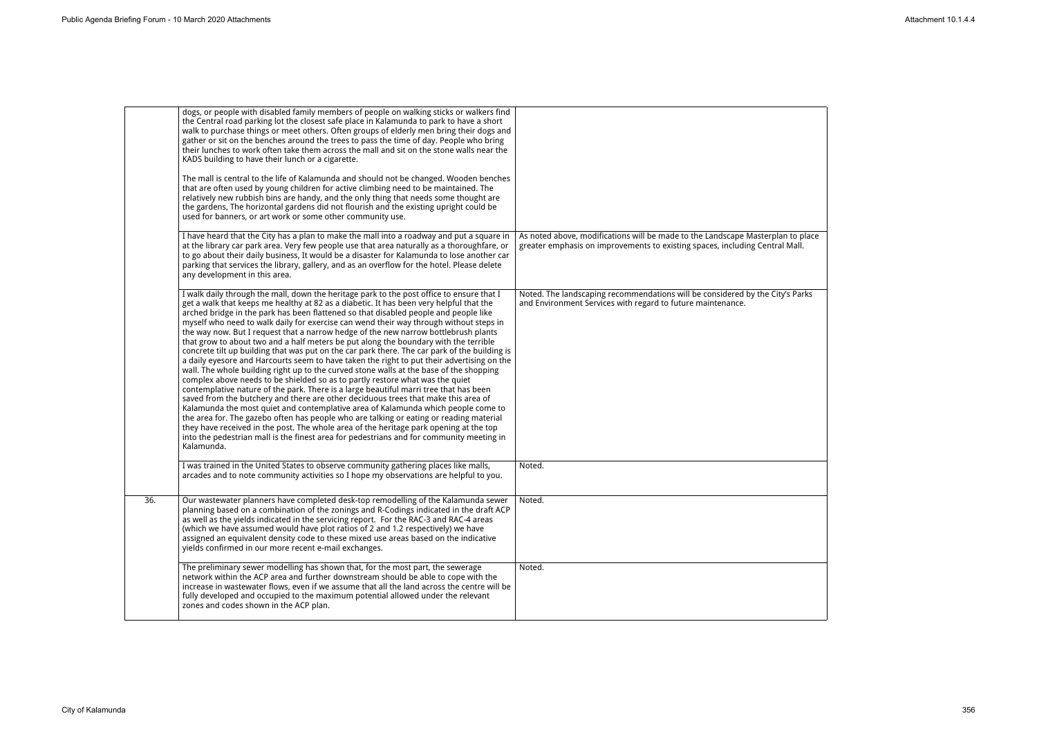| | | |
|---|---|---|
| | dogs, or people with disabled family members of people on walking sticks or walkers find the Central road parking lot the closest safe place in Kalamunda to park to have a short walk to purchase things or meet others. Often groups of elderly men bring their dogs and gather or sit on the benches around the trees to pass the time of day. People who bring their lunches to work often take them across the mall and sit on the stone walls near the KADS building to have their lunch or a cigarette.<br><br>The mall is central to the life of Kalamunda and should not be changed. Wooden benches that are often used by young children for active climbing need to be maintained. The relatively new rubbish bins are handy, and the only thing that needs some thought are the gardens, The horizontal gardens did not flourish and the existing upright could be used for banners, or art work or some other community use. | |
| | I have heard that the City has a plan to make the mall into a roadway and put a square in at the library car park area. Very few people use that area naturally as a thoroughfare, or to go about their daily business, It would be a disaster for Kalamunda to lose another car parking that services the library, gallery, and as an overflow for the hotel. Please delete any development in this area. | As noted above, modifications will be made to the Landscape Masterplan to place greater emphasis on improvements to existing spaces, including Central Mall. |
| | I walk daily through the mall, down the heritage park to the post office to ensure that I get a walk that keeps me healthy at 82 as a diabetic. It has been very helpful that the arched bridge in the park has been flattened so that disabled people and people like myself who need to walk daily for exercise can wend their way through without steps in the way now. But I request that a narrow hedge of the new narrow bottlebrush plants that grow to about two and a half meters be put along the boundary with the terrible concrete tilt up building that was put on the car park there. The car park of the building is a daily eyesore and Harcourts seem to have taken the right to put their advertising on the wall. The whole building right up to the curved stone walls at the base of the shopping complex above needs to be shielded so as to partly restore what was the quiet contemplative nature of the park. There is a large beautiful marri tree that has been saved from the butchery and there are other deciduous trees that make this area of Kalamunda the most quiet and contemplative area of Kalamunda which people come to the area for. The gazebo often has people who are talking or eating or reading material they have received in the post. The whole area of the heritage park opening at the top into the pedestrian mall is the finest area for pedestrians and for community meeting in Kalamunda. | Noted. The landscaping recommendations will be considered by the City's Parks and Environment Services with regard to future maintenance. |
| | I was trained in the United States to observe community gathering places like malls, arcades and to note community activities so I hope my observations are helpful to you. | Noted. |
| 36. | Our wastewater planners have completed desk-top remodelling of the Kalamunda sewer planning based on a combination of the zonings and R-Codings indicated in the draft ACP as well as the yields indicated in the servicing report. For the RAC-3 and RAC-4 areas (which we have assumed would have plot ratios of 2 and 1.2 respectively) we have assigned an equivalent density code to these mixed use areas based on the indicative yields confirmed in our more recent e-mail exchanges. | Noted. |
| | The preliminary sewer modelling has shown that, for the most part, the sewerage network within the ACP area and further downstream should be able to cope with the increase in wastewater flows, even if we assume that all the land across the centre will be fully developed and occupied to the maximum potential allowed under the relevant zones and codes shown in the ACP plan. | Noted. |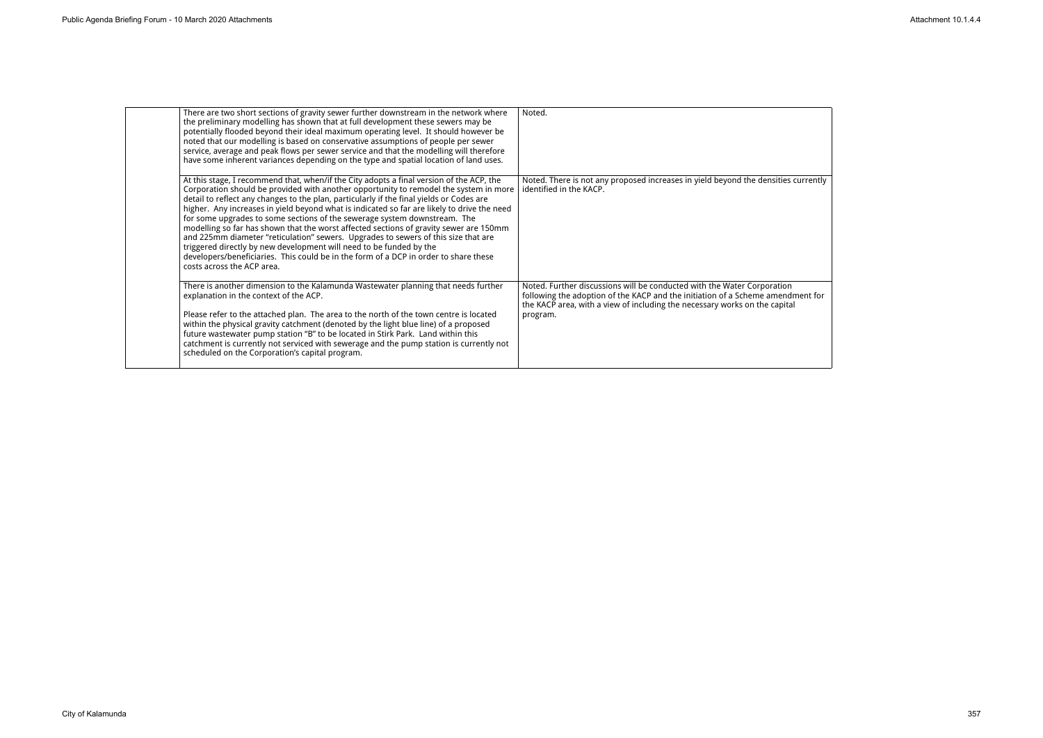| | | |
|---|---|---|
| | There are two short sections of gravity sewer further downstream in the network where the preliminary modelling has shown that at full development these sewers may be potentially flooded beyond their ideal maximum operating level. It should however be noted that our modelling is based on conservative assumptions of people per sewer service, average and peak flows per sewer service and that the modelling will therefore have some inherent variances depending on the type and spatial location of land uses. | Noted. |
| | At this stage, I recommend that, when/if the City adopts a final version of the ACP, the Corporation should be provided with another opportunity to remodel the system in more detail to reflect any changes to the plan, particularly if the final yields or Codes are higher. Any increases in yield beyond what is indicated so far are likely to drive the need for some upgrades to some sections of the sewerage system downstream. The modelling so far has shown that the worst affected sections of gravity sewer are 150mm and 225mm diameter "reticulation" sewers. Upgrades to sewers of this size that are triggered directly by new development will need to be funded by the developers/beneficiaries. This could be in the form of a DCP in order to share these costs across the ACP area. | Noted. There is not any proposed increases in yield beyond the densities currently identified in the KACP. |
| | There is another dimension to the Kalamunda Wastewater planning that needs further explanation in the context of the ACP.<br><br>Please refer to the attached plan. The area to the north of the town centre is located within the physical gravity catchment (denoted by the light blue line) of a proposed future wastewater pump station "B" to be located in Stirk Park. Land within this catchment is currently not serviced with sewerage and the pump station is currently not scheduled on the Corporation's capital program. | Noted. Further discussions will be conducted with the Water Corporation following the adoption of the KACP and the initiation of a Scheme amendment for the KACP area, with a view of including the necessary works on the capital program. |